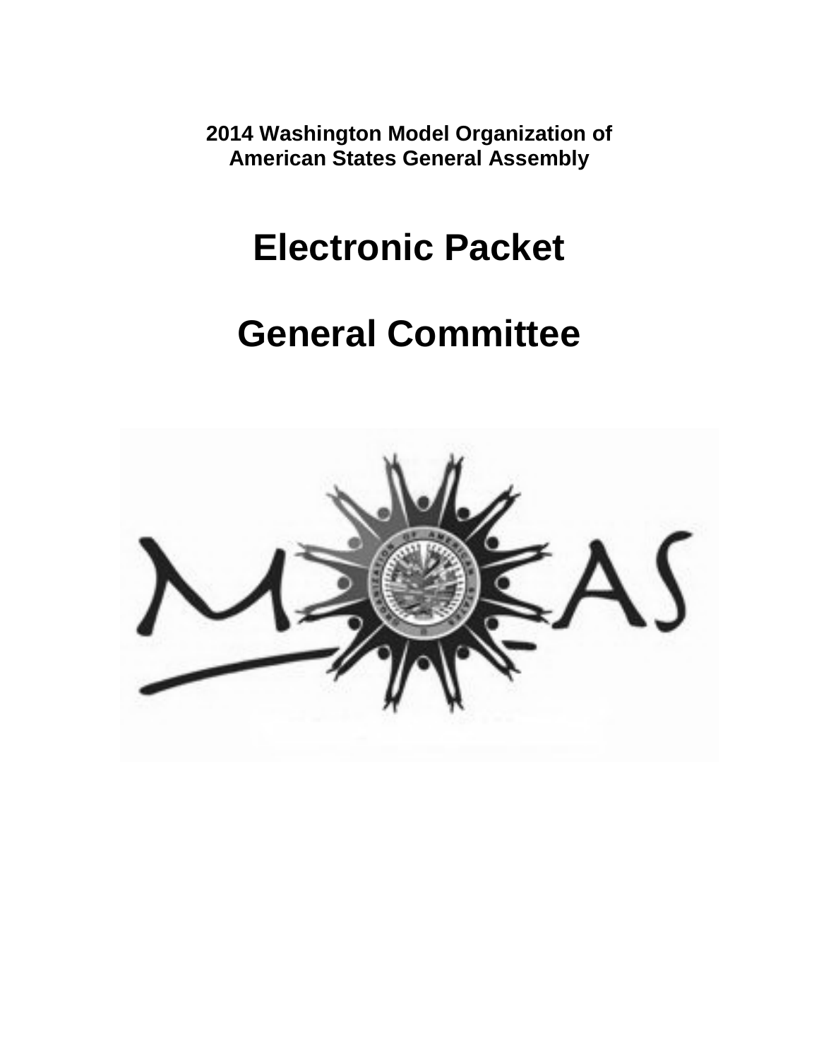**2014 Washington Model Organization of American States General Assembly**

# Electronic Packet

# General Committee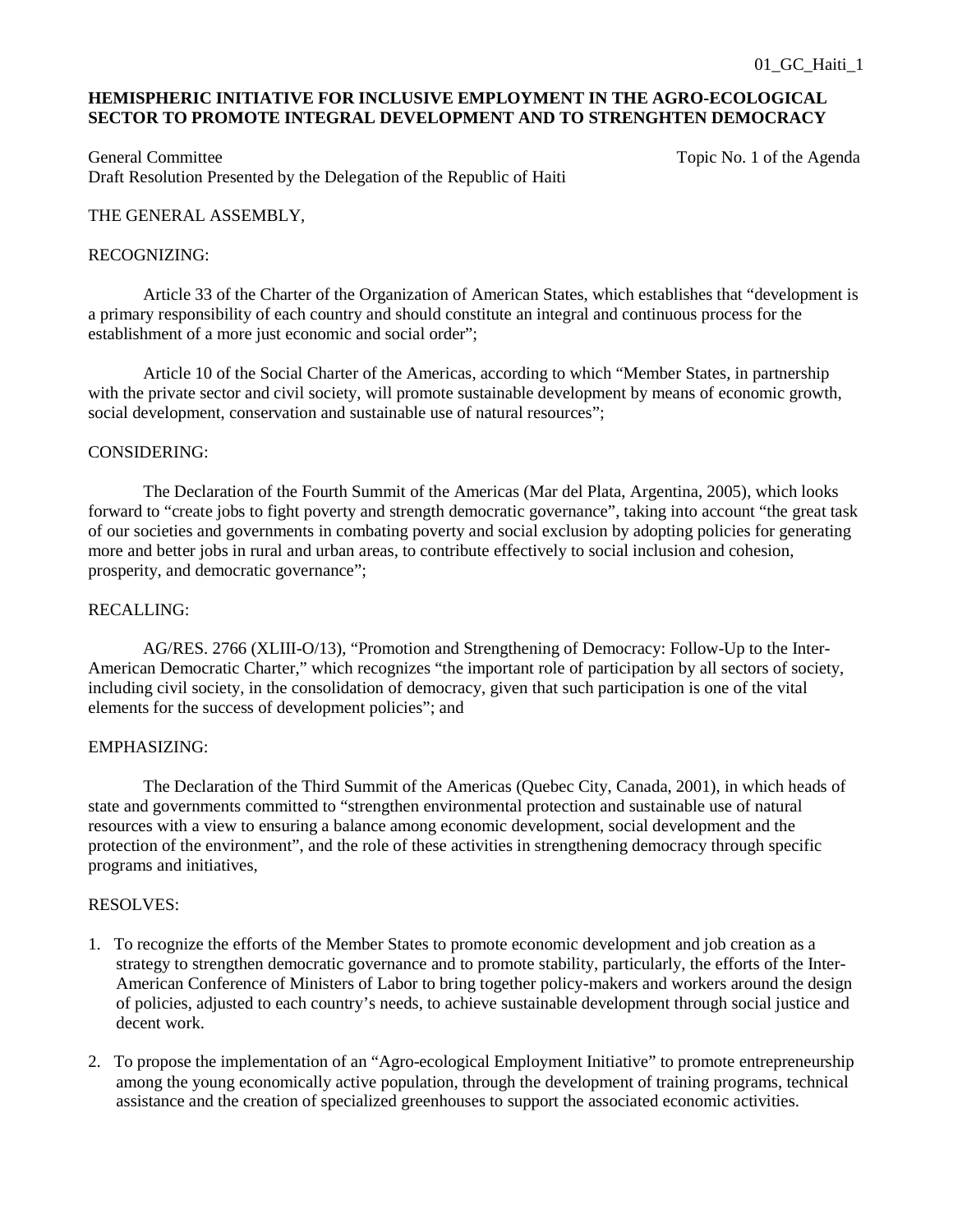01_GC_Haiti_1

**HEMISPHERIC INITIATIVE FOR INCLUSIVE EMPLOYMENT IN THE AGRO-ECOLOGICAL SECTOR TO PROMOTE INTEGRAL DEVELOPMENT AND TO STRENGHTEN DEMOCRACY**

General Committee

Topic No. 1 of the Agenda

Draft Resolution Presented by the Delegation of the Republic of Haiti

THE GENERAL ASSEMBLY,

RECOGNIZING:

Article 33 of the Charter of the Organization of American States, which establishes that "development is a primary responsibility of each country and should constitute an integral and continuous process for the establishment of a more just economic and social order";

Article 10 of the Social Charter of the Americas, according to which "Member States, in partnership with the private sector and civil society, will promote sustainable development by means of economic growth, social development, conservation and sustainable use of natural resources";

CONSIDERING:

The Declaration of the Fourth Summit of the Americas (Mar del Plata, Argentina, 2005), which looks forward to "create jobs to fight poverty and strength democratic governance", taking into account "the great task of our societies and governments in combating poverty and social exclusion by adopting policies for generating more and better jobs in rural and urban areas, to contribute effectively to social inclusion and cohesion, prosperity, and democratic governance";

RECALLING:

AG/RES. 2766 (XLIII-O/13), "Promotion and Strengthening of Democracy: Follow-Up to the Inter-American Democratic Charter," which recognizes "the important role of participation by all sectors of society, including civil society, in the consolidation of democracy, given that such participation is one of the vital elements for the success of development policies"; and

EMPHASIZING:

The Declaration of the Third Summit of the Americas (Quebec City, Canada, 2001), in which heads of state and governments committed to "strengthen environmental protection and sustainable use of natural resources with a view to ensuring a balance among economic development, social development and the protection of the environment", and the role of these activities in strengthening democracy through specific programs and initiatives,

RESOLVES:

1. To recognize the efforts of the Member States to promote economic development and job creation as a strategy to strengthen democratic governance and to promote stability, particularly, the efforts of the Inter-American Conference of Ministers of Labor to bring together policy-makers and workers around the design of policies, adjusted to each country's needs, to achieve sustainable development through social justice and decent work.

2. To propose the implementation of an "Agro-ecological Employment Initiative" to promote entrepreneurship among the young economically active population, through the development of training programs, technical assistance and the creation of specialized greenhouses to support the associated economic activities.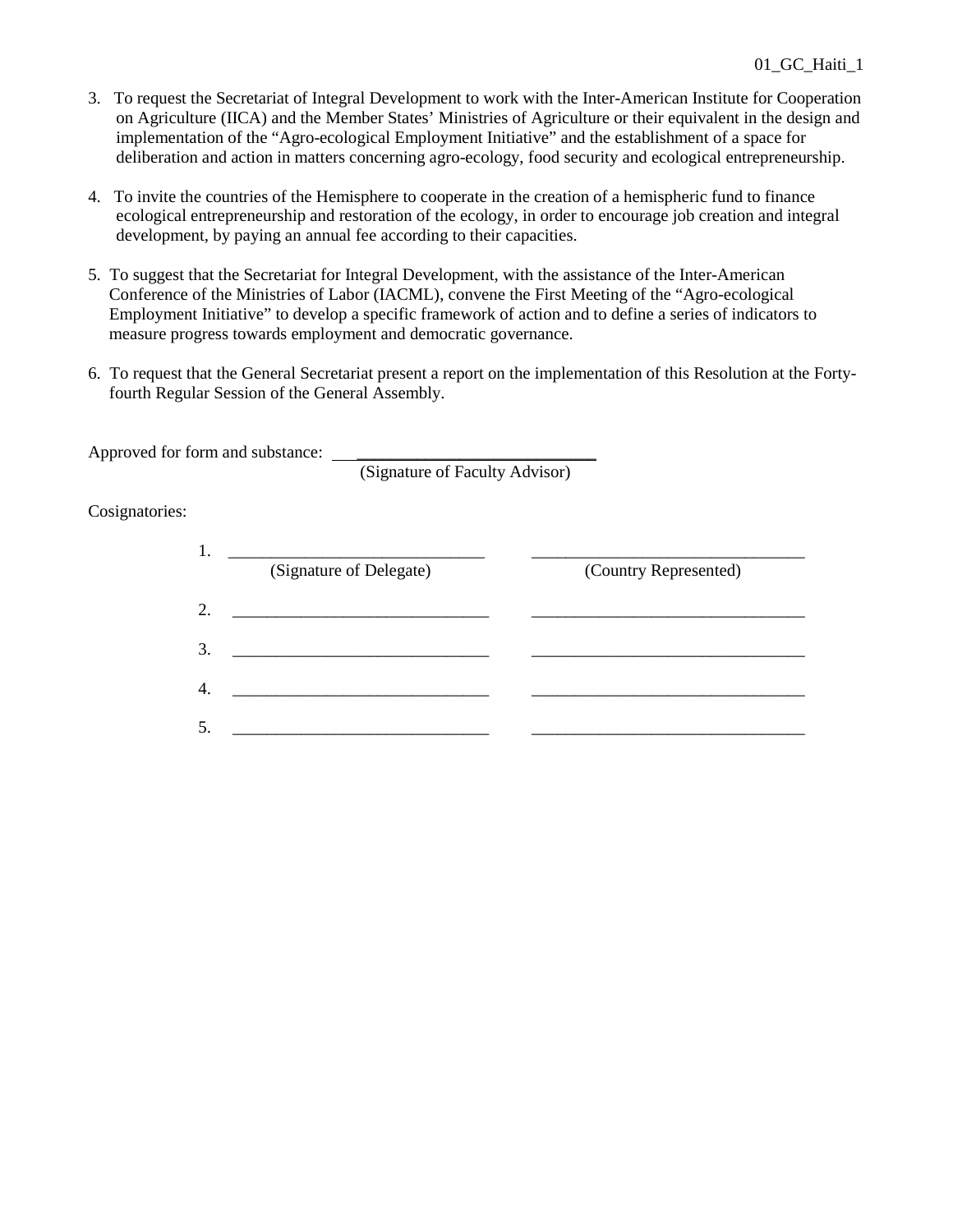3. To request the Secretariat of Integral Development to work with the Inter-American Institute for Cooperation on Agriculture (IICA) and the Member States' Ministries of Agriculture or their equivalent in the design and implementation of the "Agro-ecological Employment Initiative" and the establishment of a space for deliberation and action in matters concerning agro-ecology, food security and ecological entrepreneurship.

4. To invite the countries of the Hemisphere to cooperate in the creation of a hemispheric fund to finance ecological entrepreneurship and restoration of the ecology, in order to encourage job creation and integral development, by paying an annual fee according to their capacities.

5. To suggest that the Secretariat for Integral Development, with the assistance of the Inter-American Conference of the Ministries of Labor (IACML), convene the First Meeting of the "Agro-ecological Employment Initiative" to develop a specific framework of action and to define a series of indicators to measure progress towards employment and democratic governance.

6. To request that the General Secretariat present a report on the implementation of this Resolution at the Forty-fourth Regular Session of the General Assembly.

Approved for form and substance: ______________________________
(Signature of Faculty Advisor)

Cosignatories:

1. ______________________________ ______________________________
(Signature of Delegate) (Country Represented)

2. ______________________________ ______________________________

3. ______________________________ ______________________________

4. ______________________________ ______________________________

5. ______________________________ ______________________________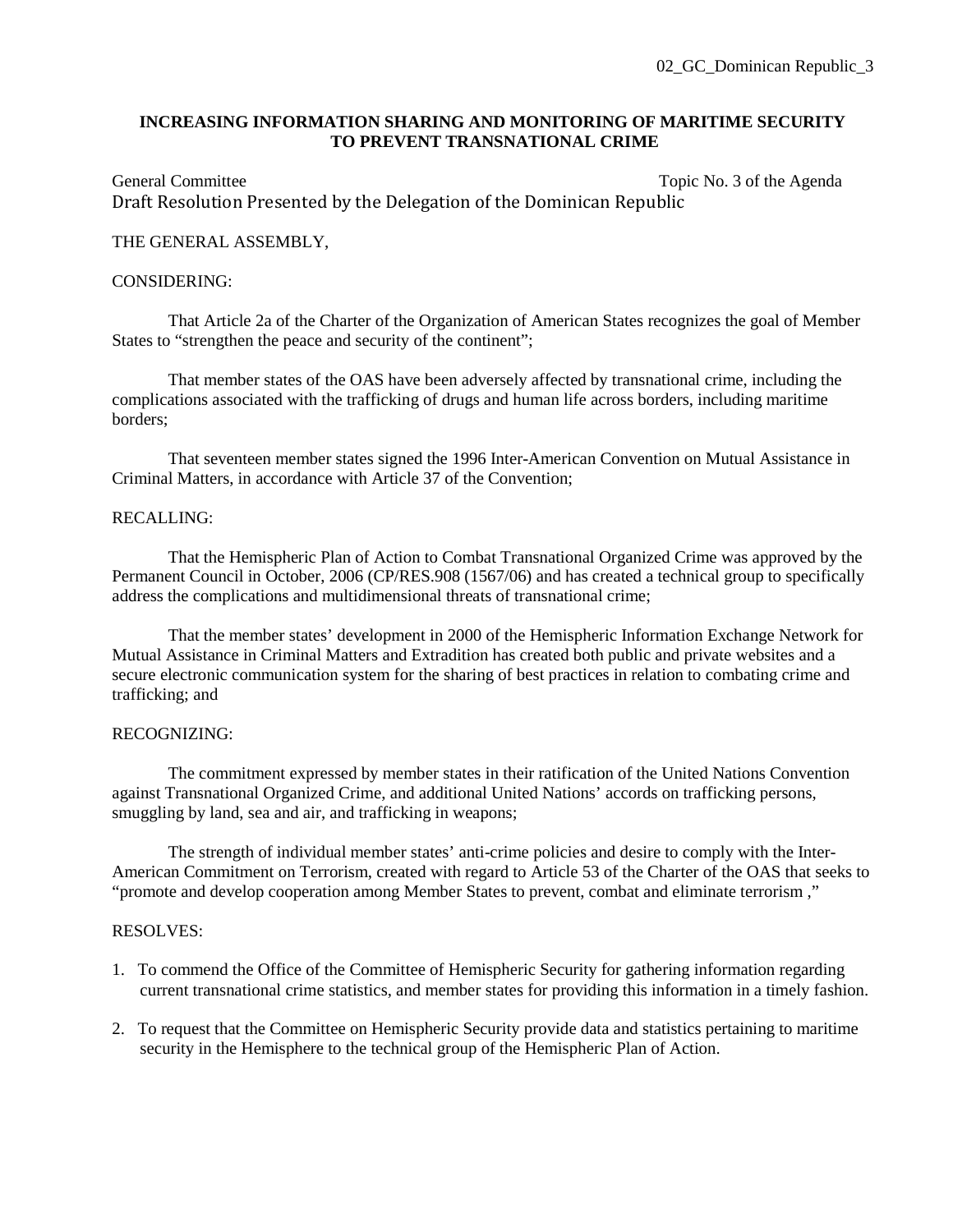02_GC_Dominican Republic_3

**INCREASING INFORMATION SHARING AND MONITORING OF MARITIME SECURITY TO PREVENT TRANSNATIONAL CRIME**

General Committee — Topic No. 3 of the Agenda

Draft Resolution Presented by the Delegation of the Dominican Republic

THE GENERAL ASSEMBLY,

CONSIDERING:

That Article 2a of the Charter of the Organization of American States recognizes the goal of Member States to "strengthen the peace and security of the continent";

That member states of the OAS have been adversely affected by transnational crime, including the complications associated with the trafficking of drugs and human life across borders, including maritime borders;

That seventeen member states signed the 1996 Inter-American Convention on Mutual Assistance in Criminal Matters, in accordance with Article 37 of the Convention;

RECALLING:

That the Hemispheric Plan of Action to Combat Transnational Organized Crime was approved by the Permanent Council in October, 2006 (CP/RES.908 (1567/06) and has created a technical group to specifically address the complications and multidimensional threats of transnational crime;

That the member states' development in 2000 of the Hemispheric Information Exchange Network for Mutual Assistance in Criminal Matters and Extradition has created both public and private websites and a secure electronic communication system for the sharing of best practices in relation to combating crime and trafficking; and

RECOGNIZING:

The commitment expressed by member states in their ratification of the United Nations Convention against Transnational Organized Crime, and additional United Nations' accords on trafficking persons, smuggling by land, sea and air, and trafficking in weapons;

The strength of individual member states' anti-crime policies and desire to comply with the Inter-American Commitment on Terrorism, created with regard to Article 53 of the Charter of the OAS that seeks to "promote and develop cooperation among Member States to prevent, combat and eliminate terrorism ,"

RESOLVES:

1. To commend the Office of the Committee of Hemispheric Security for gathering information regarding current transnational crime statistics, and member states for providing this information in a timely fashion.

2. To request that the Committee on Hemispheric Security provide data and statistics pertaining to maritime security in the Hemisphere to the technical group of the Hemispheric Plan of Action.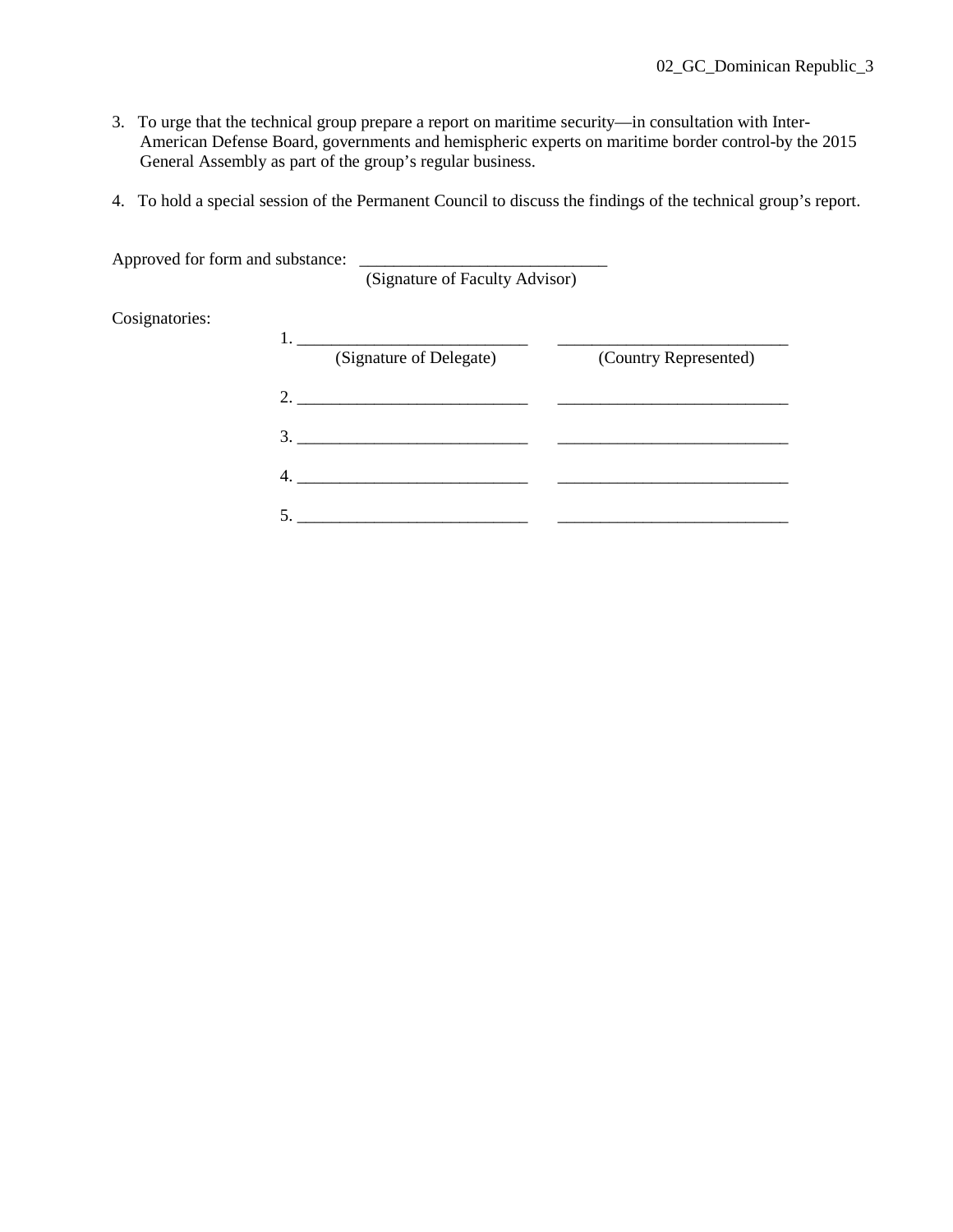3. To urge that the technical group prepare a report on maritime security—in consultation with Inter-American Defense Board, governments and hemispheric experts on maritime border control-by the 2015 General Assembly as part of the group's regular business.

4. To hold a special session of the Permanent Council to discuss the findings of the technical group's report.

Approved for form and substance: _____________________________
(Signature of Faculty Advisor)

Cosignatories:

| | (Signature of Delegate) | (Country Represented) |
|---|---|---|
| 1. | ___________________________ | ___________________________ |
| 2. | ___________________________ | ___________________________ |
| 3. | ___________________________ | ___________________________ |
| 4. | ___________________________ | ___________________________ |
| 5. | ___________________________ | ___________________________ |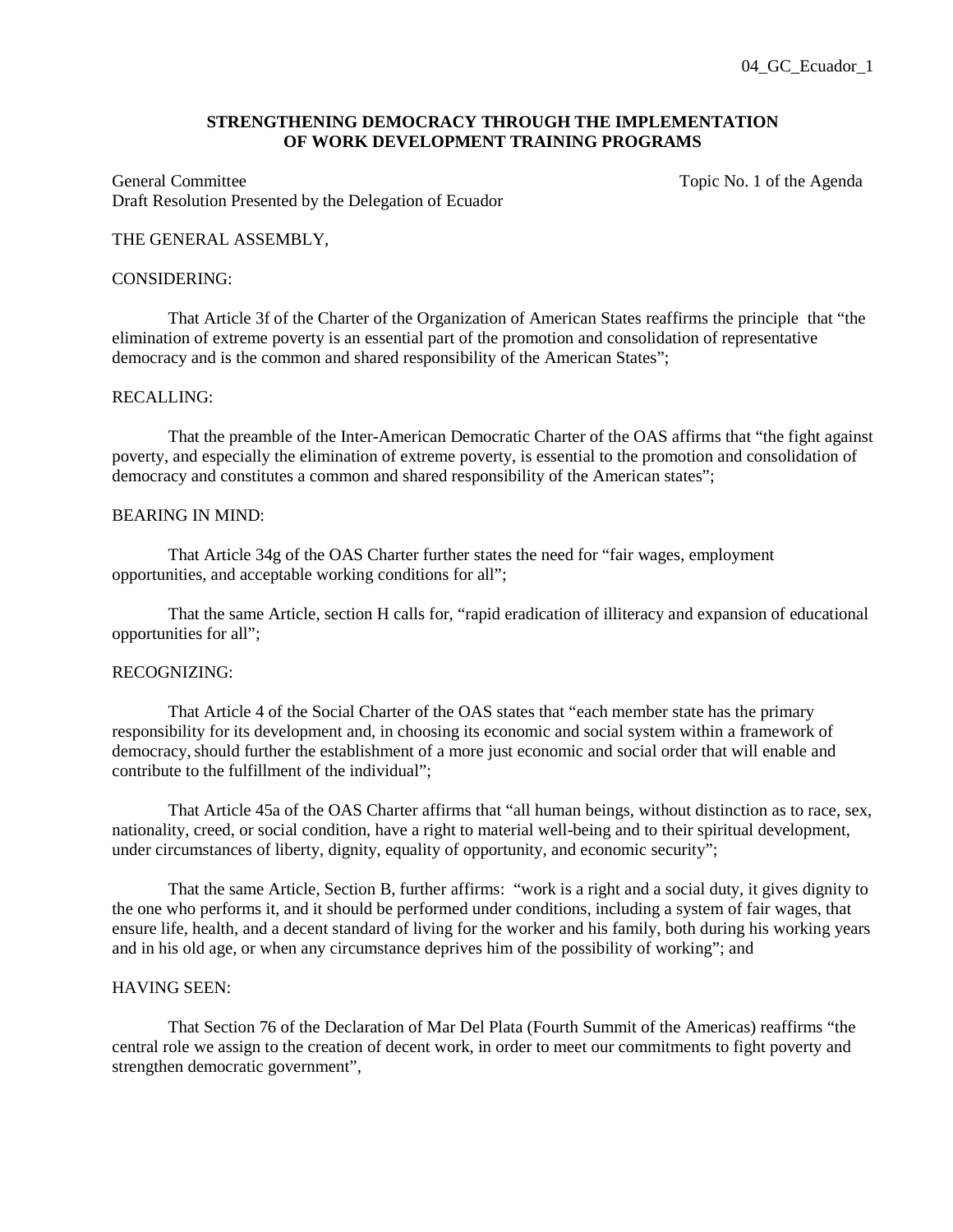04_GC_Ecuador_1

**STRENGTHENING DEMOCRACY THROUGH THE IMPLEMENTATION OF WORK DEVELOPMENT TRAINING PROGRAMS**

General Committee | Topic No. 1 of the Agenda
Draft Resolution Presented by the Delegation of Ecuador

THE GENERAL ASSEMBLY,

CONSIDERING:

That Article 3f of the Charter of the Organization of American States reaffirms the principle that "the elimination of extreme poverty is an essential part of the promotion and consolidation of representative democracy and is the common and shared responsibility of the American States";

RECALLING:

That the preamble of the Inter-American Democratic Charter of the OAS affirms that "the fight against poverty, and especially the elimination of extreme poverty, is essential to the promotion and consolidation of democracy and constitutes a common and shared responsibility of the American states";

BEARING IN MIND:

That Article 34g of the OAS Charter further states the need for "fair wages, employment opportunities, and acceptable working conditions for all";

That the same Article, section H calls for, "rapid eradication of illiteracy and expansion of educational opportunities for all";

RECOGNIZING:

That Article 4 of the Social Charter of the OAS states that "each member state has the primary responsibility for its development and, in choosing its economic and social system within a framework of democracy, should further the establishment of a more just economic and social order that will enable and contribute to the fulfillment of the individual";

That Article 45a of the OAS Charter affirms that "all human beings, without distinction as to race, sex, nationality, creed, or social condition, have a right to material well-being and to their spiritual development, under circumstances of liberty, dignity, equality of opportunity, and economic security";

That the same Article, Section B, further affirms: "work is a right and a social duty, it gives dignity to the one who performs it, and it should be performed under conditions, including a system of fair wages, that ensure life, health, and a decent standard of living for the worker and his family, both during his working years and in his old age, or when any circumstance deprives him of the possibility of working"; and

HAVING SEEN:

That Section 76 of the Declaration of Mar Del Plata (Fourth Summit of the Americas) reaffirms "the central role we assign to the creation of decent work, in order to meet our commitments to fight poverty and strengthen democratic government",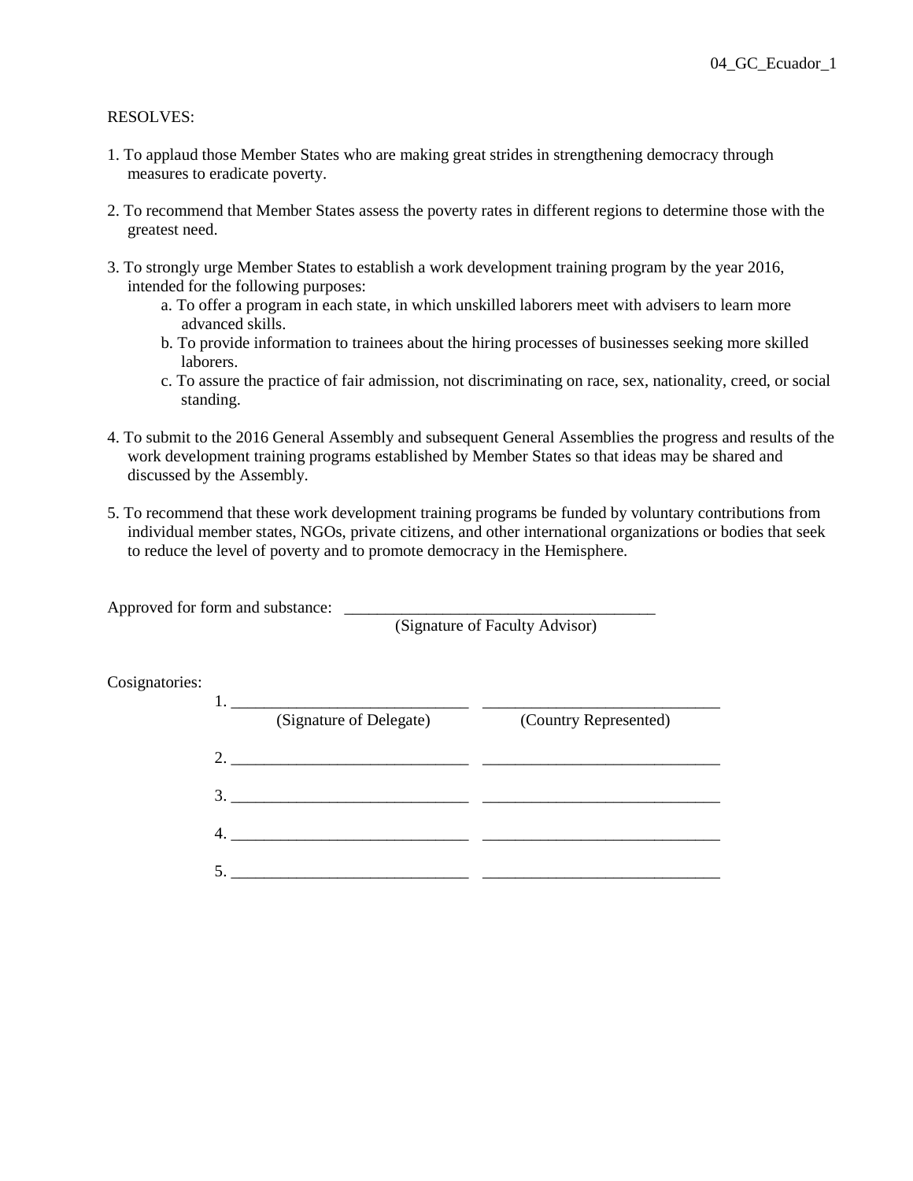04_GC_Ecuador_1

RESOLVES:

1. To applaud those Member States who are making great strides in strengthening democracy through measures to eradicate poverty.

2. To recommend that Member States assess the poverty rates in different regions to determine those with the greatest need.

3. To strongly urge Member States to establish a work development training program by the year 2016, intended for the following purposes:
   a. To offer a program in each state, in which unskilled laborers meet with advisers to learn more advanced skills.
   b. To provide information to trainees about the hiring processes of businesses seeking more skilled laborers.
   c. To assure the practice of fair admission, not discriminating on race, sex, nationality, creed, or social standing.

4. To submit to the 2016 General Assembly and subsequent General Assemblies the progress and results of the work development training programs established by Member States so that ideas may be shared and discussed by the Assembly.

5. To recommend that these work development training programs be funded by voluntary contributions from individual member states, NGOs, private citizens, and other international organizations or bodies that seek to reduce the level of poverty and to promote democracy in the Hemisphere.

Approved for form and substance: ______________________________________
(Signature of Faculty Advisor)

Cosignatories:

1. _____________________________ _____________________________
(Signature of Delegate) (Country Represented)

2. _____________________________ _____________________________

3. _____________________________ _____________________________

4. _____________________________ _____________________________

5. _____________________________ _____________________________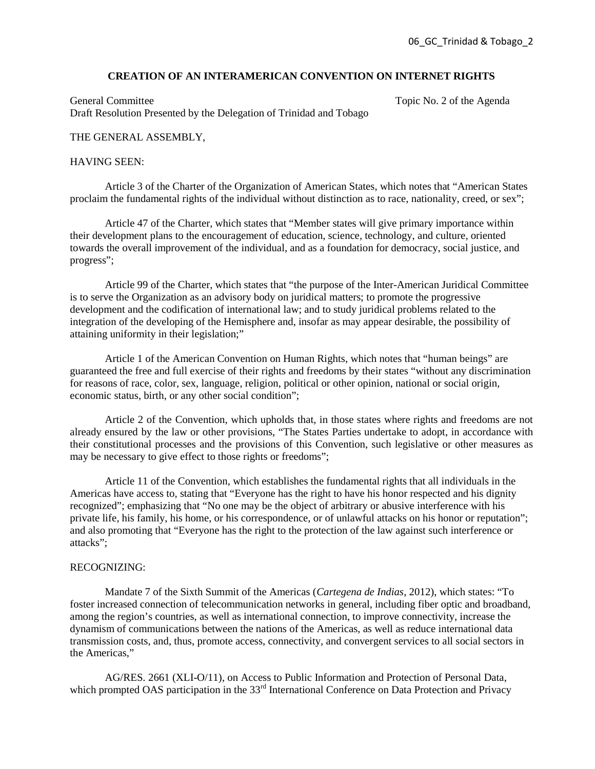## CREATION OF AN INTERAMERICAN CONVENTION ON INTERNET RIGHTS

General Committee — Topic No. 2 of the Agenda

Draft Resolution Presented by the Delegation of Trinidad and Tobago

THE GENERAL ASSEMBLY,

HAVING SEEN:

Article 3 of the Charter of the Organization of American States, which notes that "American States proclaim the fundamental rights of the individual without distinction as to race, nationality, creed, or sex";

Article 47 of the Charter, which states that "Member states will give primary importance within their development plans to the encouragement of education, science, technology, and culture, oriented towards the overall improvement of the individual, and as a foundation for democracy, social justice, and progress";

Article 99 of the Charter, which states that "the purpose of the Inter-American Juridical Committee is to serve the Organization as an advisory body on juridical matters; to promote the progressive development and the codification of international law; and to study juridical problems related to the integration of the developing of the Hemisphere and, insofar as may appear desirable, the possibility of attaining uniformity in their legislation;"

Article 1 of the American Convention on Human Rights, which notes that "human beings" are guaranteed the free and full exercise of their rights and freedoms by their states "without any discrimination for reasons of race, color, sex, language, religion, political or other opinion, national or social origin, economic status, birth, or any other social condition";

Article 2 of the Convention, which upholds that, in those states where rights and freedoms are not already ensured by the law or other provisions, "The States Parties undertake to adopt, in accordance with their constitutional processes and the provisions of this Convention, such legislative or other measures as may be necessary to give effect to those rights or freedoms";

Article 11 of the Convention, which establishes the fundamental rights that all individuals in the Americas have access to, stating that "Everyone has the right to have his honor respected and his dignity recognized"; emphasizing that "No one may be the object of arbitrary or abusive interference with his private life, his family, his home, or his correspondence, or of unlawful attacks on his honor or reputation"; and also promoting that "Everyone has the right to the protection of the law against such interference or attacks";

RECOGNIZING:

Mandate 7 of the Sixth Summit of the Americas (*Cartegena de Indias*, 2012), which states: "To foster increased connection of telecommunication networks in general, including fiber optic and broadband, among the region's countries, as well as international connection, to improve connectivity, increase the dynamism of communications between the nations of the Americas, as well as reduce international data transmission costs, and, thus, promote access, connectivity, and convergent services to all social sectors in the Americas,"

AG/RES. 2661 (XLI-O/11), on Access to Public Information and Protection of Personal Data, which prompted OAS participation in the 33rd International Conference on Data Protection and Privacy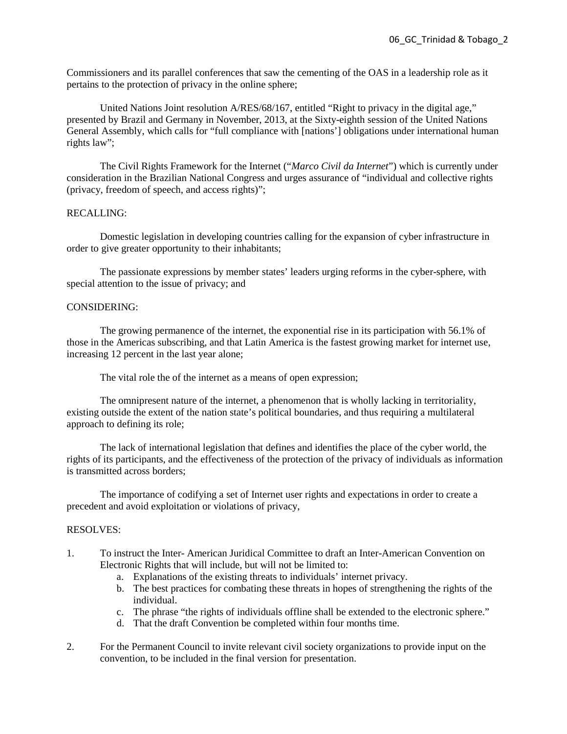Commissioners and its parallel conferences that saw the cementing of the OAS in a leadership role as it pertains to the protection of privacy in the online sphere;

United Nations Joint resolution A/RES/68/167, entitled "Right to privacy in the digital age," presented by Brazil and Germany in November, 2013, at the Sixty-eighth session of the United Nations General Assembly, which calls for "full compliance with [nations'] obligations under international human rights law";

The Civil Rights Framework for the Internet ("*Marco Civil da Internet*") which is currently under consideration in the Brazilian National Congress and urges assurance of "individual and collective rights (privacy, freedom of speech, and access rights)";

RECALLING:

Domestic legislation in developing countries calling for the expansion of cyber infrastructure in order to give greater opportunity to their inhabitants;

The passionate expressions by member states' leaders urging reforms in the cyber-sphere, with special attention to the issue of privacy; and

CONSIDERING:

The growing permanence of the internet, the exponential rise in its participation with 56.1% of those in the Americas subscribing, and that Latin America is the fastest growing market for internet use, increasing 12 percent in the last year alone;

The vital role the of the internet as a means of open expression;

The omnipresent nature of the internet, a phenomenon that is wholly lacking in territoriality, existing outside the extent of the nation state's political boundaries, and thus requiring a multilateral approach to defining its role;

The lack of international legislation that defines and identifies the place of the cyber world, the rights of its participants, and the effectiveness of the protection of the privacy of individuals as information is transmitted across borders;

The importance of codifying a set of Internet user rights and expectations in order to create a precedent and avoid exploitation or violations of privacy,

RESOLVES:

1. To instruct the Inter- American Juridical Committee to draft an Inter-American Convention on Electronic Rights that will include, but will not be limited to:
   a. Explanations of the existing threats to individuals' internet privacy.
   b. The best practices for combating these threats in hopes of strengthening the rights of the individual.
   c. The phrase "the rights of individuals offline shall be extended to the electronic sphere."
   d. That the draft Convention be completed within four months time.

2. For the Permanent Council to invite relevant civil society organizations to provide input on the convention, to be included in the final version for presentation.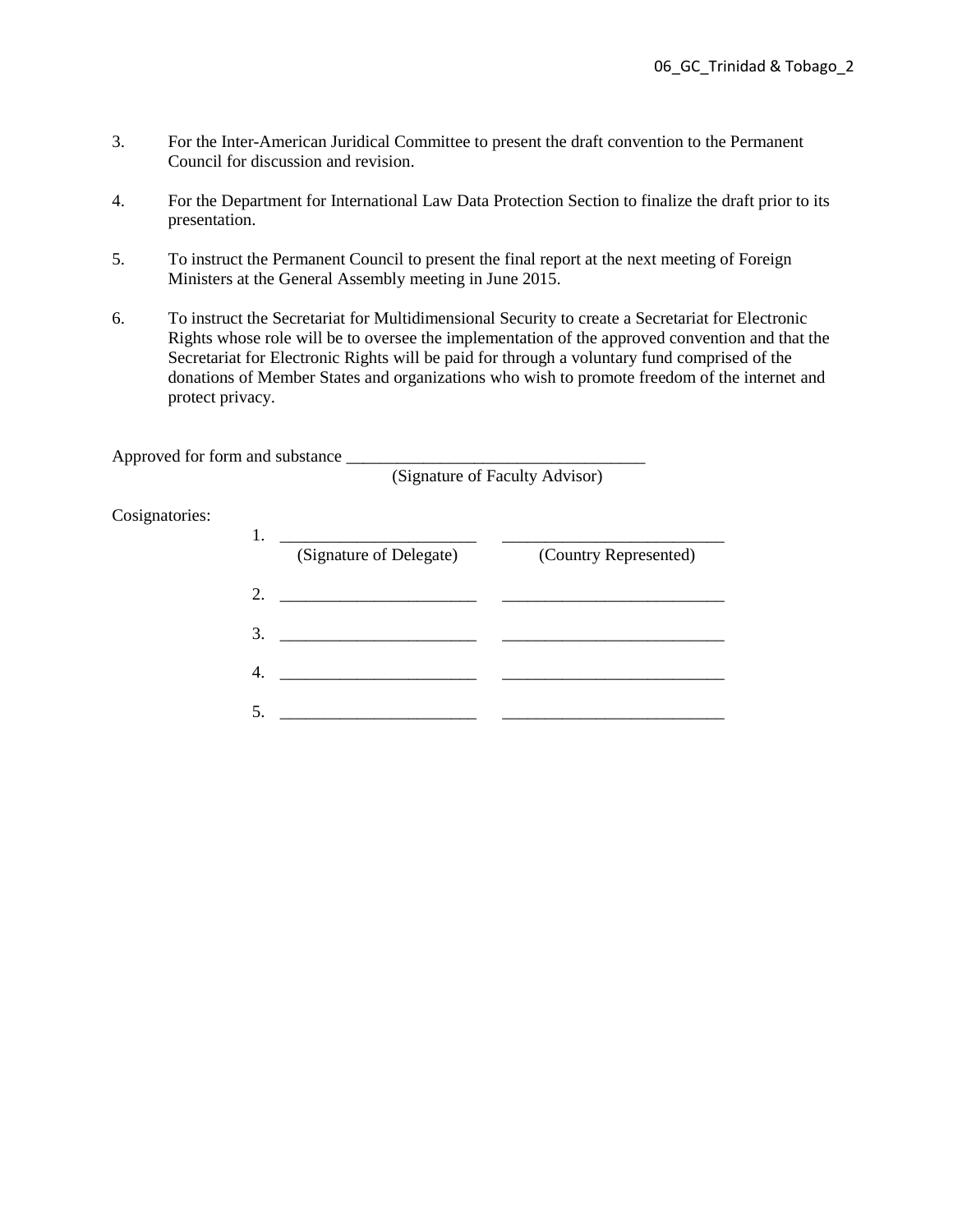3. For the Inter-American Juridical Committee to present the draft convention to the Permanent Council for discussion and revision.

4. For the Department for International Law Data Protection Section to finalize the draft prior to its presentation.

5. To instruct the Permanent Council to present the final report at the next meeting of Foreign Ministers at the General Assembly meeting in June 2015.

6. To instruct the Secretariat for Multidimensional Security to create a Secretariat for Electronic Rights whose role will be to oversee the implementation of the approved convention and that the Secretariat for Electronic Rights will be paid for through a voluntary fund comprised of the donations of Member States and organizations who wish to promote freedom of the internet and protect privacy.

Approved for form and substance ___________________________________
(Signature of Faculty Advisor)

Cosignatories:

1. _______________________ __________________________
(Signature of Delegate) (Country Represented)

2. _______________________ __________________________

3. _______________________ __________________________

4. _______________________ __________________________

5. _______________________ __________________________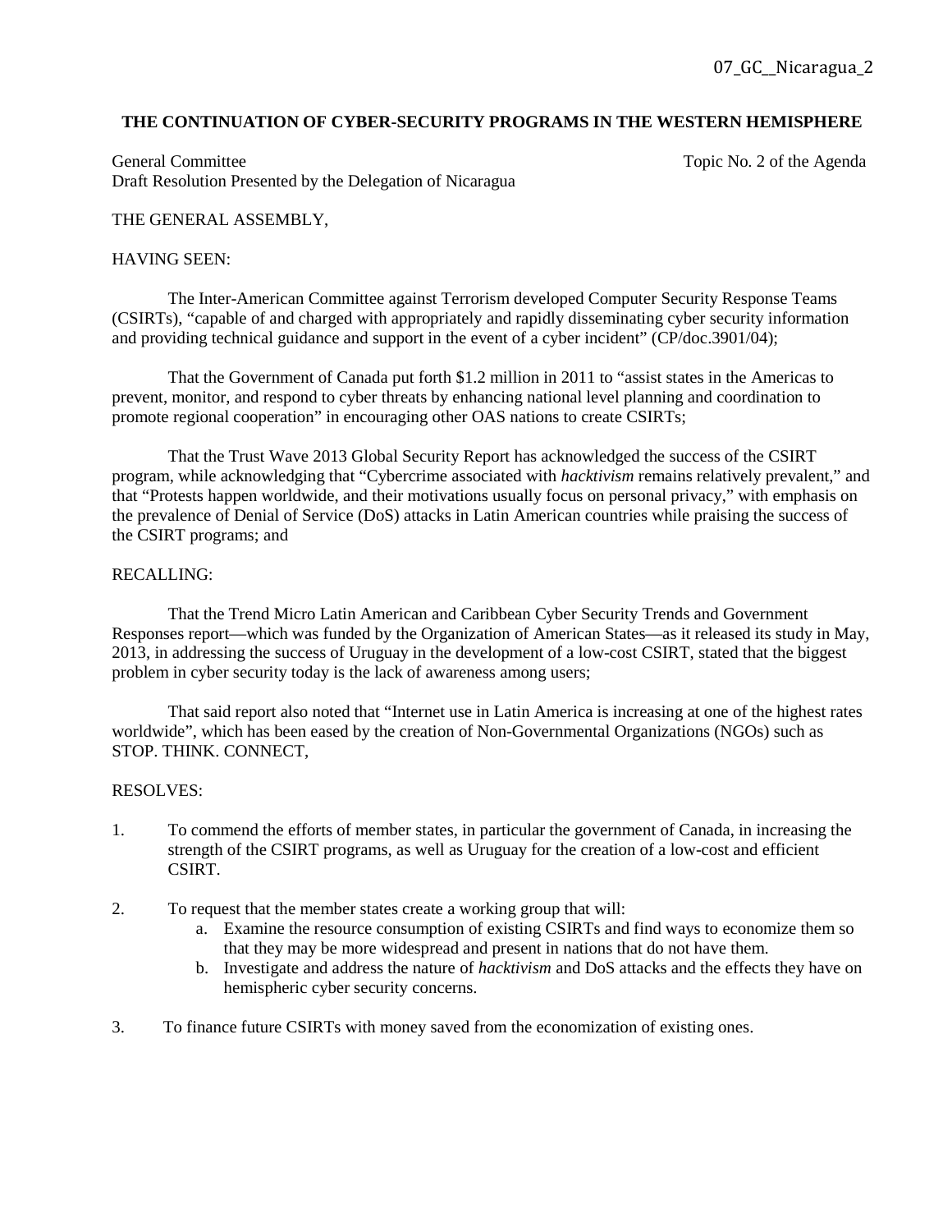07_GC__Nicaragua_2

**THE CONTINUATION OF CYBER-SECURITY PROGRAMS IN THE WESTERN HEMISPHERE**

General Committee — Topic No. 2 of the Agenda
Draft Resolution Presented by the Delegation of Nicaragua

THE GENERAL ASSEMBLY,

HAVING SEEN:

The Inter-American Committee against Terrorism developed Computer Security Response Teams (CSIRTs), "capable of and charged with appropriately and rapidly disseminating cyber security information and providing technical guidance and support in the event of a cyber incident" (CP/doc.3901/04);

That the Government of Canada put forth $1.2 million in 2011 to "assist states in the Americas to prevent, monitor, and respond to cyber threats by enhancing national level planning and coordination to promote regional cooperation" in encouraging other OAS nations to create CSIRTs;

That the Trust Wave 2013 Global Security Report has acknowledged the success of the CSIRT program, while acknowledging that "Cybercrime associated with *hacktivism* remains relatively prevalent," and that "Protests happen worldwide, and their motivations usually focus on personal privacy," with emphasis on the prevalence of Denial of Service (DoS) attacks in Latin American countries while praising the success of the CSIRT programs; and

RECALLING:

That the Trend Micro Latin American and Caribbean Cyber Security Trends and Government Responses report—which was funded by the Organization of American States—as it released its study in May, 2013, in addressing the success of Uruguay in the development of a low-cost CSIRT, stated that the biggest problem in cyber security today is the lack of awareness among users;

That said report also noted that "Internet use in Latin America is increasing at one of the highest rates worldwide", which has been eased by the creation of Non-Governmental Organizations (NGOs) such as STOP. THINK. CONNECT,

RESOLVES:

1. To commend the efforts of member states, in particular the government of Canada, in increasing the strength of the CSIRT programs, as well as Uruguay for the creation of a low-cost and efficient CSIRT.

2. To request that the member states create a working group that will:
   a. Examine the resource consumption of existing CSIRTs and find ways to economize them so that they may be more widespread and present in nations that do not have them.
   b. Investigate and address the nature of *hacktivism* and DoS attacks and the effects they have on hemispheric cyber security concerns.

3. To finance future CSIRTs with money saved from the economization of existing ones.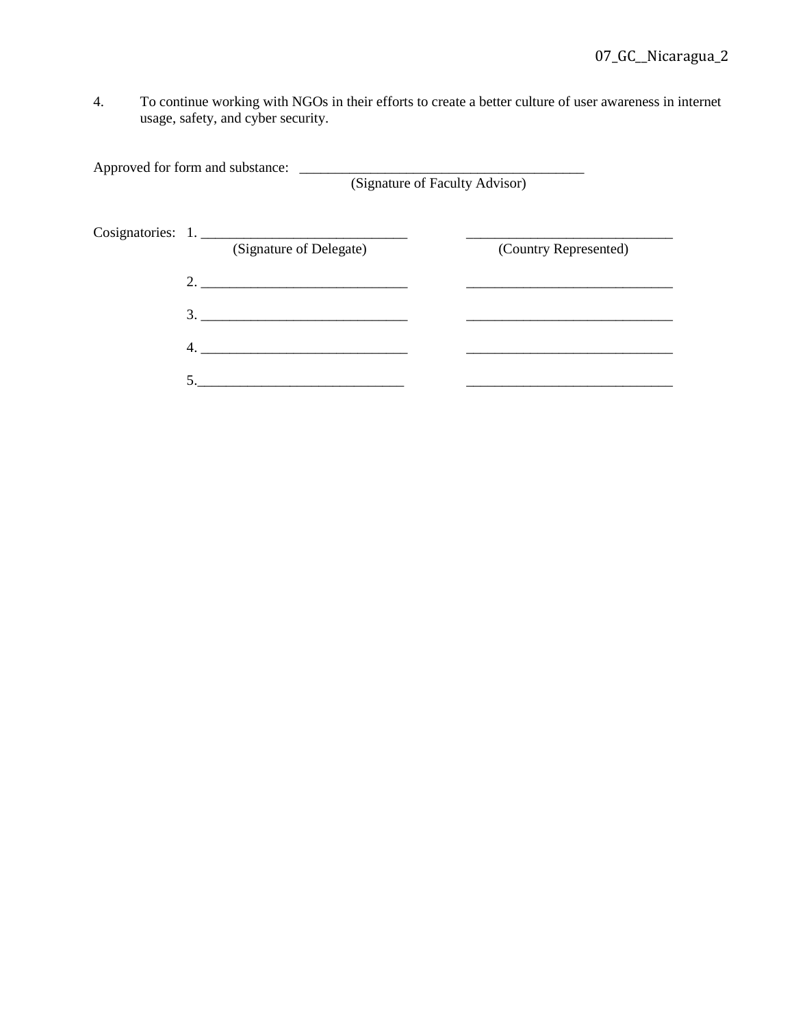4. To continue working with NGOs in their efforts to create a better culture of user awareness in internet usage, safety, and cyber security.

Approved for form and substance: ________________________________________
(Signature of Faculty Advisor)

Cosignatories:

| | (Signature of Delegate) | (Country Represented) |
|---|---|---|
| 1. | _____________________________ | _____________________________ |
| 2. | _____________________________ | _____________________________ |
| 3. | _____________________________ | _____________________________ |
| 4. | _____________________________ | _____________________________ |
| 5. | _____________________________ | _____________________________ |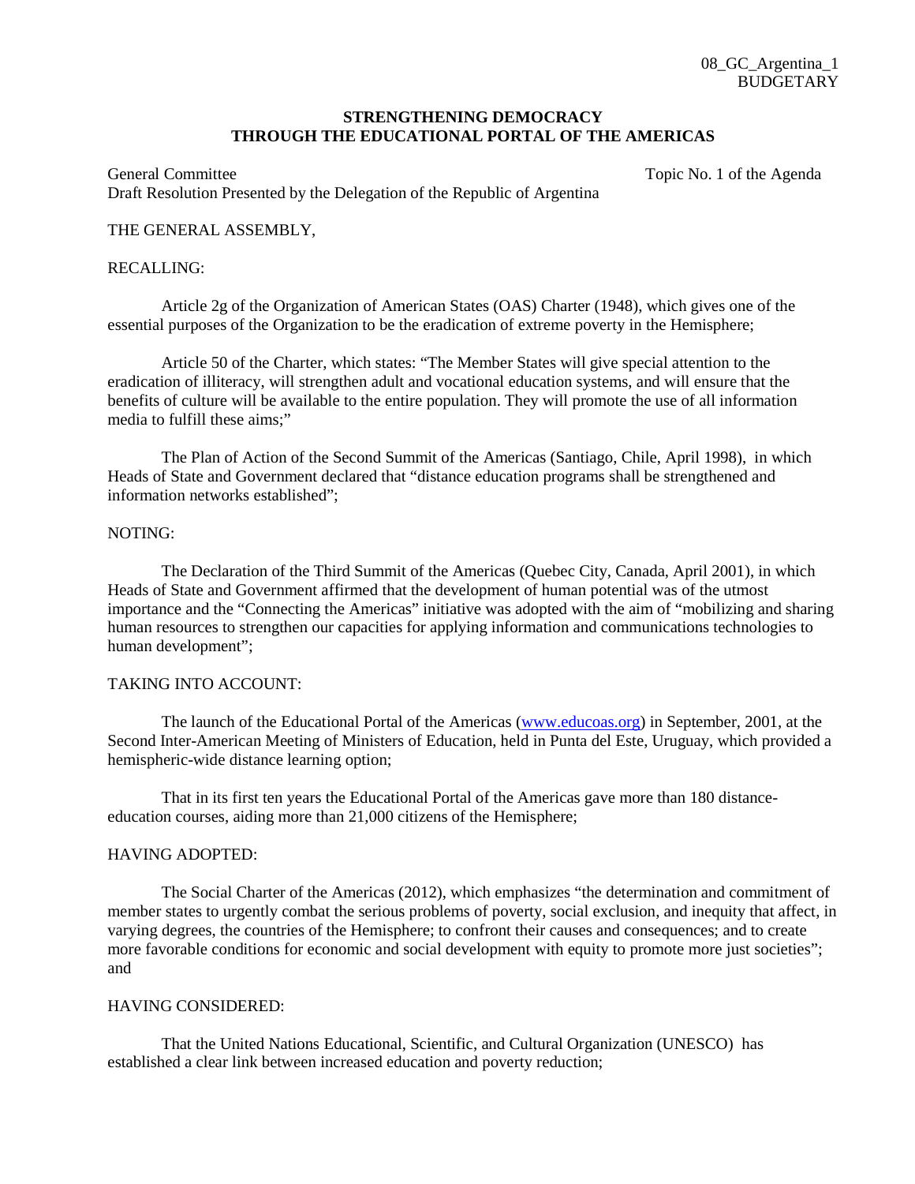08_GC_Argentina_1
BUDGETARY

**STRENGTHENING DEMOCRACY**
**THROUGH THE EDUCATIONAL PORTAL OF THE AMERICAS**

General Committee — Topic No. 1 of the Agenda

Draft Resolution Presented by the Delegation of the Republic of Argentina

THE GENERAL ASSEMBLY,

RECALLING:

Article 2g of the Organization of American States (OAS) Charter (1948), which gives one of the essential purposes of the Organization to be the eradication of extreme poverty in the Hemisphere;

Article 50 of the Charter, which states: "The Member States will give special attention to the eradication of illiteracy, will strengthen adult and vocational education systems, and will ensure that the benefits of culture will be available to the entire population. They will promote the use of all information media to fulfill these aims;"

The Plan of Action of the Second Summit of the Americas (Santiago, Chile, April 1998), in which Heads of State and Government declared that "distance education programs shall be strengthened and information networks established";

NOTING:

The Declaration of the Third Summit of the Americas (Quebec City, Canada, April 2001), in which Heads of State and Government affirmed that the development of human potential was of the utmost importance and the "Connecting the Americas" initiative was adopted with the aim of "mobilizing and sharing human resources to strengthen our capacities for applying information and communications technologies to human development";

TAKING INTO ACCOUNT:

The launch of the Educational Portal of the Americas (www.educoas.org) in September, 2001, at the Second Inter-American Meeting of Ministers of Education, held in Punta del Este, Uruguay, which provided a hemispheric-wide distance learning option;

That in its first ten years the Educational Portal of the Americas gave more than 180 distance-education courses, aiding more than 21,000 citizens of the Hemisphere;

HAVING ADOPTED:

The Social Charter of the Americas (2012), which emphasizes "the determination and commitment of member states to urgently combat the serious problems of poverty, social exclusion, and inequity that affect, in varying degrees, the countries of the Hemisphere; to confront their causes and consequences; and to create more favorable conditions for economic and social development with equity to promote more just societies"; and

HAVING CONSIDERED:

That the United Nations Educational, Scientific, and Cultural Organization (UNESCO) has established a clear link between increased education and poverty reduction;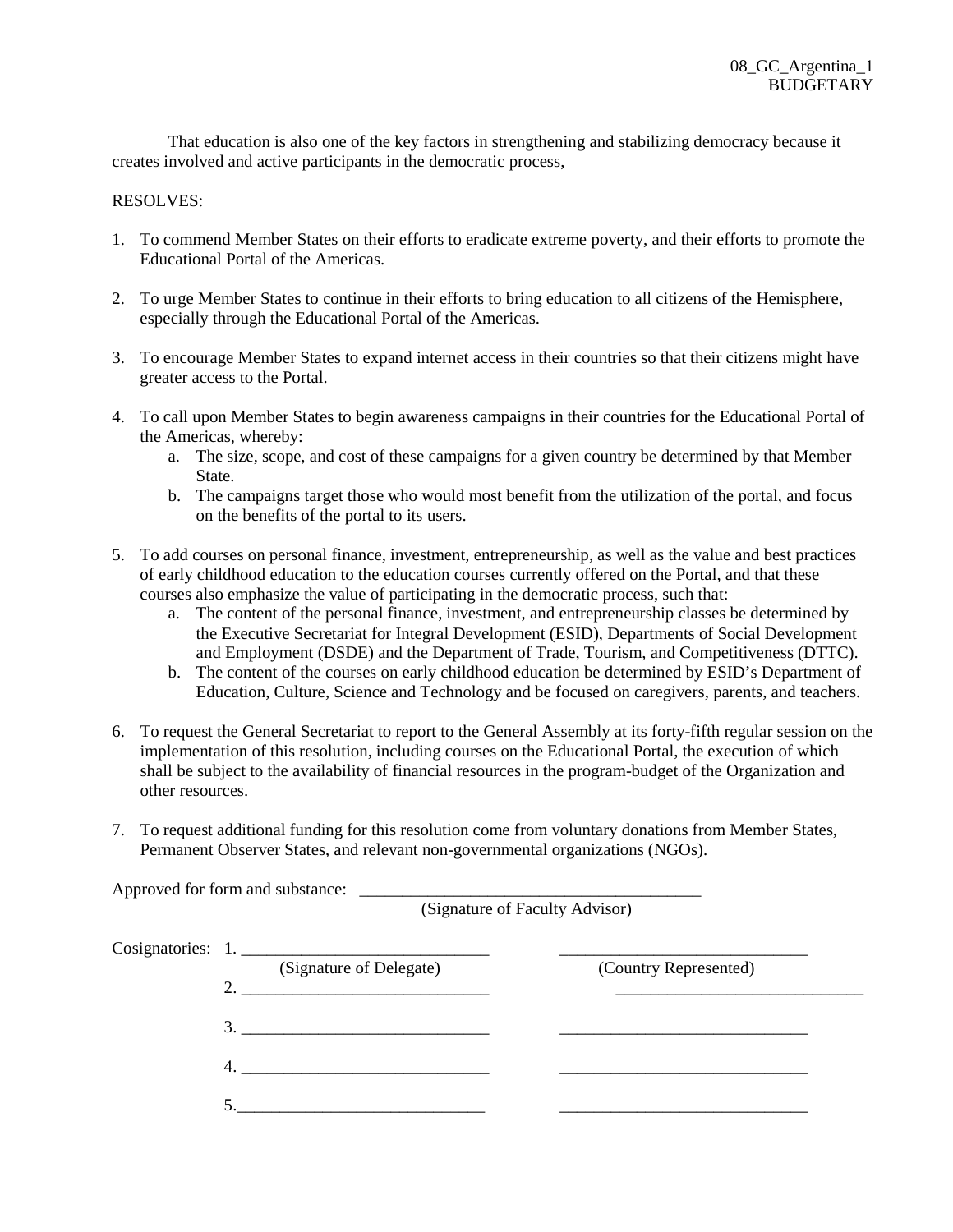08_GC_Argentina_1
BUDGETARY

That education is also one of the key factors in strengthening and stabilizing democracy because it creates involved and active participants in the democratic process,

RESOLVES:

1. To commend Member States on their efforts to eradicate extreme poverty, and their efforts to promote the Educational Portal of the Americas.

2. To urge Member States to continue in their efforts to bring education to all citizens of the Hemisphere, especially through the Educational Portal of the Americas.

3. To encourage Member States to expand internet access in their countries so that their citizens might have greater access to the Portal.

4. To call upon Member States to begin awareness campaigns in their countries for the Educational Portal of the Americas, whereby:
   a. The size, scope, and cost of these campaigns for a given country be determined by that Member State.
   b. The campaigns target those who would most benefit from the utilization of the portal, and focus on the benefits of the portal to its users.

5. To add courses on personal finance, investment, entrepreneurship, as well as the value and best practices of early childhood education to the education courses currently offered on the Portal, and that these courses also emphasize the value of participating in the democratic process, such that:
   a. The content of the personal finance, investment, and entrepreneurship classes be determined by the Executive Secretariat for Integral Development (ESID), Departments of Social Development and Employment (DSDE) and the Department of Trade, Tourism, and Competitiveness (DTTC).
   b. The content of the courses on early childhood education be determined by ESID's Department of Education, Culture, Science and Technology and be focused on caregivers, parents, and teachers.

6. To request the General Secretariat to report to the General Assembly at its forty-fifth regular session on the implementation of this resolution, including courses on the Educational Portal, the execution of which shall be subject to the availability of financial resources in the program-budget of the Organization and other resources.

7. To request additional funding for this resolution come from voluntary donations from Member States, Permanent Observer States, and relevant non-governmental organizations (NGOs).

Approved for form and substance: ________________________________________
(Signature of Faculty Advisor)

Cosignatories:

| | (Signature of Delegate) | (Country Represented) |
|---|---|---|
| 1. | ____________________________ | ____________________________ |
| 2. | ____________________________ | ____________________________ |
| 3. | ____________________________ | ____________________________ |
| 4. | ____________________________ | ____________________________ |
| 5. | ____________________________ | ____________________________ |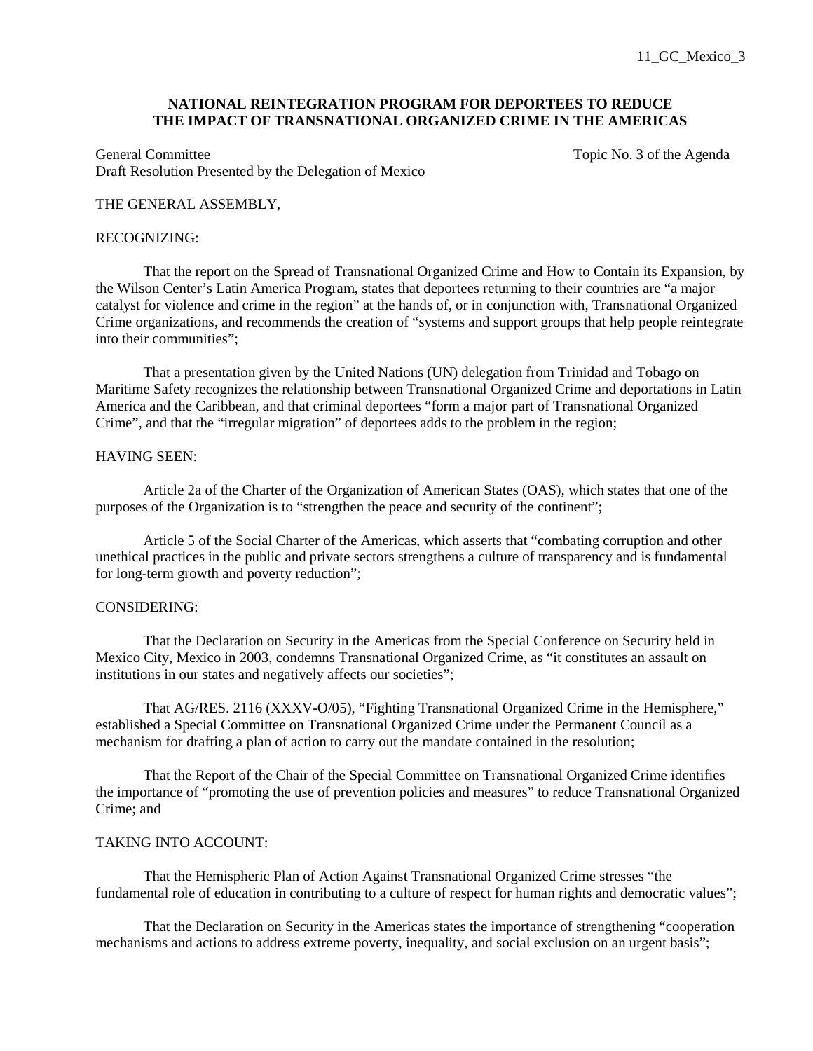11_GC_Mexico_3

**NATIONAL REINTEGRATION PROGRAM FOR DEPORTEES TO REDUCE THE IMPACT OF TRANSNATIONAL ORGANIZED CRIME IN THE AMERICAS**

General Committee
Draft Resolution Presented by the Delegation of Mexico

Topic No. 3 of the Agenda

THE GENERAL ASSEMBLY,

RECOGNIZING:

That the report on the Spread of Transnational Organized Crime and How to Contain its Expansion, by the Wilson Center's Latin America Program, states that deportees returning to their countries are "a major catalyst for violence and crime in the region" at the hands of, or in conjunction with, Transnational Organized Crime organizations, and recommends the creation of "systems and support groups that help people reintegrate into their communities";

That a presentation given by the United Nations (UN) delegation from Trinidad and Tobago on Maritime Safety recognizes the relationship between Transnational Organized Crime and deportations in Latin America and the Caribbean, and that criminal deportees "form a major part of Transnational Organized Crime", and that the "irregular migration" of deportees adds to the problem in the region;

HAVING SEEN:

Article 2a of the Charter of the Organization of American States (OAS), which states that one of the purposes of the Organization is to "strengthen the peace and security of the continent";

Article 5 of the Social Charter of the Americas, which asserts that "combating corruption and other unethical practices in the public and private sectors strengthens a culture of transparency and is fundamental for long-term growth and poverty reduction";

CONSIDERING:

That the Declaration on Security in the Americas from the Special Conference on Security held in Mexico City, Mexico in 2003, condemns Transnational Organized Crime, as "it constitutes an assault on institutions in our states and negatively affects our societies";

That AG/RES. 2116 (XXXV-O/05), "Fighting Transnational Organized Crime in the Hemisphere," established a Special Committee on Transnational Organized Crime under the Permanent Council as a mechanism for drafting a plan of action to carry out the mandate contained in the resolution;

That the Report of the Chair of the Special Committee on Transnational Organized Crime identifies the importance of "promoting the use of prevention policies and measures" to reduce Transnational Organized Crime; and

TAKING INTO ACCOUNT:

That the Hemispheric Plan of Action Against Transnational Organized Crime stresses "the fundamental role of education in contributing to a culture of respect for human rights and democratic values";

That the Declaration on Security in the Americas states the importance of strengthening "cooperation mechanisms and actions to address extreme poverty, inequality, and social exclusion on an urgent basis";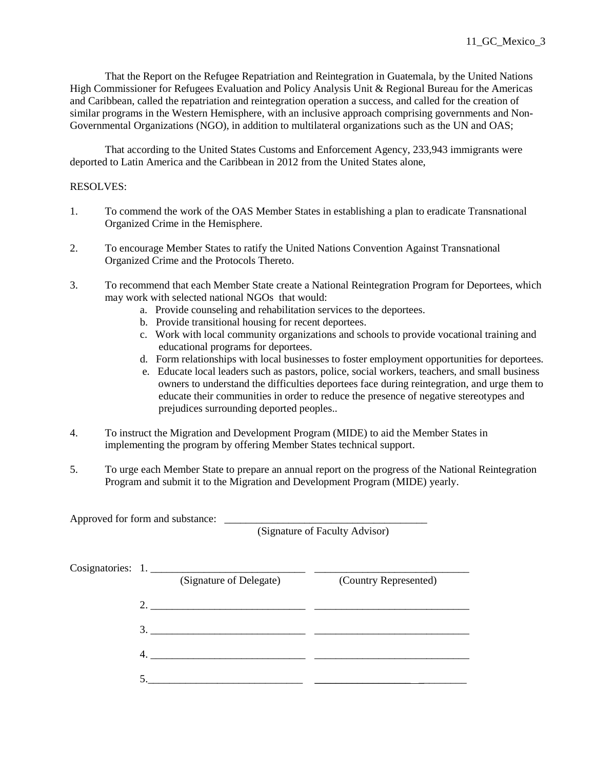That the Report on the Refugee Repatriation and Reintegration in Guatemala, by the United Nations High Commissioner for Refugees Evaluation and Policy Analysis Unit & Regional Bureau for the Americas and Caribbean, called the repatriation and reintegration operation a success, and called for the creation of similar programs in the Western Hemisphere, with an inclusive approach comprising governments and Non-Governmental Organizations (NGO), in addition to multilateral organizations such as the UN and OAS;

That according to the United States Customs and Enforcement Agency, 233,943 immigrants were deported to Latin America and the Caribbean in 2012 from the United States alone,

RESOLVES:

1. To commend the work of the OAS Member States in establishing a plan to eradicate Transnational Organized Crime in the Hemisphere.

2. To encourage Member States to ratify the United Nations Convention Against Transnational Organized Crime and the Protocols Thereto.

3. To recommend that each Member State create a National Reintegration Program for Deportees, which may work with selected national NGOs that would:
   a. Provide counseling and rehabilitation services to the deportees.
   b. Provide transitional housing for recent deportees.
   c. Work with local community organizations and schools to provide vocational training and educational programs for deportees.
   d. Form relationships with local businesses to foster employment opportunities for deportees.
   e. Educate local leaders such as pastors, police, social workers, teachers, and small business owners to understand the difficulties deportees face during reintegration, and urge them to educate their communities in order to reduce the presence of negative stereotypes and prejudices surrounding deported peoples..

4. To instruct the Migration and Development Program (MIDE) to aid the Member States in implementing the program by offering Member States technical support.

5. To urge each Member State to prepare an annual report on the progress of the National Reintegration Program and submit it to the Migration and Development Program (MIDE) yearly.

Approved for form and substance: ______________________________________
(Signature of Faculty Advisor)

Cosignatories: 1. ____________________________ ____________________________
(Signature of Delegate) (Country Represented)

2. ____________________________ ____________________________

3. ____________________________ ____________________________

4. ____________________________ ____________________________

5. ____________________________ ____________________________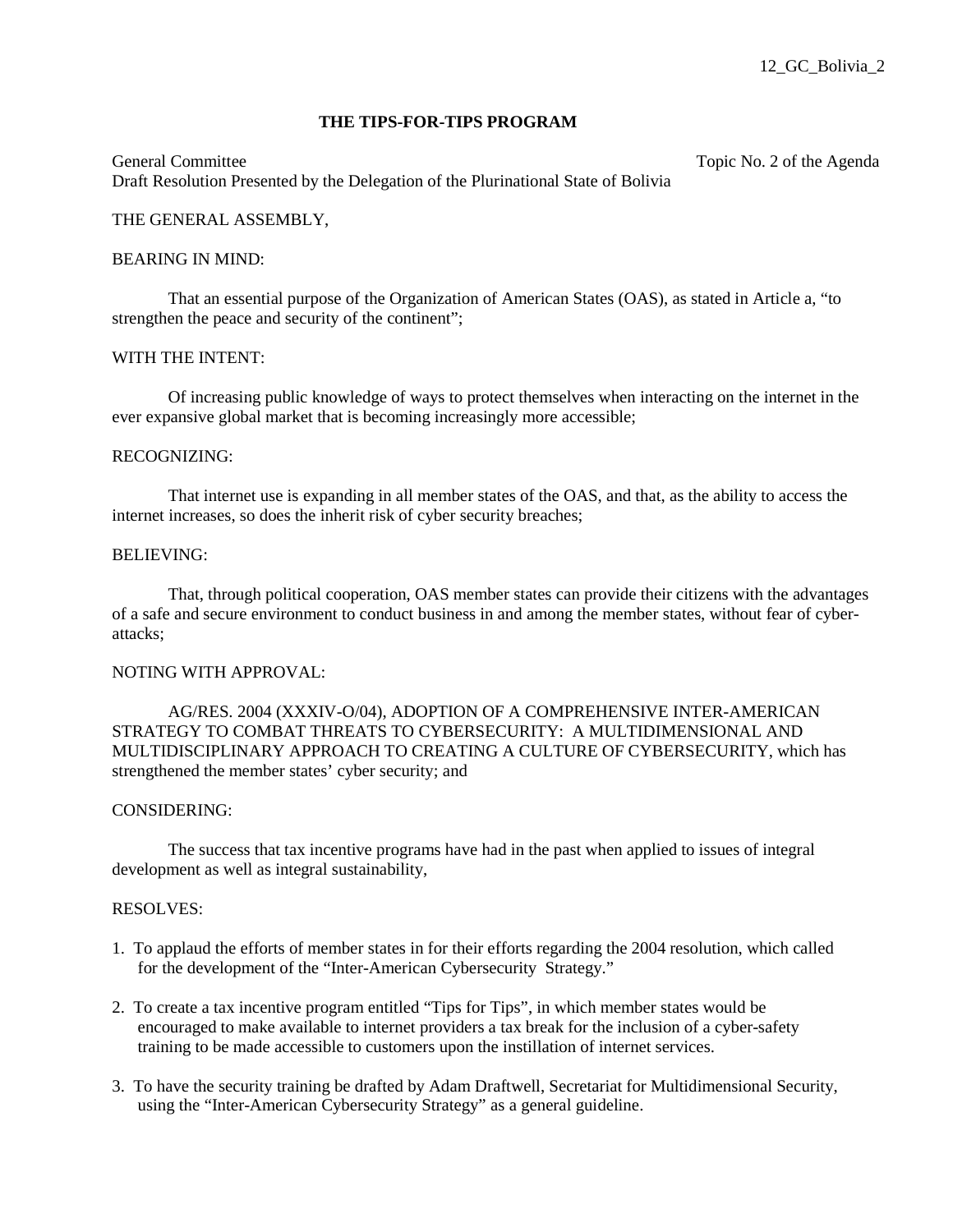12_GC_Bolivia_2

## THE TIPS-FOR-TIPS PROGRAM

General Committee — Topic No. 2 of the Agenda

Draft Resolution Presented by the Delegation of the Plurinational State of Bolivia

THE GENERAL ASSEMBLY,

BEARING IN MIND:

That an essential purpose of the Organization of American States (OAS), as stated in Article a, "to strengthen the peace and security of the continent";

WITH THE INTENT:

Of increasing public knowledge of ways to protect themselves when interacting on the internet in the ever expansive global market that is becoming increasingly more accessible;

RECOGNIZING:

That internet use is expanding in all member states of the OAS, and that, as the ability to access the internet increases, so does the inherit risk of cyber security breaches;

BELIEVING:

That, through political cooperation, OAS member states can provide their citizens with the advantages of a safe and secure environment to conduct business in and among the member states, without fear of cyber-attacks;

NOTING WITH APPROVAL:

AG/RES. 2004 (XXXIV-O/04), ADOPTION OF A COMPREHENSIVE INTER-AMERICAN STRATEGY TO COMBAT THREATS TO CYBERSECURITY: A MULTIDIMENSIONAL AND MULTIDISCIPLINARY APPROACH TO CREATING A CULTURE OF CYBERSECURITY, which has strengthened the member states' cyber security; and

CONSIDERING:

The success that tax incentive programs have had in the past when applied to issues of integral development as well as integral sustainability,

RESOLVES:

1. To applaud the efforts of member states in for their efforts regarding the 2004 resolution, which called for the development of the "Inter-American Cybersecurity Strategy."

2. To create a tax incentive program entitled "Tips for Tips", in which member states would be encouraged to make available to internet providers a tax break for the inclusion of a cyber-safety training to be made accessible to customers upon the instillation of internet services.

3. To have the security training be drafted by Adam Draftwell, Secretariat for Multidimensional Security, using the "Inter-American Cybersecurity Strategy" as a general guideline.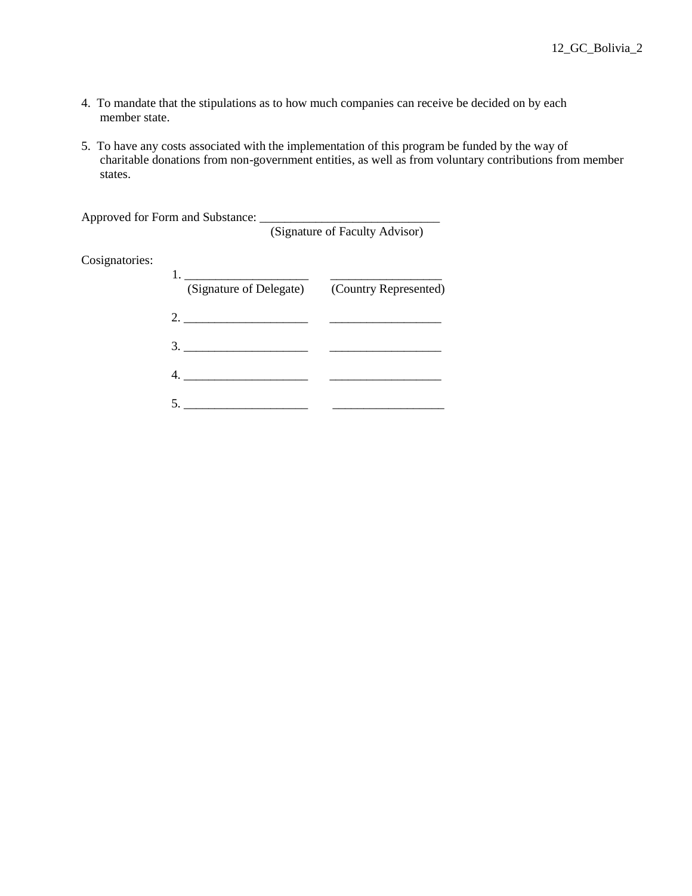4. To mandate that the stipulations as to how much companies can receive be decided on by each member state.

5. To have any costs associated with the implementation of this program be funded by the way of charitable donations from non-government entities, as well as from voluntary contributions from member states.

Approved for Form and Substance: _____________________________
(Signature of Faculty Advisor)

Cosignatories:

1. ____________________ __________________
(Signature of Delegate) (Country Represented)

2. ____________________ __________________

3. ____________________ __________________

4. ____________________ __________________

5. ____________________ __________________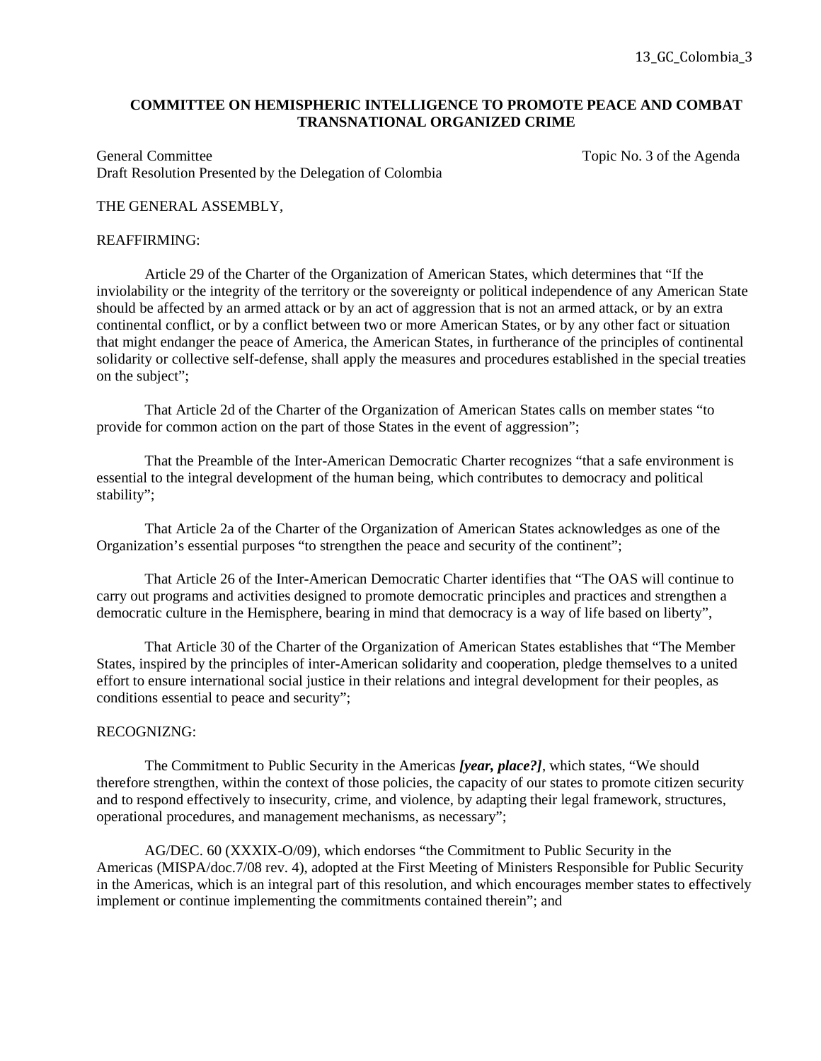## COMMITTEE ON HEMISPHERIC INTELLIGENCE TO PROMOTE PEACE AND COMBAT TRANSNATIONAL ORGANIZED CRIME

General Committee Topic No. 3 of the Agenda
Draft Resolution Presented by the Delegation of Colombia

THE GENERAL ASSEMBLY,

REAFFIRMING:

Article 29 of the Charter of the Organization of American States, which determines that "If the inviolability or the integrity of the territory or the sovereignty or political independence of any American State should be affected by an armed attack or by an act of aggression that is not an armed attack, or by an extra continental conflict, or by a conflict between two or more American States, or by any other fact or situation that might endanger the peace of America, the American States, in furtherance of the principles of continental solidarity or collective self-defense, shall apply the measures and procedures established in the special treaties on the subject";

That Article 2d of the Charter of the Organization of American States calls on member states "to provide for common action on the part of those States in the event of aggression";

That the Preamble of the Inter-American Democratic Charter recognizes "that a safe environment is essential to the integral development of the human being, which contributes to democracy and political stability";

That Article 2a of the Charter of the Organization of American States acknowledges as one of the Organization's essential purposes "to strengthen the peace and security of the continent";

That Article 26 of the Inter-American Democratic Charter identifies that "The OAS will continue to carry out programs and activities designed to promote democratic principles and practices and strengthen a democratic culture in the Hemisphere, bearing in mind that democracy is a way of life based on liberty",

That Article 30 of the Charter of the Organization of American States establishes that "The Member States, inspired by the principles of inter-American solidarity and cooperation, pledge themselves to a united effort to ensure international social justice in their relations and integral development for their peoples, as conditions essential to peace and security";

RECOGNIZNG:

The Commitment to Public Security in the Americas ***[year, place?]***, which states, "We should therefore strengthen, within the context of those policies, the capacity of our states to promote citizen security and to respond effectively to insecurity, crime, and violence, by adapting their legal framework, structures, operational procedures, and management mechanisms, as necessary";

AG/DEC. 60 (XXXIX-O/09), which endorses "the Commitment to Public Security in the Americas (MISPA/doc.7/08 rev. 4), adopted at the First Meeting of Ministers Responsible for Public Security in the Americas, which is an integral part of this resolution, and which encourages member states to effectively implement or continue implementing the commitments contained therein"; and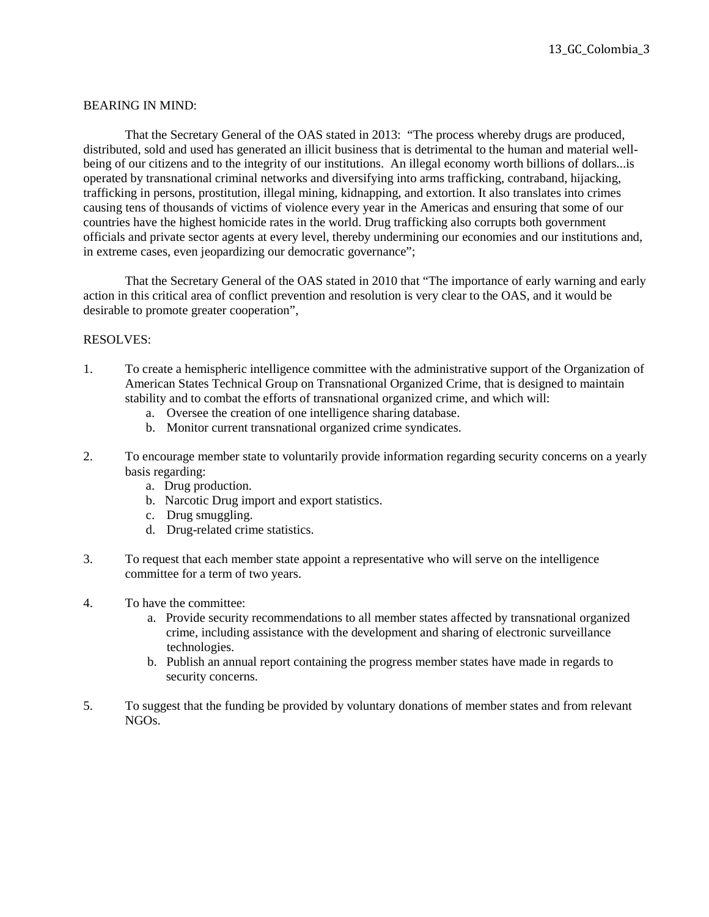13_GC_Colombia_3

BEARING IN MIND:

That the Secretary General of the OAS stated in 2013: "The process whereby drugs are produced, distributed, sold and used has generated an illicit business that is detrimental to the human and material well-being of our citizens and to the integrity of our institutions. An illegal economy worth billions of dollars...is operated by transnational criminal networks and diversifying into arms trafficking, contraband, hijacking, trafficking in persons, prostitution, illegal mining, kidnapping, and extortion. It also translates into crimes causing tens of thousands of victims of violence every year in the Americas and ensuring that some of our countries have the highest homicide rates in the world. Drug trafficking also corrupts both government officials and private sector agents at every level, thereby undermining our economies and our institutions and, in extreme cases, even jeopardizing our democratic governance";

That the Secretary General of the OAS stated in 2010 that "The importance of early warning and early action in this critical area of conflict prevention and resolution is very clear to the OAS, and it would be desirable to promote greater cooperation",

RESOLVES:

1. To create a hemispheric intelligence committee with the administrative support of the Organization of American States Technical Group on Transnational Organized Crime, that is designed to maintain stability and to combat the efforts of transnational organized crime, and which will:
   a. Oversee the creation of one intelligence sharing database.
   b. Monitor current transnational organized crime syndicates.

2. To encourage member state to voluntarily provide information regarding security concerns on a yearly basis regarding:
   a. Drug production.
   b. Narcotic Drug import and export statistics.
   c. Drug smuggling.
   d. Drug-related crime statistics.

3. To request that each member state appoint a representative who will serve on the intelligence committee for a term of two years.

4. To have the committee:
   a. Provide security recommendations to all member states affected by transnational organized crime, including assistance with the development and sharing of electronic surveillance technologies.
   b. Publish an annual report containing the progress member states have made in regards to security concerns.

5. To suggest that the funding be provided by voluntary donations of member states and from relevant NGOs.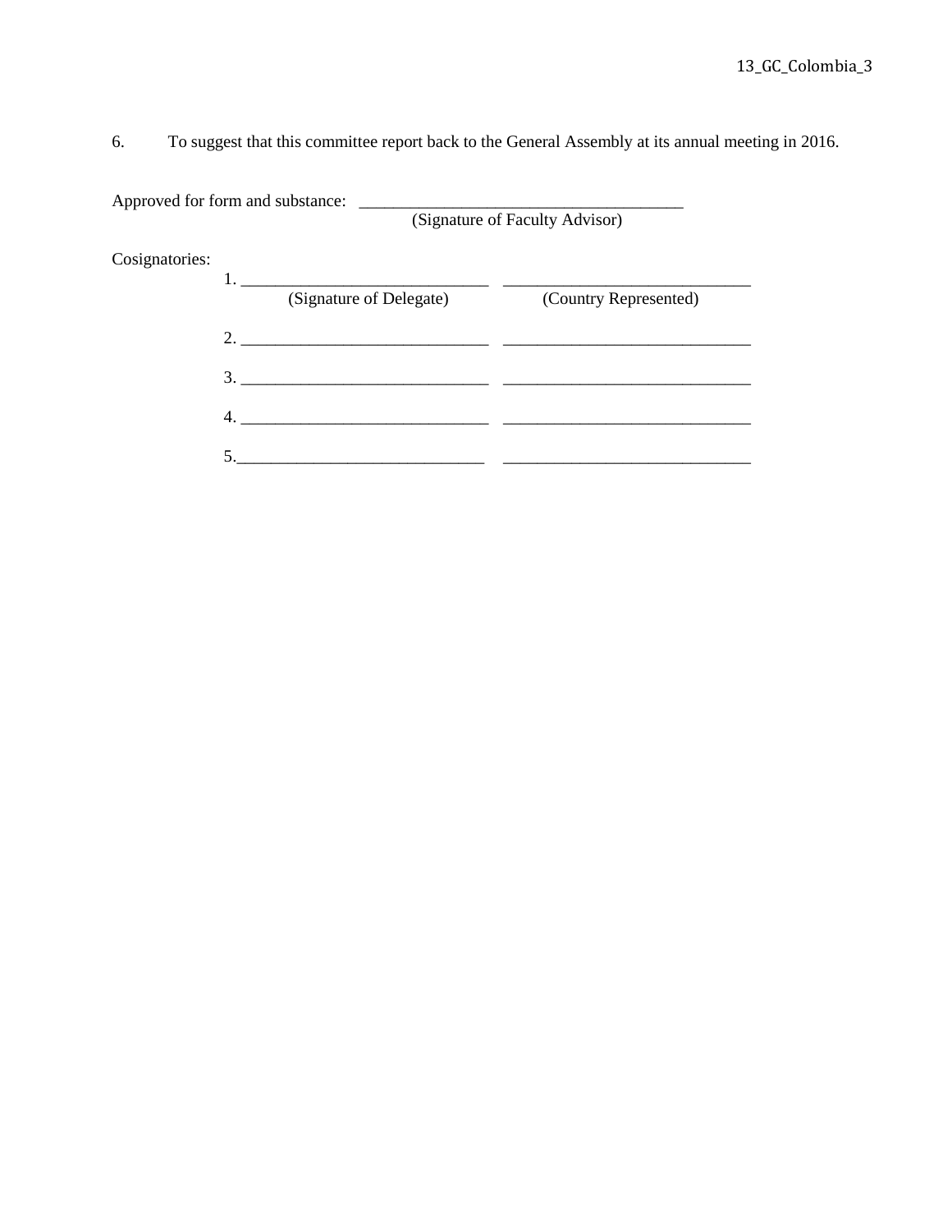6. To suggest that this committee report back to the General Assembly at its annual meeting in 2016.

Approved for form and substance: ______________________________________
(Signature of Faculty Advisor)

Cosignatories:

| | (Signature of Delegate) | (Country Represented) |
|---|---|---|
| 1. | _____________________________ | _____________________________ |
| 2. | _____________________________ | _____________________________ |
| 3. | _____________________________ | _____________________________ |
| 4. | _____________________________ | _____________________________ |
| 5. | _____________________________ | _____________________________ |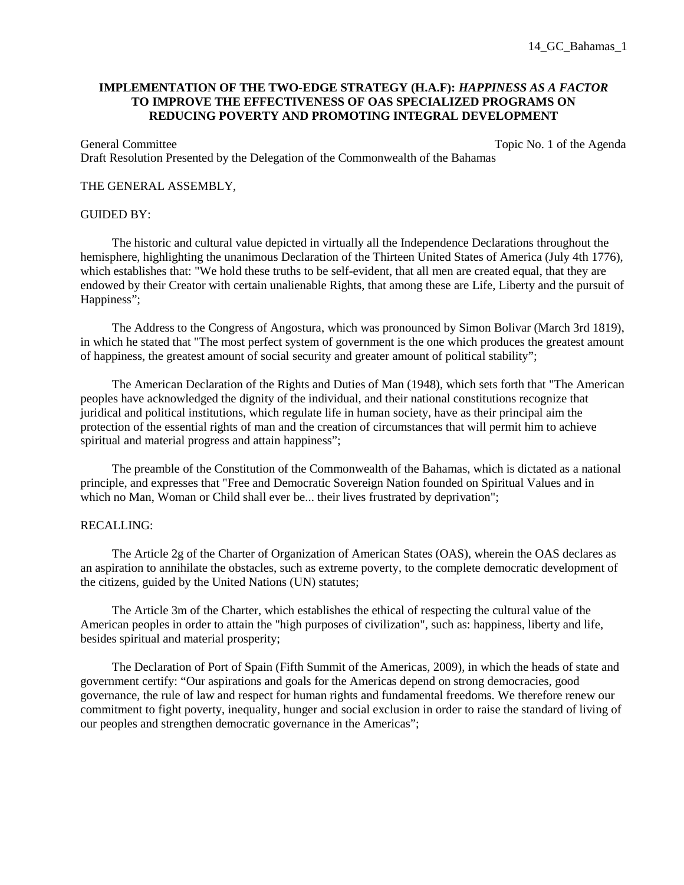14_GC_Bahamas_1

**IMPLEMENTATION OF THE TWO-EDGE STRATEGY (H.A.F):** ***HAPPINESS AS A FACTOR*** **TO IMPROVE THE EFFECTIVENESS OF OAS SPECIALIZED PROGRAMS ON REDUCING POVERTY AND PROMOTING INTEGRAL DEVELOPMENT**

General Committee — Topic No. 1 of the Agenda

Draft Resolution Presented by the Delegation of the Commonwealth of the Bahamas

THE GENERAL ASSEMBLY,

GUIDED BY:

The historic and cultural value depicted in virtually all the Independence Declarations throughout the hemisphere, highlighting the unanimous Declaration of the Thirteen United States of America (July 4th 1776), which establishes that: "We hold these truths to be self-evident, that all men are created equal, that they are endowed by their Creator with certain unalienable Rights, that among these are Life, Liberty and the pursuit of Happiness";

The Address to the Congress of Angostura, which was pronounced by Simon Bolivar (March 3rd 1819), in which he stated that "The most perfect system of government is the one which produces the greatest amount of happiness, the greatest amount of social security and greater amount of political stability";

The American Declaration of the Rights and Duties of Man (1948), which sets forth that "The American peoples have acknowledged the dignity of the individual, and their national constitutions recognize that juridical and political institutions, which regulate life in human society, have as their principal aim the protection of the essential rights of man and the creation of circumstances that will permit him to achieve spiritual and material progress and attain happiness";

The preamble of the Constitution of the Commonwealth of the Bahamas, which is dictated as a national principle, and expresses that "Free and Democratic Sovereign Nation founded on Spiritual Values and in which no Man, Woman or Child shall ever be... their lives frustrated by deprivation";

RECALLING:

The Article 2g of the Charter of Organization of American States (OAS), wherein the OAS declares as an aspiration to annihilate the obstacles, such as extreme poverty, to the complete democratic development of the citizens, guided by the United Nations (UN) statutes;

The Article 3m of the Charter, which establishes the ethical of respecting the cultural value of the American peoples in order to attain the "high purposes of civilization", such as: happiness, liberty and life, besides spiritual and material prosperity;

The Declaration of Port of Spain (Fifth Summit of the Americas, 2009), in which the heads of state and government certify: "Our aspirations and goals for the Americas depend on strong democracies, good governance, the rule of law and respect for human rights and fundamental freedoms. We therefore renew our commitment to fight poverty, inequality, hunger and social exclusion in order to raise the standard of living of our peoples and strengthen democratic governance in the Americas";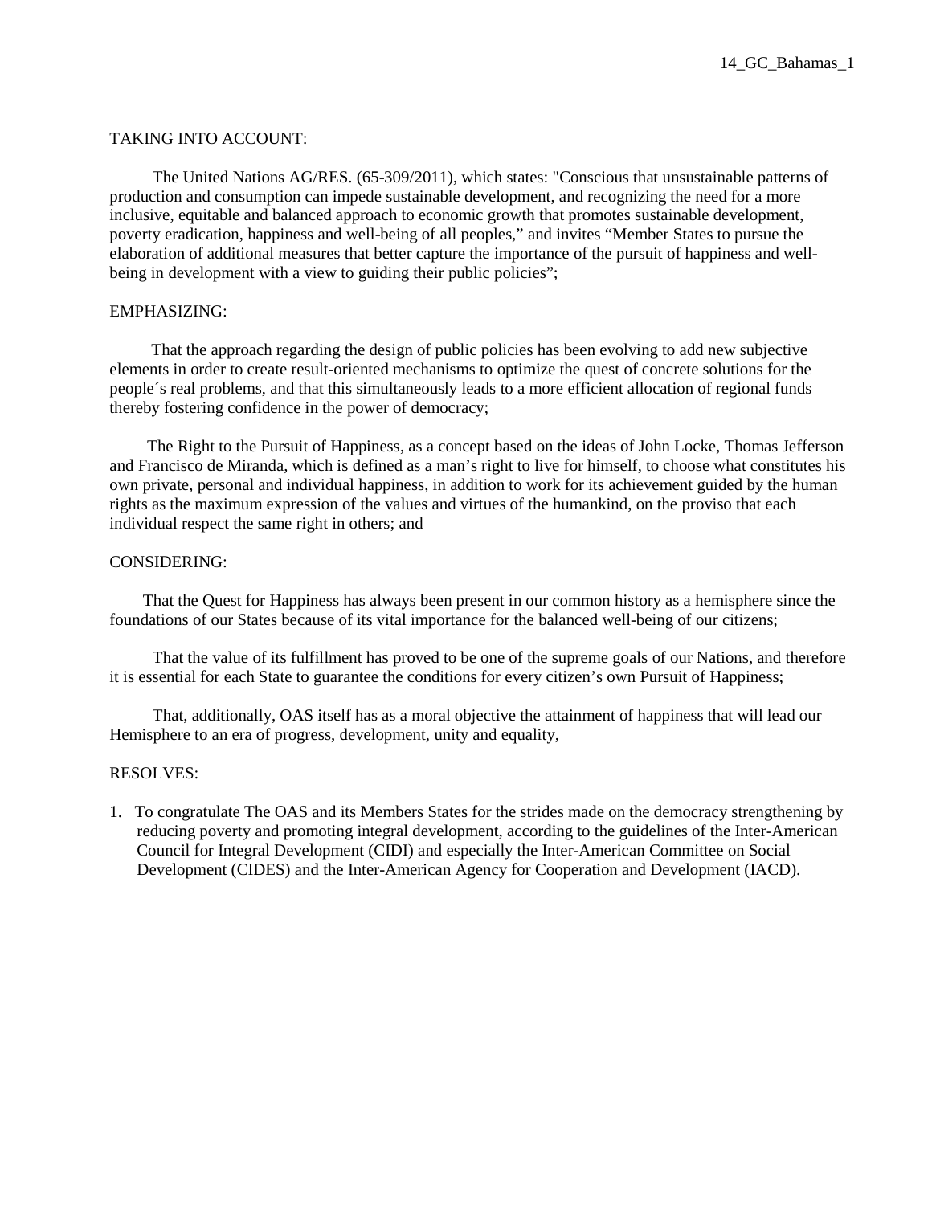14_GC_Bahamas_1

TAKING INTO ACCOUNT:

The United Nations AG/RES. (65-309/2011), which states: "Conscious that unsustainable patterns of production and consumption can impede sustainable development, and recognizing the need for a more inclusive, equitable and balanced approach to economic growth that promotes sustainable development, poverty eradication, happiness and well-being of all peoples," and invites "Member States to pursue the elaboration of additional measures that better capture the importance of the pursuit of happiness and well-being in development with a view to guiding their public policies";

EMPHASIZING:

That the approach regarding the design of public policies has been evolving to add new subjective elements in order to create result-oriented mechanisms to optimize the quest of concrete solutions for the people´s real problems, and that this simultaneously leads to a more efficient allocation of regional funds thereby fostering confidence in the power of democracy;

The Right to the Pursuit of Happiness, as a concept based on the ideas of John Locke, Thomas Jefferson and Francisco de Miranda, which is defined as a man's right to live for himself, to choose what constitutes his own private, personal and individual happiness, in addition to work for its achievement guided by the human rights as the maximum expression of the values and virtues of the humankind, on the proviso that each individual respect the same right in others; and

CONSIDERING:

That the Quest for Happiness has always been present in our common history as a hemisphere since the foundations of our States because of its vital importance for the balanced well-being of our citizens;

That the value of its fulfillment has proved to be one of the supreme goals of our Nations, and therefore it is essential for each State to guarantee the conditions for every citizen's own Pursuit of Happiness;

That, additionally, OAS itself has as a moral objective the attainment of happiness that will lead our Hemisphere to an era of progress, development, unity and equality,

RESOLVES:

1. To congratulate The OAS and its Members States for the strides made on the democracy strengthening by reducing poverty and promoting integral development, according to the guidelines of the Inter-American Council for Integral Development (CIDI) and especially the Inter-American Committee on Social Development (CIDES) and the Inter-American Agency for Cooperation and Development (IACD).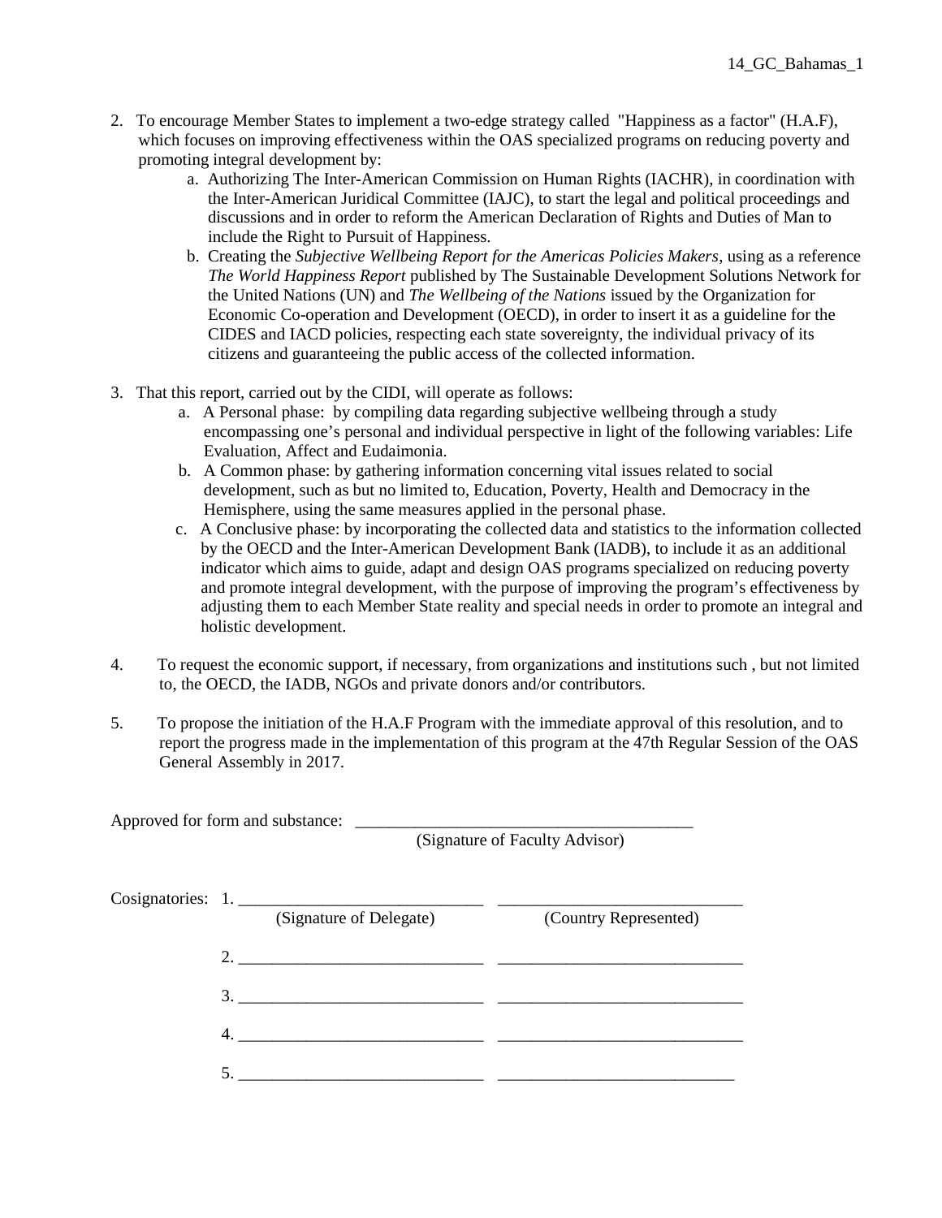2. To encourage Member States to implement a two-edge strategy called "Happiness as a factor" (H.A.F), which focuses on improving effectiveness within the OAS specialized programs on reducing poverty and promoting integral development by:
   a. Authorizing The Inter-American Commission on Human Rights (IACHR), in coordination with the Inter-American Juridical Committee (IAJC), to start the legal and political proceedings and discussions and in order to reform the American Declaration of Rights and Duties of Man to include the Right to Pursuit of Happiness.
   b. Creating the *Subjective Wellbeing Report for the Americas Policies Makers*, using as a reference *The World Happiness Report* published by The Sustainable Development Solutions Network for the United Nations (UN) and *The Wellbeing of the Nations* issued by the Organization for Economic Co-operation and Development (OECD), in order to insert it as a guideline for the CIDES and IACD policies, respecting each state sovereignty, the individual privacy of its citizens and guaranteeing the public access of the collected information.

3. That this report, carried out by the CIDI, will operate as follows:
   a. A Personal phase: by compiling data regarding subjective wellbeing through a study encompassing one's personal and individual perspective in light of the following variables: Life Evaluation, Affect and Eudaimonia.
   b. A Common phase: by gathering information concerning vital issues related to social development, such as but no limited to, Education, Poverty, Health and Democracy in the Hemisphere, using the same measures applied in the personal phase.
   c. A Conclusive phase: by incorporating the collected data and statistics to the information collected by the OECD and the Inter-American Development Bank (IADB), to include it as an additional indicator which aims to guide, adapt and design OAS programs specialized on reducing poverty and promote integral development, with the purpose of improving the program's effectiveness by adjusting them to each Member State reality and special needs in order to promote an integral and holistic development.

4. To request the economic support, if necessary, from organizations and institutions such , but not limited to, the OECD, the IADB, NGOs and private donors and/or contributors.

5. To propose the initiation of the H.A.F Program with the immediate approval of this resolution, and to report the progress made in the implementation of this program at the 47th Regular Session of the OAS General Assembly in 2017.

Approved for form and substance: ________________________________________
(Signature of Faculty Advisor)

Cosignatories: 1. ____________________________ ____________________________
(Signature of Delegate) (Country Represented)

2. ____________________________ ____________________________

3. ____________________________ ____________________________

4. ____________________________ ____________________________

5. ____________________________ ____________________________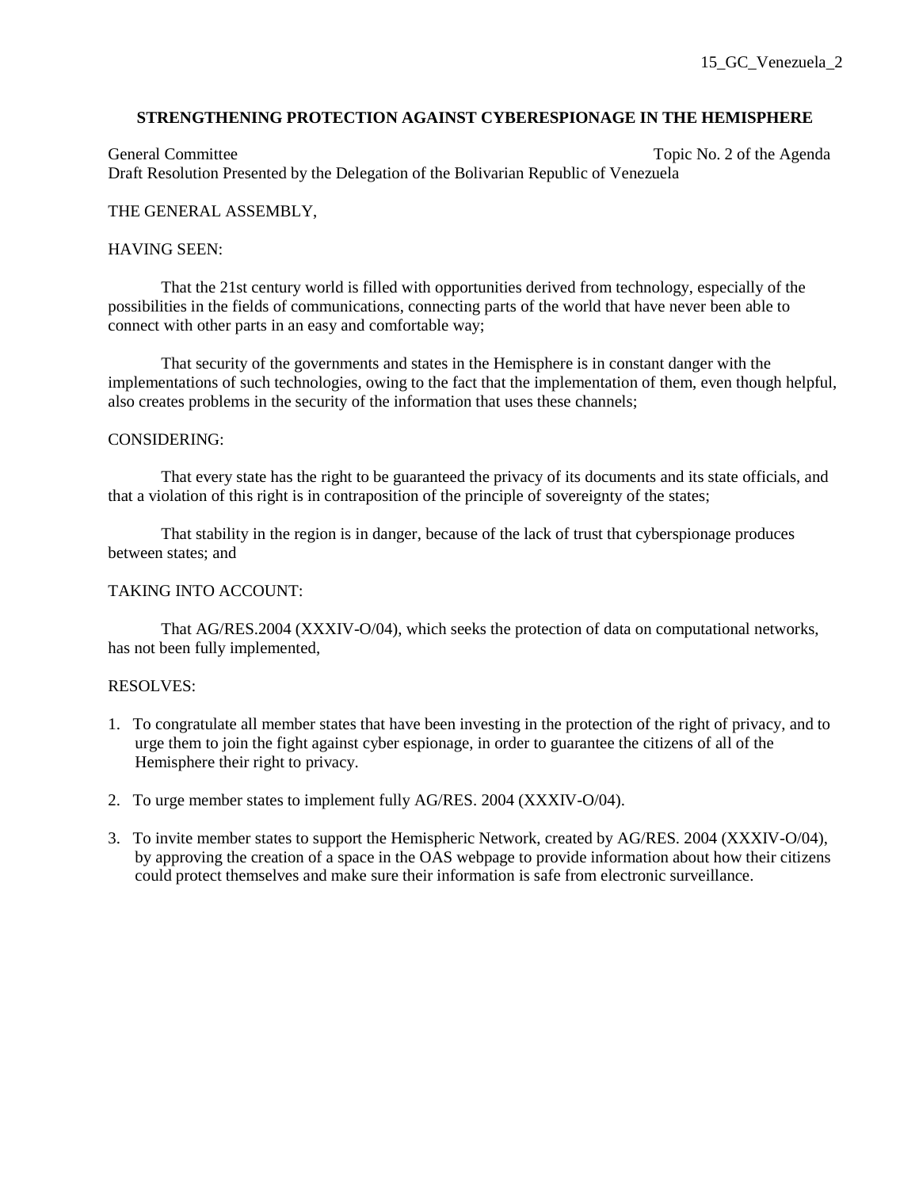15_GC_Venezuela_2

**STRENGTHENING PROTECTION AGAINST CYBERESPIONAGE IN THE HEMISPHERE**

General Committee — Topic No. 2 of the Agenda
Draft Resolution Presented by the Delegation of the Bolivarian Republic of Venezuela

THE GENERAL ASSEMBLY,

HAVING SEEN:

That the 21st century world is filled with opportunities derived from technology, especially of the possibilities in the fields of communications, connecting parts of the world that have never been able to connect with other parts in an easy and comfortable way;

That security of the governments and states in the Hemisphere is in constant danger with the implementations of such technologies, owing to the fact that the implementation of them, even though helpful, also creates problems in the security of the information that uses these channels;

CONSIDERING:

That every state has the right to be guaranteed the privacy of its documents and its state officials, and that a violation of this right is in contraposition of the principle of sovereignty of the states;

That stability in the region is in danger, because of the lack of trust that cyberspionage produces between states; and

TAKING INTO ACCOUNT:

That AG/RES.2004 (XXXIV-O/04), which seeks the protection of data on computational networks, has not been fully implemented,

RESOLVES:

1. To congratulate all member states that have been investing in the protection of the right of privacy, and to urge them to join the fight against cyber espionage, in order to guarantee the citizens of all of the Hemisphere their right to privacy.

2. To urge member states to implement fully AG/RES. 2004 (XXXIV-O/04).

3. To invite member states to support the Hemispheric Network, created by AG/RES. 2004 (XXXIV-O/04), by approving the creation of a space in the OAS webpage to provide information about how their citizens could protect themselves and make sure their information is safe from electronic surveillance.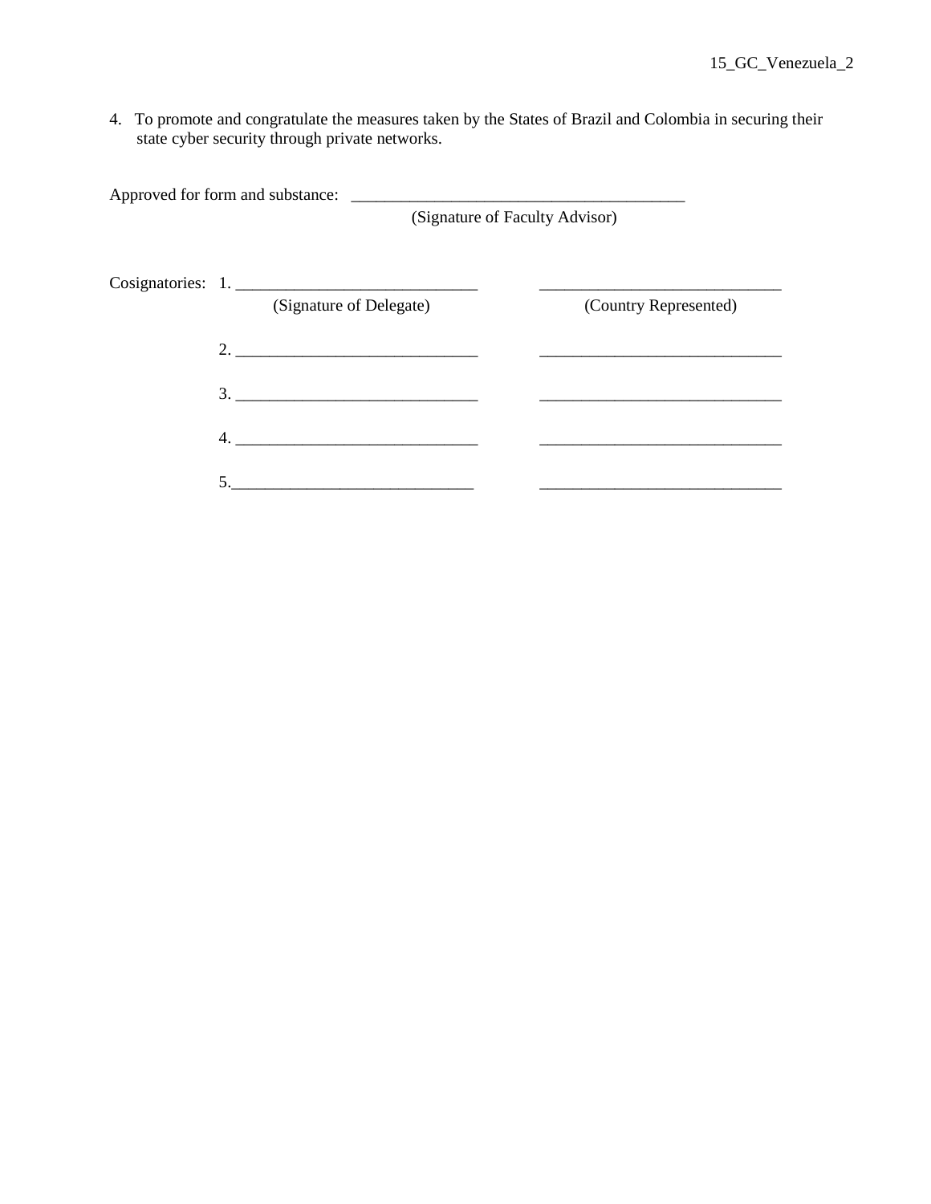4. To promote and congratulate the measures taken by the States of Brazil and Colombia in securing their state cyber security through private networks.

Approved for form and substance: ________________________________________
(Signature of Faculty Advisor)

| Cosignatories: | (Signature of Delegate) | (Country Represented) |
| --- | --- | --- |
| 1. | _____________________________ | _____________________________ |
| 2. | _____________________________ | _____________________________ |
| 3. | _____________________________ | _____________________________ |
| 4. | _____________________________ | _____________________________ |
| 5. | _____________________________ | _____________________________ |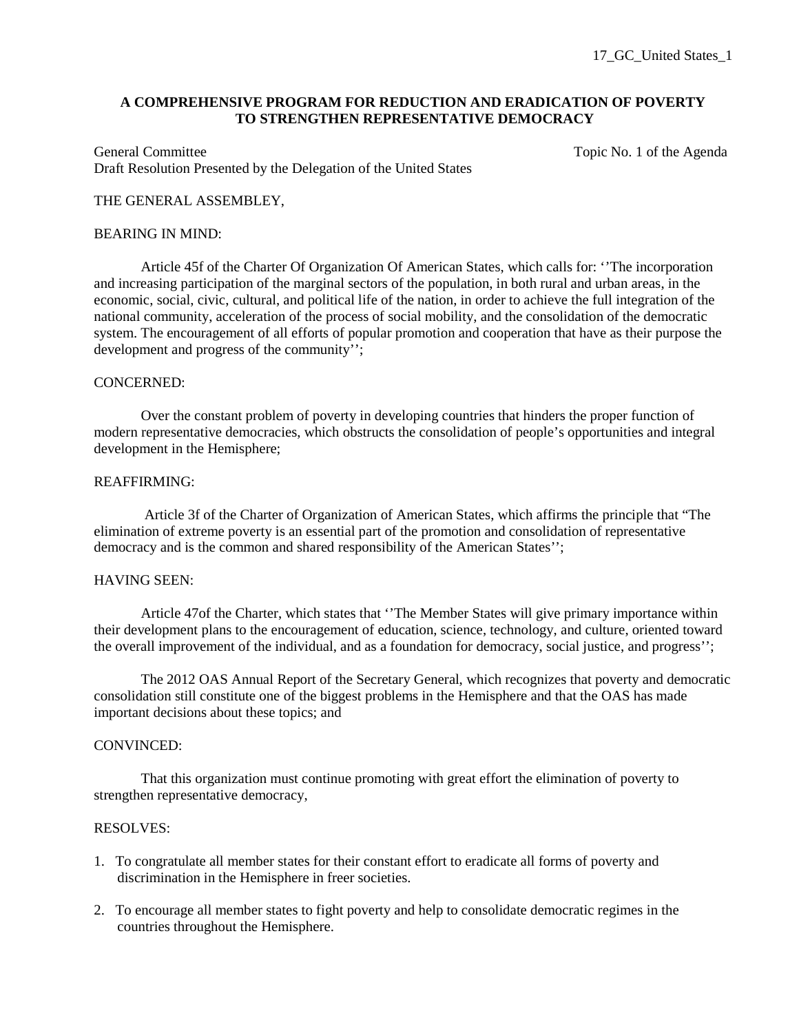17_GC_United States_1

**A COMPREHENSIVE PROGRAM FOR REDUCTION AND ERADICATION OF POVERTY TO STRENGTHEN REPRESENTATIVE DEMOCRACY**

General Committee                                                                                    Topic No. 1 of the Agenda
Draft Resolution Presented by the Delegation of the United States

THE GENERAL ASSEMBLEY,

BEARING IN MIND:

Article 45f of the Charter Of Organization Of American States, which calls for: ''The incorporation and increasing participation of the marginal sectors of the population, in both rural and urban areas, in the economic, social, civic, cultural, and political life of the nation, in order to achieve the full integration of the national community, acceleration of the process of social mobility, and the consolidation of the democratic system. The encouragement of all efforts of popular promotion and cooperation that have as their purpose the development and progress of the community'';

CONCERNED:

Over the constant problem of poverty in developing countries that hinders the proper function of modern representative democracies, which obstructs the consolidation of people's opportunities and integral development in the Hemisphere;

REAFFIRMING:

Article 3f of the Charter of Organization of American States, which affirms the principle that "The elimination of extreme poverty is an essential part of the promotion and consolidation of representative democracy and is the common and shared responsibility of the American States'';

HAVING SEEN:

Article 47of the Charter, which states that ''The Member States will give primary importance within their development plans to the encouragement of education, science, technology, and culture, oriented toward the overall improvement of the individual, and as a foundation for democracy, social justice, and progress'';

The 2012 OAS Annual Report of the Secretary General, which recognizes that poverty and democratic consolidation still constitute one of the biggest problems in the Hemisphere and that the OAS has made important decisions about these topics; and

CONVINCED:

That this organization must continue promoting with great effort the elimination of poverty to strengthen representative democracy,

RESOLVES:

1. To congratulate all member states for their constant effort to eradicate all forms of poverty and discrimination in the Hemisphere in freer societies.

2. To encourage all member states to fight poverty and help to consolidate democratic regimes in the countries throughout the Hemisphere.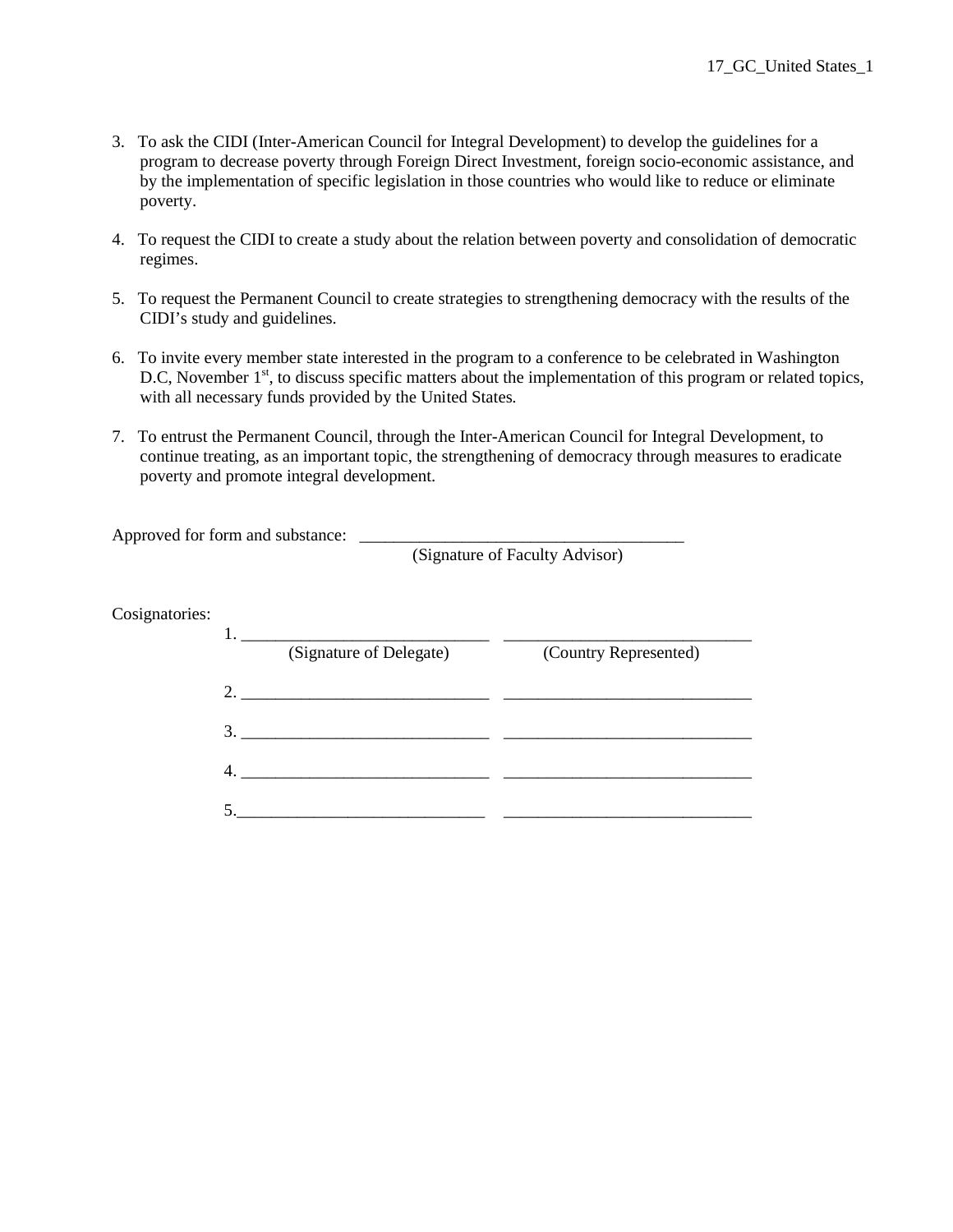3. To ask the CIDI (Inter-American Council for Integral Development) to develop the guidelines for a program to decrease poverty through Foreign Direct Investment, foreign socio-economic assistance, and by the implementation of specific legislation in those countries who would like to reduce or eliminate poverty.

4. To request the CIDI to create a study about the relation between poverty and consolidation of democratic regimes.

5. To request the Permanent Council to create strategies to strengthening democracy with the results of the CIDI's study and guidelines.

6. To invite every member state interested in the program to a conference to be celebrated in Washington D.C, November 1st, to discuss specific matters about the implementation of this program or related topics, with all necessary funds provided by the United States.

7. To entrust the Permanent Council, through the Inter-American Council for Integral Development, to continue treating, as an important topic, the strengthening of democracy through measures to eradicate poverty and promote integral development.

Approved for form and substance: ______________________________________
(Signature of Faculty Advisor)

Cosignatories:

| | (Signature of Delegate) | (Country Represented) |
|---|---|---|
| 1. | ____________________________ | ____________________________ |
| 2. | ____________________________ | ____________________________ |
| 3. | ____________________________ | ____________________________ |
| 4. | ____________________________ | ____________________________ |
| 5. | ____________________________ | ____________________________ |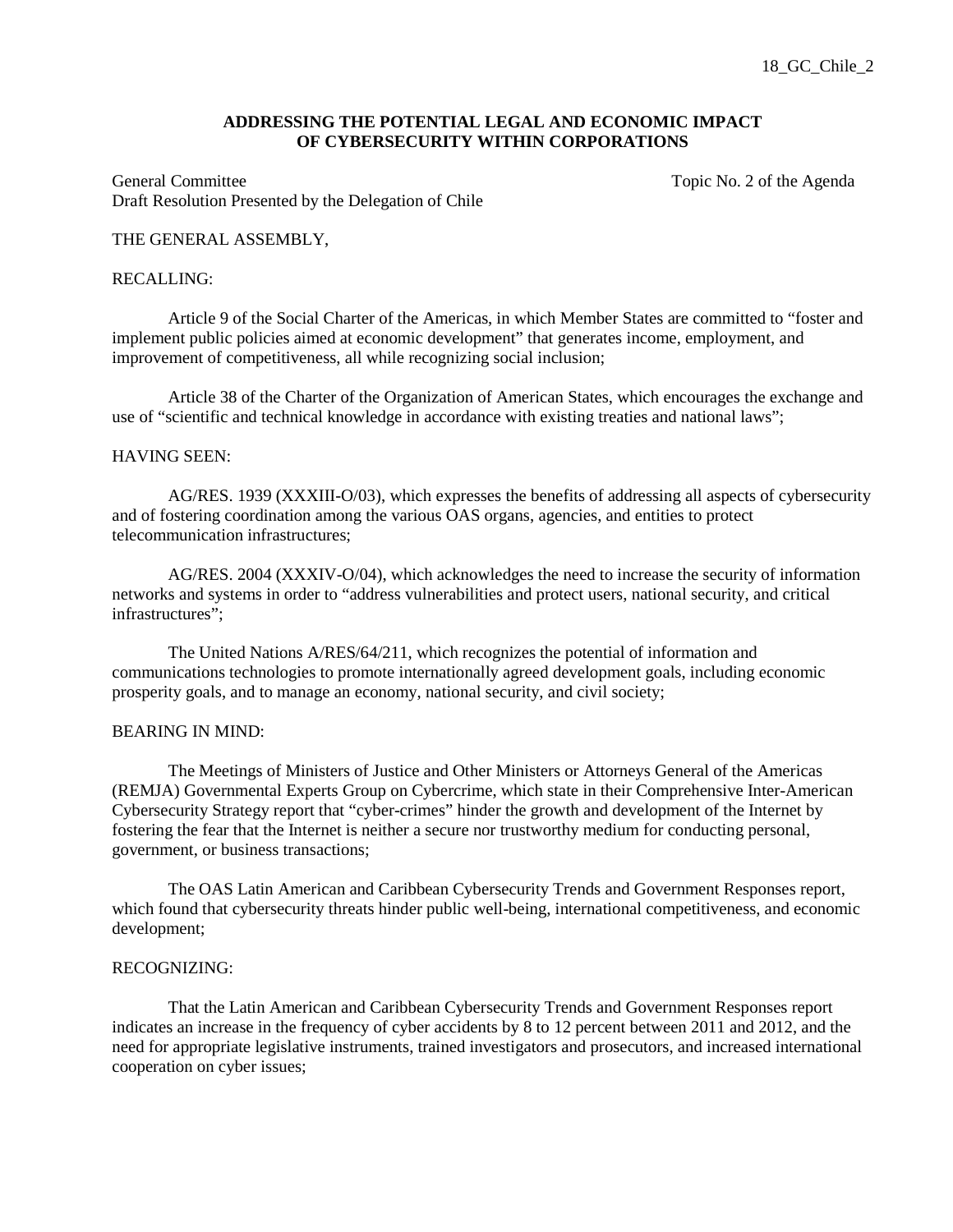18_GC_Chile_2

**ADDRESSING THE POTENTIAL LEGAL AND ECONOMIC IMPACT OF CYBERSECURITY WITHIN CORPORATIONS**

General Committee — Topic No. 2 of the Agenda
Draft Resolution Presented by the Delegation of Chile

THE GENERAL ASSEMBLY,

RECALLING:

Article 9 of the Social Charter of the Americas, in which Member States are committed to "foster and implement public policies aimed at economic development" that generates income, employment, and improvement of competitiveness, all while recognizing social inclusion;

Article 38 of the Charter of the Organization of American States, which encourages the exchange and use of "scientific and technical knowledge in accordance with existing treaties and national laws";

HAVING SEEN:

AG/RES. 1939 (XXXIII-O/03), which expresses the benefits of addressing all aspects of cybersecurity and of fostering coordination among the various OAS organs, agencies, and entities to protect telecommunication infrastructures;

AG/RES. 2004 (XXXIV-O/04), which acknowledges the need to increase the security of information networks and systems in order to "address vulnerabilities and protect users, national security, and critical infrastructures";

The United Nations A/RES/64/211, which recognizes the potential of information and communications technologies to promote internationally agreed development goals, including economic prosperity goals, and to manage an economy, national security, and civil society;

BEARING IN MIND:

The Meetings of Ministers of Justice and Other Ministers or Attorneys General of the Americas (REMJA) Governmental Experts Group on Cybercrime, which state in their Comprehensive Inter-American Cybersecurity Strategy report that "cyber-crimes" hinder the growth and development of the Internet by fostering the fear that the Internet is neither a secure nor trustworthy medium for conducting personal, government, or business transactions;

The OAS Latin American and Caribbean Cybersecurity Trends and Government Responses report, which found that cybersecurity threats hinder public well-being, international competitiveness, and economic development;

RECOGNIZING:

That the Latin American and Caribbean Cybersecurity Trends and Government Responses report indicates an increase in the frequency of cyber accidents by 8 to 12 percent between 2011 and 2012, and the need for appropriate legislative instruments, trained investigators and prosecutors, and increased international cooperation on cyber issues;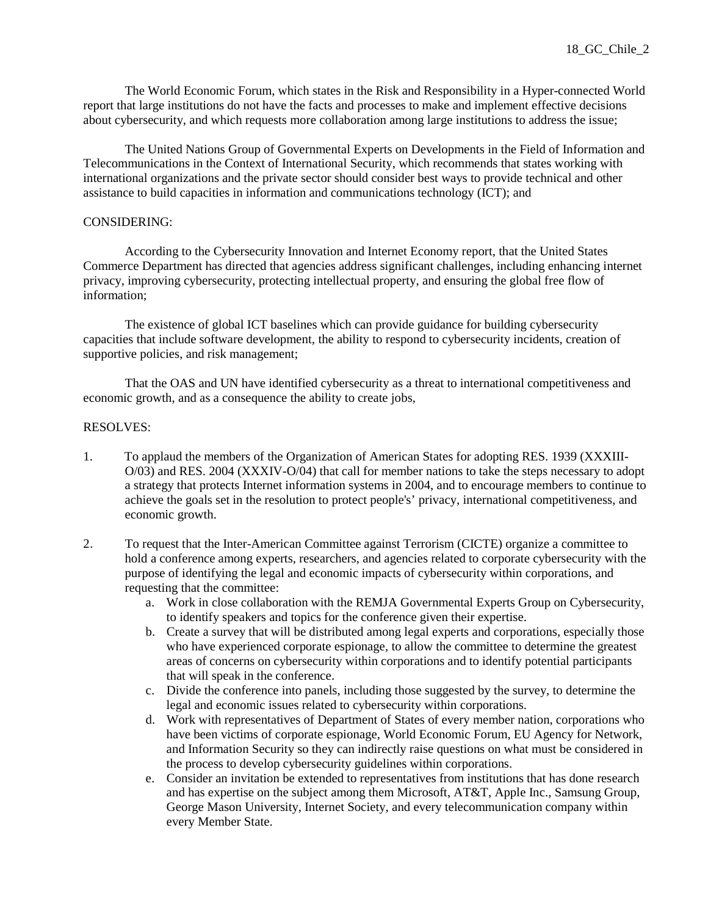The World Economic Forum, which states in the Risk and Responsibility in a Hyper-connected World report that large institutions do not have the facts and processes to make and implement effective decisions about cybersecurity, and which requests more collaboration among large institutions to address the issue;

The United Nations Group of Governmental Experts on Developments in the Field of Information and Telecommunications in the Context of International Security, which recommends that states working with international organizations and the private sector should consider best ways to provide technical and other assistance to build capacities in information and communications technology (ICT); and

CONSIDERING:

According to the Cybersecurity Innovation and Internet Economy report, that the United States Commerce Department has directed that agencies address significant challenges, including enhancing internet privacy, improving cybersecurity, protecting intellectual property, and ensuring the global free flow of information;

The existence of global ICT baselines which can provide guidance for building cybersecurity capacities that include software development, the ability to respond to cybersecurity incidents, creation of supportive policies, and risk management;

That the OAS and UN have identified cybersecurity as a threat to international competitiveness and economic growth, and as a consequence the ability to create jobs,

RESOLVES:

1. To applaud the members of the Organization of American States for adopting RES. 1939 (XXXIII-O/03) and RES. 2004 (XXXIV-O/04) that call for member nations to take the steps necessary to adopt a strategy that protects Internet information systems in 2004, and to encourage members to continue to achieve the goals set in the resolution to protect people's' privacy, international competitiveness, and economic growth.

2. To request that the Inter-American Committee against Terrorism (CICTE) organize a committee to hold a conference among experts, researchers, and agencies related to corporate cybersecurity with the purpose of identifying the legal and economic impacts of cybersecurity within corporations, and requesting that the committee:
   a. Work in close collaboration with the REMJA Governmental Experts Group on Cybersecurity, to identify speakers and topics for the conference given their expertise.
   b. Create a survey that will be distributed among legal experts and corporations, especially those who have experienced corporate espionage, to allow the committee to determine the greatest areas of concerns on cybersecurity within corporations and to identify potential participants that will speak in the conference.
   c. Divide the conference into panels, including those suggested by the survey, to determine the legal and economic issues related to cybersecurity within corporations.
   d. Work with representatives of Department of States of every member nation, corporations who have been victims of corporate espionage, World Economic Forum, EU Agency for Network, and Information Security so they can indirectly raise questions on what must be considered in the process to develop cybersecurity guidelines within corporations.
   e. Consider an invitation be extended to representatives from institutions that has done research and has expertise on the subject among them Microsoft, AT&T, Apple Inc., Samsung Group, George Mason University, Internet Society, and every telecommunication company within every Member State.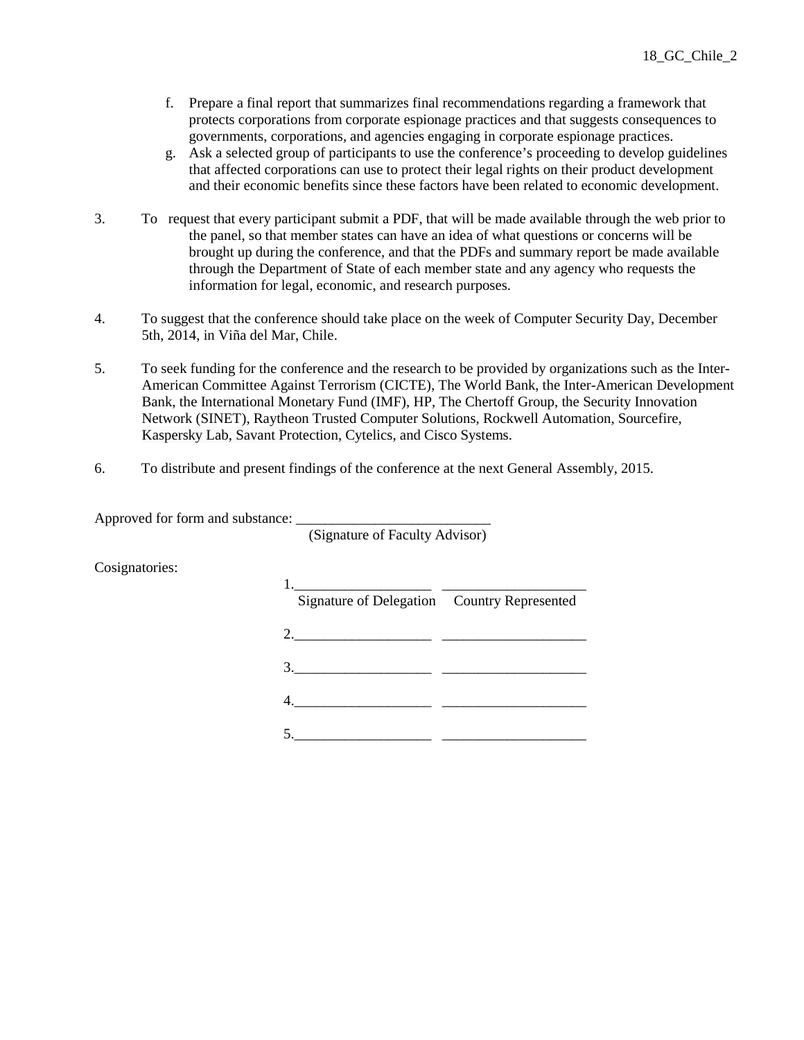f. Prepare a final report that summarizes final recommendations regarding a framework that protects corporations from corporate espionage practices and that suggests consequences to governments, corporations, and agencies engaging in corporate espionage practices.
g. Ask a selected group of participants to use the conference's proceeding to develop guidelines that affected corporations can use to protect their legal rights on their product development and their economic benefits since these factors have been related to economic development.

3. To request that every participant submit a PDF, that will be made available through the web prior to the panel, so that member states can have an idea of what questions or concerns will be brought up during the conference, and that the PDFs and summary report be made available through the Department of State of each member state and any agency who requests the information for legal, economic, and research purposes.

4. To suggest that the conference should take place on the week of Computer Security Day, December 5th, 2014, in Viña del Mar, Chile.

5. To seek funding for the conference and the research to be provided by organizations such as the Inter-American Committee Against Terrorism (CICTE), The World Bank, the Inter-American Development Bank, the International Monetary Fund (IMF), HP, The Chertoff Group, the Security Innovation Network (SINET), Raytheon Trusted Computer Solutions, Rockwell Automation, Sourcefire, Kaspersky Lab, Savant Protection, Cytelics, and Cisco Systems.

6. To distribute and present findings of the conference at the next General Assembly, 2015.

Approved for form and substance: ___________________________
(Signature of Faculty Advisor)

Cosignatories:

| | Signature of Delegation | Country Represented |
|---|---|---|
| 1. | ___________________ | ___________________ |
| 2. | ___________________ | ___________________ |
| 3. | ___________________ | ___________________ |
| 4. | ___________________ | ___________________ |
| 5. | ___________________ | ___________________ |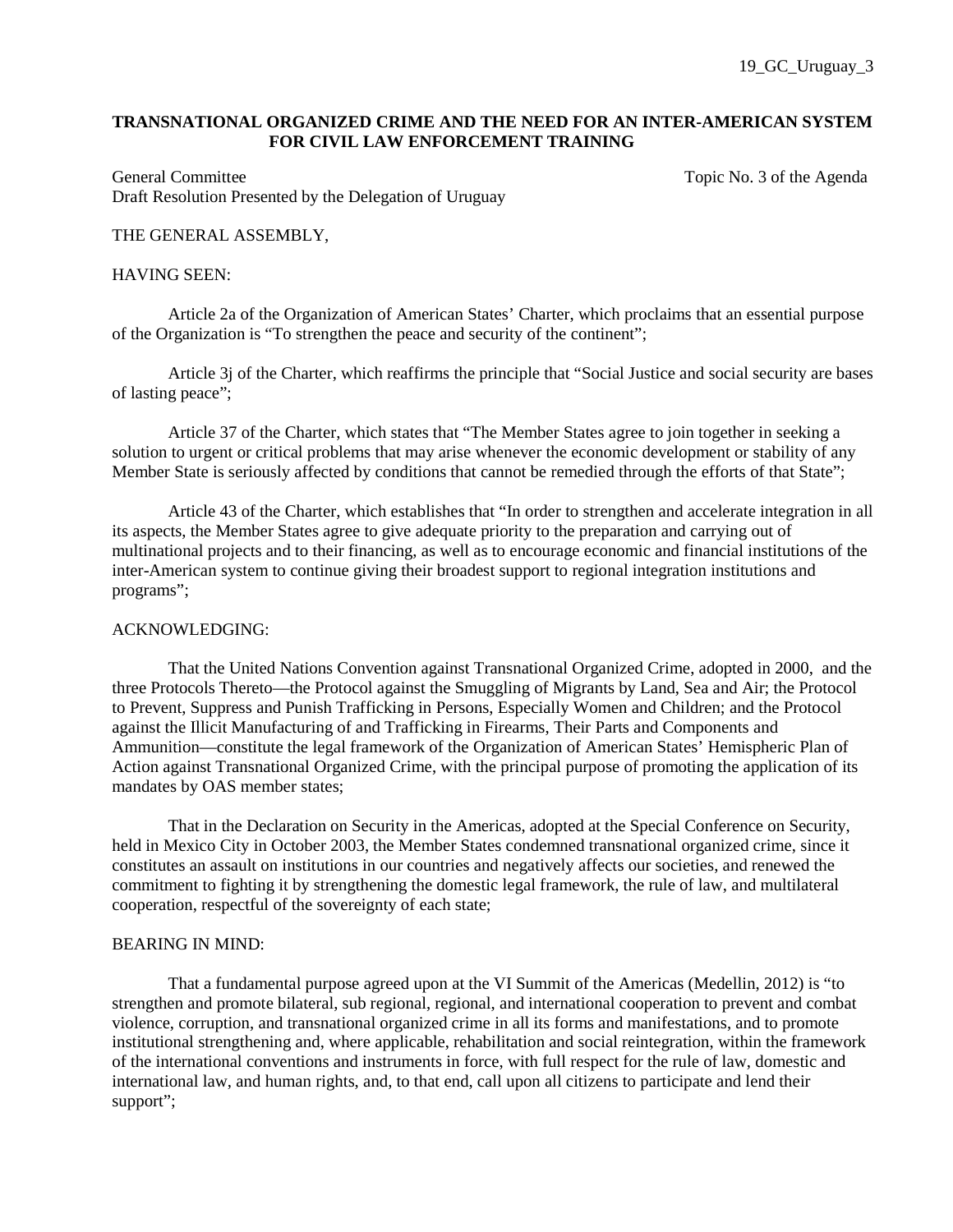19_GC_Uruguay_3

**TRANSNATIONAL ORGANIZED CRIME AND THE NEED FOR AN INTER-AMERICAN SYSTEM FOR CIVIL LAW ENFORCEMENT TRAINING**

General Committee — Topic No. 3 of the Agenda

Draft Resolution Presented by the Delegation of Uruguay

THE GENERAL ASSEMBLY,

HAVING SEEN:

Article 2a of the Organization of American States' Charter, which proclaims that an essential purpose of the Organization is "To strengthen the peace and security of the continent";

Article 3j of the Charter, which reaffirms the principle that "Social Justice and social security are bases of lasting peace";

Article 37 of the Charter, which states that "The Member States agree to join together in seeking a solution to urgent or critical problems that may arise whenever the economic development or stability of any Member State is seriously affected by conditions that cannot be remedied through the efforts of that State";

Article 43 of the Charter, which establishes that "In order to strengthen and accelerate integration in all its aspects, the Member States agree to give adequate priority to the preparation and carrying out of multinational projects and to their financing, as well as to encourage economic and financial institutions of the inter-American system to continue giving their broadest support to regional integration institutions and programs";

ACKNOWLEDGING:

That the United Nations Convention against Transnational Organized Crime, adopted in 2000, and the three Protocols Thereto—the Protocol against the Smuggling of Migrants by Land, Sea and Air; the Protocol to Prevent, Suppress and Punish Trafficking in Persons, Especially Women and Children; and the Protocol against the Illicit Manufacturing of and Trafficking in Firearms, Their Parts and Components and Ammunition—constitute the legal framework of the Organization of American States' Hemispheric Plan of Action against Transnational Organized Crime, with the principal purpose of promoting the application of its mandates by OAS member states;

That in the Declaration on Security in the Americas, adopted at the Special Conference on Security, held in Mexico City in October 2003, the Member States condemned transnational organized crime, since it constitutes an assault on institutions in our countries and negatively affects our societies, and renewed the commitment to fighting it by strengthening the domestic legal framework, the rule of law, and multilateral cooperation, respectful of the sovereignty of each state;

BEARING IN MIND:

That a fundamental purpose agreed upon at the VI Summit of the Americas (Medellin, 2012) is "to strengthen and promote bilateral, sub regional, regional, and international cooperation to prevent and combat violence, corruption, and transnational organized crime in all its forms and manifestations, and to promote institutional strengthening and, where applicable, rehabilitation and social reintegration, within the framework of the international conventions and instruments in force, with full respect for the rule of law, domestic and international law, and human rights, and, to that end, call upon all citizens to participate and lend their support";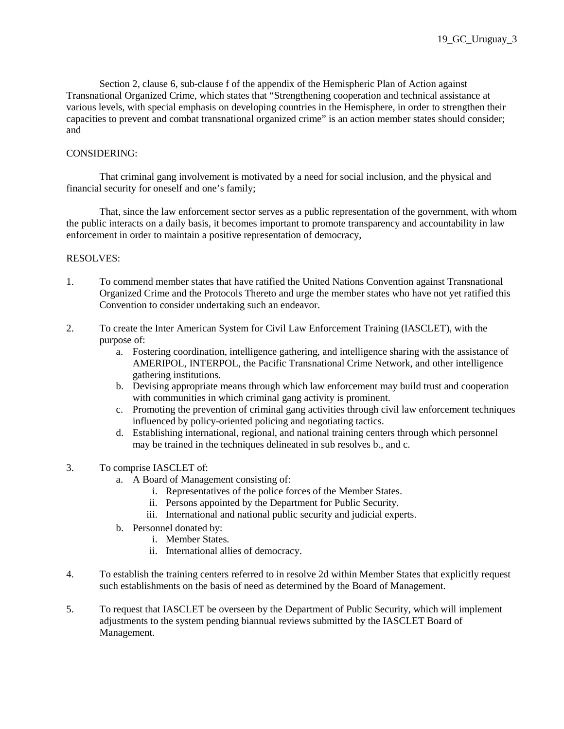Section 2, clause 6, sub-clause f of the appendix of the Hemispheric Plan of Action against Transnational Organized Crime, which states that "Strengthening cooperation and technical assistance at various levels, with special emphasis on developing countries in the Hemisphere, in order to strengthen their capacities to prevent and combat transnational organized crime" is an action member states should consider; and

CONSIDERING:

That criminal gang involvement is motivated by a need for social inclusion, and the physical and financial security for oneself and one's family;

That, since the law enforcement sector serves as a public representation of the government, with whom the public interacts on a daily basis, it becomes important to promote transparency and accountability in law enforcement in order to maintain a positive representation of democracy,

RESOLVES:

1. To commend member states that have ratified the United Nations Convention against Transnational Organized Crime and the Protocols Thereto and urge the member states who have not yet ratified this Convention to consider undertaking such an endeavor.

2. To create the Inter American System for Civil Law Enforcement Training (IASCLET), with the purpose of:
   a. Fostering coordination, intelligence gathering, and intelligence sharing with the assistance of AMERIPOL, INTERPOL, the Pacific Transnational Crime Network, and other intelligence gathering institutions.
   b. Devising appropriate means through which law enforcement may build trust and cooperation with communities in which criminal gang activity is prominent.
   c. Promoting the prevention of criminal gang activities through civil law enforcement techniques influenced by policy-oriented policing and negotiating tactics.
   d. Establishing international, regional, and national training centers through which personnel may be trained in the techniques delineated in sub resolves b., and c.

3. To comprise IASCLET of:
   a. A Board of Management consisting of:
      i. Representatives of the police forces of the Member States.
      ii. Persons appointed by the Department for Public Security.
      iii. International and national public security and judicial experts.
   b. Personnel donated by:
      i. Member States.
      ii. International allies of democracy.

4. To establish the training centers referred to in resolve 2d within Member States that explicitly request such establishments on the basis of need as determined by the Board of Management.

5. To request that IASCLET be overseen by the Department of Public Security, which will implement adjustments to the system pending biannual reviews submitted by the IASCLET Board of Management.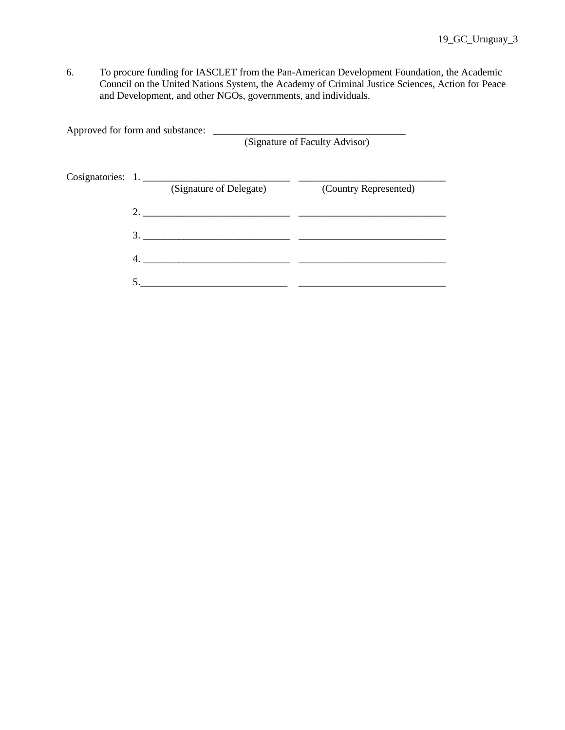6. To procure funding for IASCLET from the Pan-American Development Foundation, the Academic Council on the United Nations System, the Academy of Criminal Justice Sciences, Action for Peace and Development, and other NGOs, governments, and individuals.

Approved for form and substance: _____________________________________
(Signature of Faculty Advisor)

Cosignatories:

| | (Signature of Delegate) | (Country Represented) |
|---|---|---|
| 1. | _____________________________ | _____________________________ |
| 2. | _____________________________ | _____________________________ |
| 3. | _____________________________ | _____________________________ |
| 4. | _____________________________ | _____________________________ |
| 5. | _____________________________ | _____________________________ |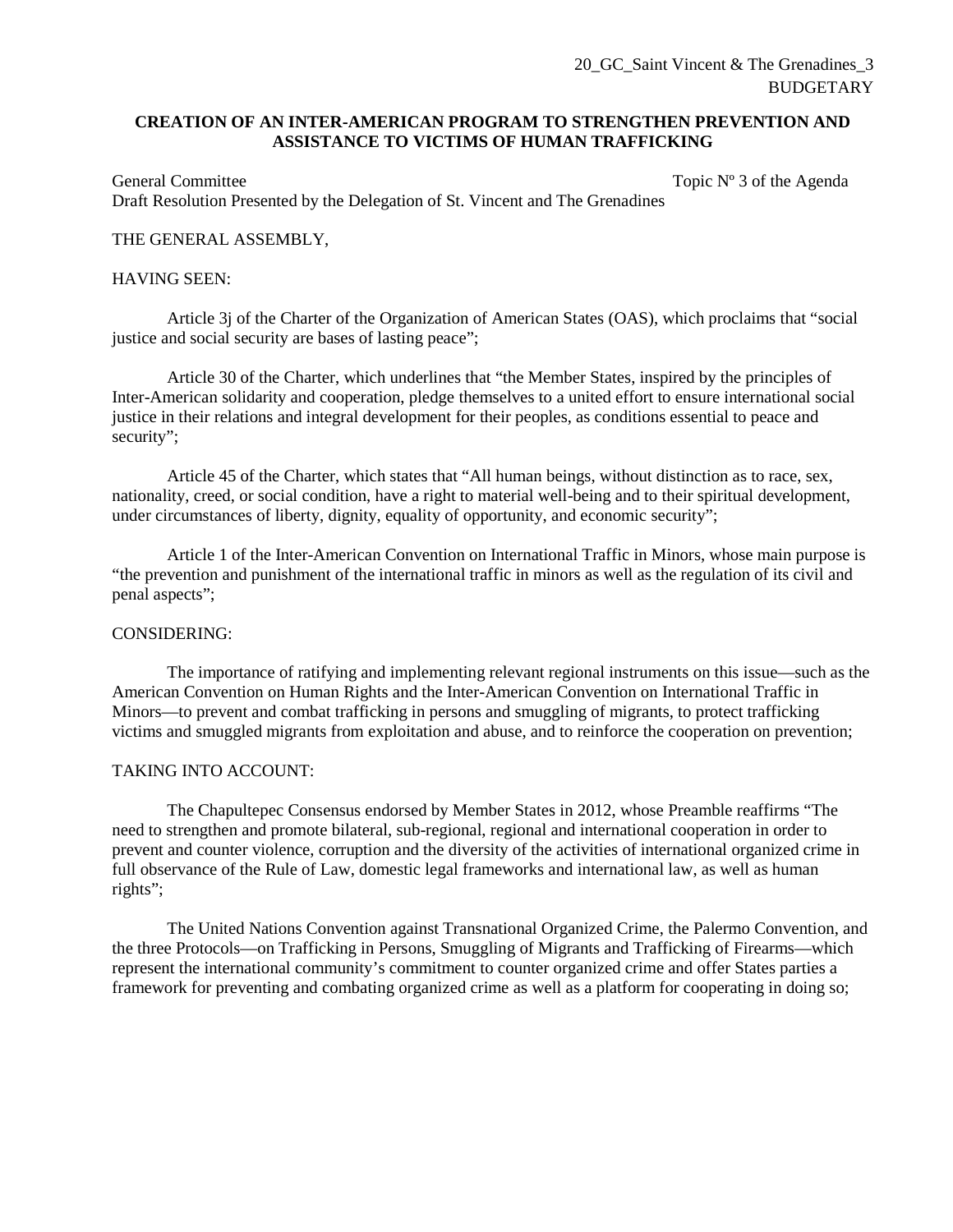20_GC_Saint Vincent & The Grenadines_3
BUDGETARY

**CREATION OF AN INTER-AMERICAN PROGRAM TO STRENGTHEN PREVENTION AND ASSISTANCE TO VICTIMS OF HUMAN TRAFFICKING**

General Committee — Topic Nº 3 of the Agenda

Draft Resolution Presented by the Delegation of St. Vincent and The Grenadines

THE GENERAL ASSEMBLY,

HAVING SEEN:

Article 3j of the Charter of the Organization of American States (OAS), which proclaims that "social justice and social security are bases of lasting peace";

Article 30 of the Charter, which underlines that "the Member States, inspired by the principles of Inter-American solidarity and cooperation, pledge themselves to a united effort to ensure international social justice in their relations and integral development for their peoples, as conditions essential to peace and security";

Article 45 of the Charter, which states that "All human beings, without distinction as to race, sex, nationality, creed, or social condition, have a right to material well-being and to their spiritual development, under circumstances of liberty, dignity, equality of opportunity, and economic security";

Article 1 of the Inter-American Convention on International Traffic in Minors, whose main purpose is "the prevention and punishment of the international traffic in minors as well as the regulation of its civil and penal aspects";

CONSIDERING:

The importance of ratifying and implementing relevant regional instruments on this issue—such as the American Convention on Human Rights and the Inter-American Convention on International Traffic in Minors—to prevent and combat trafficking in persons and smuggling of migrants, to protect trafficking victims and smuggled migrants from exploitation and abuse, and to reinforce the cooperation on prevention;

TAKING INTO ACCOUNT:

The Chapultepec Consensus endorsed by Member States in 2012, whose Preamble reaffirms "The need to strengthen and promote bilateral, sub-regional, regional and international cooperation in order to prevent and counter violence, corruption and the diversity of the activities of international organized crime in full observance of the Rule of Law, domestic legal frameworks and international law, as well as human rights";

The United Nations Convention against Transnational Organized Crime, the Palermo Convention, and the three Protocols—on Trafficking in Persons, Smuggling of Migrants and Trafficking of Firearms—which represent the international community's commitment to counter organized crime and offer States parties a framework for preventing and combating organized crime as well as a platform for cooperating in doing so;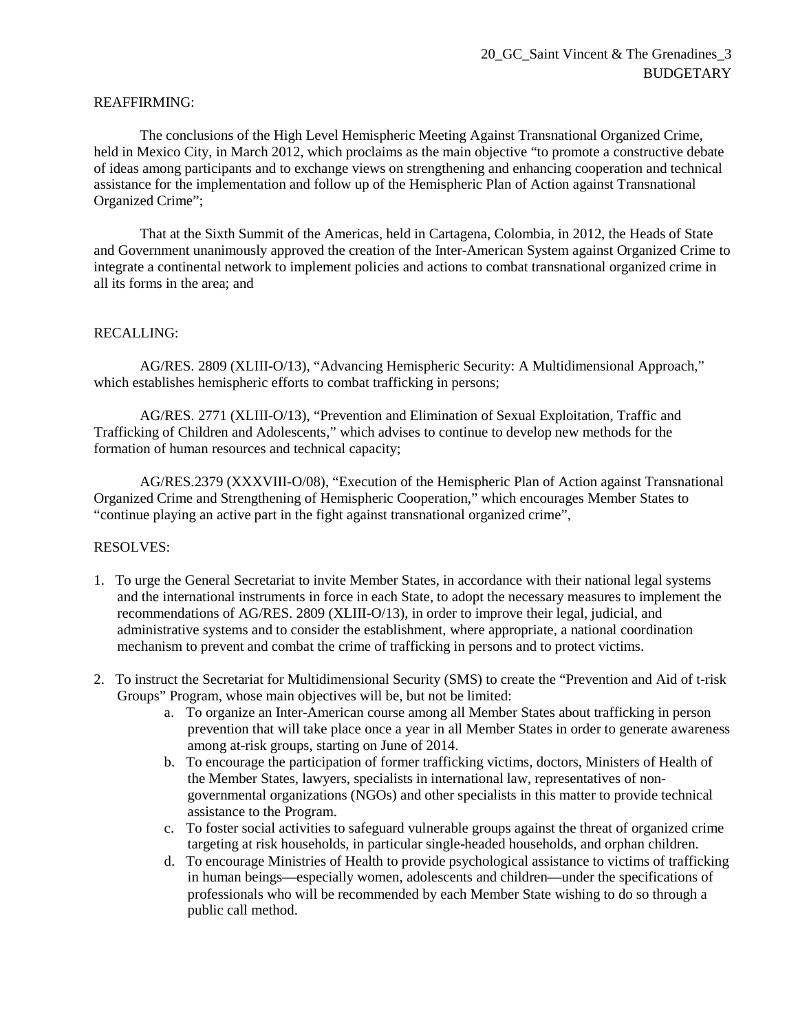20_GC_Saint Vincent & The Grenadines_3
BUDGETARY

REAFFIRMING:

The conclusions of the High Level Hemispheric Meeting Against Transnational Organized Crime, held in Mexico City, in March 2012, which proclaims as the main objective "to promote a constructive debate of ideas among participants and to exchange views on strengthening and enhancing cooperation and technical assistance for the implementation and follow up of the Hemispheric Plan of Action against Transnational Organized Crime";

That at the Sixth Summit of the Americas, held in Cartagena, Colombia, in 2012, the Heads of State and Government unanimously approved the creation of the Inter-American System against Organized Crime to integrate a continental network to implement policies and actions to combat transnational organized crime in all its forms in the area; and

RECALLING:

AG/RES. 2809 (XLIII-O/13), "Advancing Hemispheric Security: A Multidimensional Approach," which establishes hemispheric efforts to combat trafficking in persons;

AG/RES. 2771 (XLIII-O/13), "Prevention and Elimination of Sexual Exploitation, Traffic and Trafficking of Children and Adolescents," which advises to continue to develop new methods for the formation of human resources and technical capacity;

AG/RES.2379 (XXXVIII-O/08), "Execution of the Hemispheric Plan of Action against Transnational Organized Crime and Strengthening of Hemispheric Cooperation," which encourages Member States to "continue playing an active part in the fight against transnational organized crime",

RESOLVES:

1. To urge the General Secretariat to invite Member States, in accordance with their national legal systems and the international instruments in force in each State, to adopt the necessary measures to implement the recommendations of AG/RES. 2809 (XLIII-O/13), in order to improve their legal, judicial, and administrative systems and to consider the establishment, where appropriate, a national coordination mechanism to prevent and combat the crime of trafficking in persons and to protect victims.

2. To instruct the Secretariat for Multidimensional Security (SMS) to create the "Prevention and Aid of t-risk Groups" Program, whose main objectives will be, but not be limited:
    a. To organize an Inter-American course among all Member States about trafficking in person prevention that will take place once a year in all Member States in order to generate awareness among at-risk groups, starting on June of 2014.
    b. To encourage the participation of former trafficking victims, doctors, Ministers of Health of the Member States, lawyers, specialists in international law, representatives of non-governmental organizations (NGOs) and other specialists in this matter to provide technical assistance to the Program.
    c. To foster social activities to safeguard vulnerable groups against the threat of organized crime targeting at risk households, in particular single-headed households, and orphan children.
    d. To encourage Ministries of Health to provide psychological assistance to victims of trafficking in human beings—especially women, adolescents and children—under the specifications of professionals who will be recommended by each Member State wishing to do so through a public call method.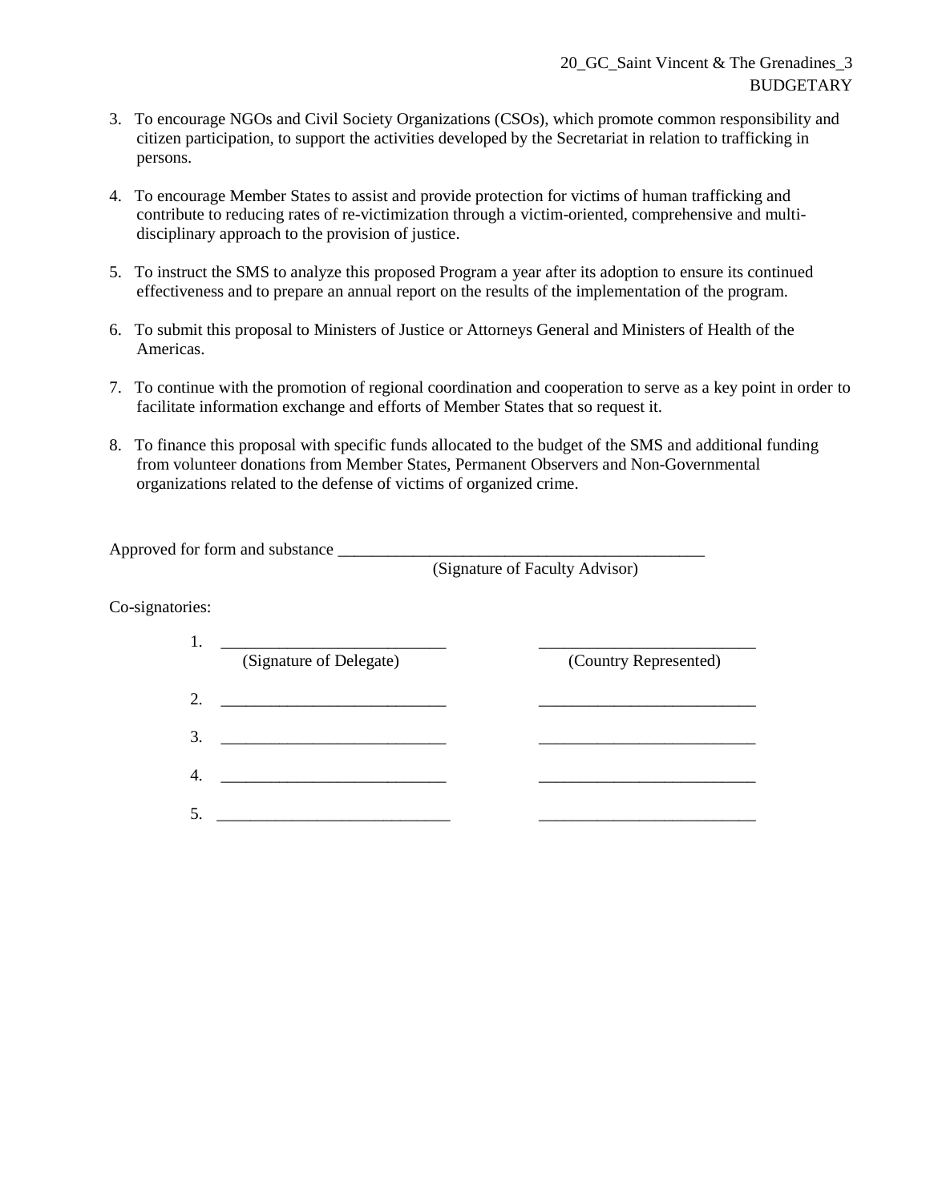20_GC_Saint Vincent & The Grenadines_3
BUDGETARY

3. To encourage NGOs and Civil Society Organizations (CSOs), which promote common responsibility and citizen participation, to support the activities developed by the Secretariat in relation to trafficking in persons.

4. To encourage Member States to assist and provide protection for victims of human trafficking and contribute to reducing rates of re-victimization through a victim-oriented, comprehensive and multi-disciplinary approach to the provision of justice.

5. To instruct the SMS to analyze this proposed Program a year after its adoption to ensure its continued effectiveness and to prepare an annual report on the results of the implementation of the program.

6. To submit this proposal to Ministers of Justice or Attorneys General and Ministers of Health of the Americas.

7. To continue with the promotion of regional coordination and cooperation to serve as a key point in order to facilitate information exchange and efforts of Member States that so request it.

8. To finance this proposal with specific funds allocated to the budget of the SMS and additional funding from volunteer donations from Member States, Permanent Observers and Non-Governmental organizations related to the defense of victims of organized crime.

Approved for form and substance ____________________________________________
(Signature of Faculty Advisor)

Co-signatories:

1. ___________________________ ___________________________
(Signature of Delegate) (Country Represented)

2. ___________________________ ___________________________

3. ___________________________ ___________________________

4. ___________________________ ___________________________

5. ___________________________ ___________________________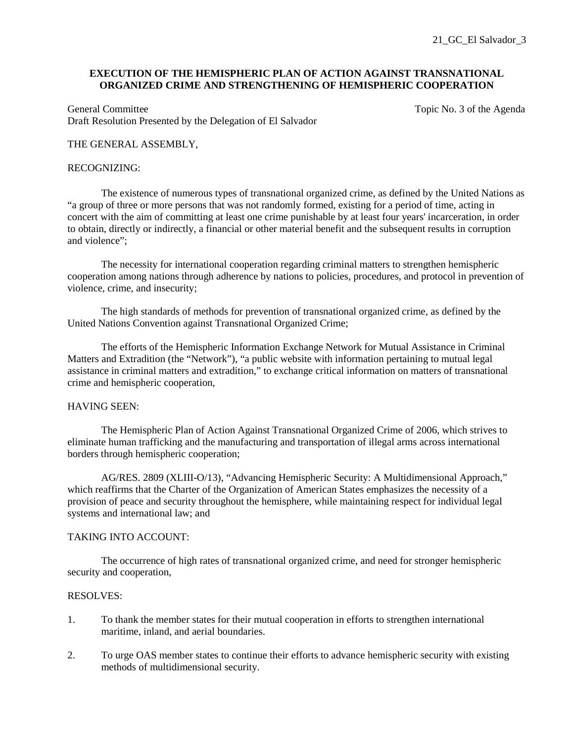21_GC_El Salvador_3

**EXECUTION OF THE HEMISPHERIC PLAN OF ACTION AGAINST TRANSNATIONAL ORGANIZED CRIME AND STRENGTHENING OF HEMISPHERIC COOPERATION**

General Committee — Topic No. 3 of the Agenda
Draft Resolution Presented by the Delegation of El Salvador

THE GENERAL ASSEMBLY,

RECOGNIZING:

The existence of numerous types of transnational organized crime, as defined by the United Nations as "a group of three or more persons that was not randomly formed, existing for a period of time, acting in concert with the aim of committing at least one crime punishable by at least four years' incarceration, in order to obtain, directly or indirectly, a financial or other material benefit and the subsequent results in corruption and violence";

The necessity for international cooperation regarding criminal matters to strengthen hemispheric cooperation among nations through adherence by nations to policies, procedures, and protocol in prevention of violence, crime, and insecurity;

The high standards of methods for prevention of transnational organized crime, as defined by the United Nations Convention against Transnational Organized Crime;

The efforts of the Hemispheric Information Exchange Network for Mutual Assistance in Criminal Matters and Extradition (the "Network"), "a public website with information pertaining to mutual legal assistance in criminal matters and extradition," to exchange critical information on matters of transnational crime and hemispheric cooperation,

HAVING SEEN:

The Hemispheric Plan of Action Against Transnational Organized Crime of 2006, which strives to eliminate human trafficking and the manufacturing and transportation of illegal arms across international borders through hemispheric cooperation;

AG/RES. 2809 (XLIII-O/13), "Advancing Hemispheric Security: A Multidimensional Approach," which reaffirms that the Charter of the Organization of American States emphasizes the necessity of a provision of peace and security throughout the hemisphere, while maintaining respect for individual legal systems and international law; and

TAKING INTO ACCOUNT:

The occurrence of high rates of transnational organized crime, and need for stronger hemispheric security and cooperation,

RESOLVES:

1. To thank the member states for their mutual cooperation in efforts to strengthen international maritime, inland, and aerial boundaries.

2. To urge OAS member states to continue their efforts to advance hemispheric security with existing methods of multidimensional security.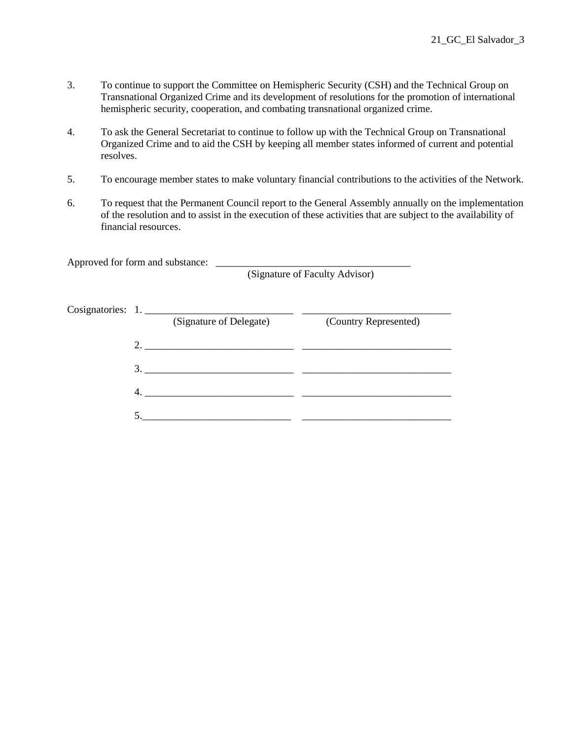3. To continue to support the Committee on Hemispheric Security (CSH) and the Technical Group on Transnational Organized Crime and its development of resolutions for the promotion of international hemispheric security, cooperation, and combating transnational organized crime.

4. To ask the General Secretariat to continue to follow up with the Technical Group on Transnational Organized Crime and to aid the CSH by keeping all member states informed of current and potential resolves.

5. To encourage member states to make voluntary financial contributions to the activities of the Network.

6. To request that the Permanent Council report to the General Assembly annually on the implementation of the resolution and to assist in the execution of these activities that are subject to the availability of financial resources.

Approved for form and substance: ______________________________________
(Signature of Faculty Advisor)

Cosignatories:

1. _____________________________ _____________________________
(Signature of Delegate) (Country Represented)

2. _____________________________ _____________________________

3. _____________________________ _____________________________

4. _____________________________ _____________________________

5. _____________________________ _____________________________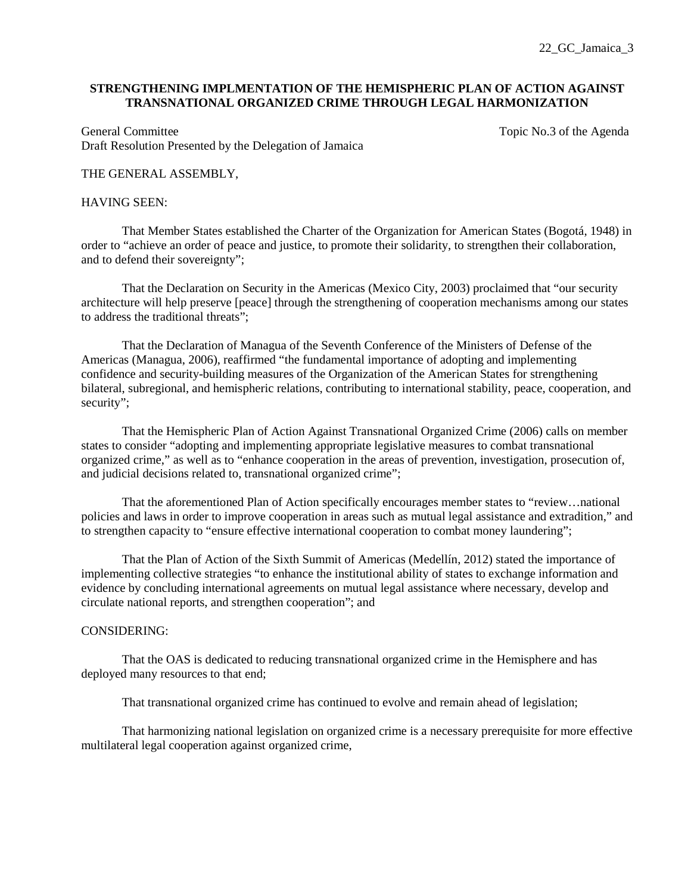22_GC_Jamaica_3

**STRENGTHENING IMPLMENTATION OF THE HEMISPHERIC PLAN OF ACTION AGAINST TRANSNATIONAL ORGANIZED CRIME THROUGH LEGAL HARMONIZATION**

General Committee  Topic No.3 of the Agenda
Draft Resolution Presented by the Delegation of Jamaica

THE GENERAL ASSEMBLY,

HAVING SEEN:

That Member States established the Charter of the Organization for American States (Bogotá, 1948) in order to "achieve an order of peace and justice, to promote their solidarity, to strengthen their collaboration, and to defend their sovereignty";

That the Declaration on Security in the Americas (Mexico City, 2003) proclaimed that "our security architecture will help preserve [peace] through the strengthening of cooperation mechanisms among our states to address the traditional threats";

That the Declaration of Managua of the Seventh Conference of the Ministers of Defense of the Americas (Managua, 2006), reaffirmed "the fundamental importance of adopting and implementing confidence and security-building measures of the Organization of the American States for strengthening bilateral, subregional, and hemispheric relations, contributing to international stability, peace, cooperation, and security";

That the Hemispheric Plan of Action Against Transnational Organized Crime (2006) calls on member states to consider "adopting and implementing appropriate legislative measures to combat transnational organized crime," as well as to "enhance cooperation in the areas of prevention, investigation, prosecution of, and judicial decisions related to, transnational organized crime";

That the aforementioned Plan of Action specifically encourages member states to "review…national policies and laws in order to improve cooperation in areas such as mutual legal assistance and extradition," and to strengthen capacity to "ensure effective international cooperation to combat money laundering";

That the Plan of Action of the Sixth Summit of Americas (Medellín, 2012) stated the importance of implementing collective strategies "to enhance the institutional ability of states to exchange information and evidence by concluding international agreements on mutual legal assistance where necessary, develop and circulate national reports, and strengthen cooperation"; and

CONSIDERING:

That the OAS is dedicated to reducing transnational organized crime in the Hemisphere and has deployed many resources to that end;

That transnational organized crime has continued to evolve and remain ahead of legislation;

That harmonizing national legislation on organized crime is a necessary prerequisite for more effective multilateral legal cooperation against organized crime,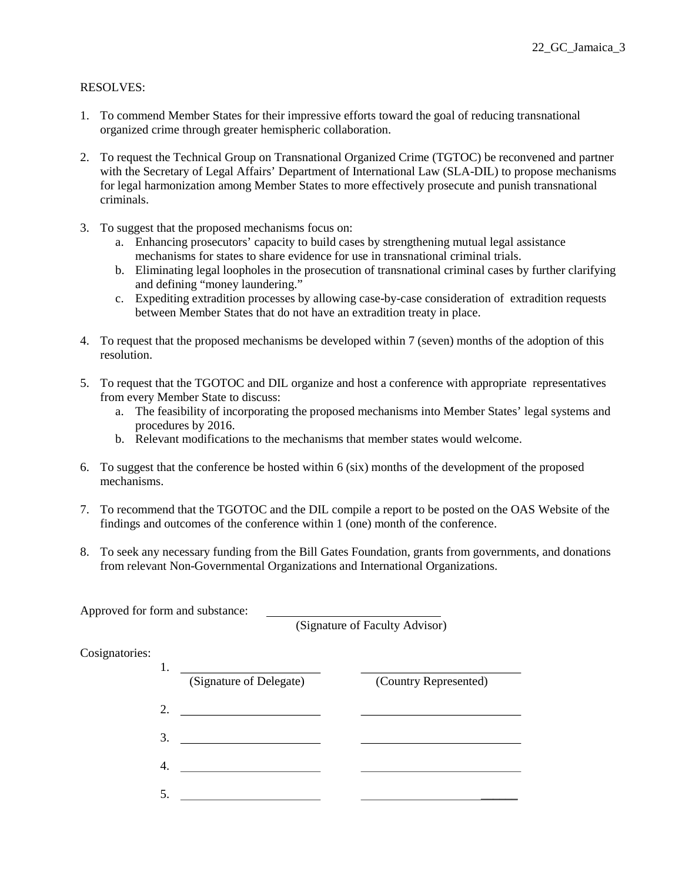22_GC_Jamaica_3

RESOLVES:

1. To commend Member States for their impressive efforts toward the goal of reducing transnational organized crime through greater hemispheric collaboration.

2. To request the Technical Group on Transnational Organized Crime (TGTOC) be reconvened and partner with the Secretary of Legal Affairs' Department of International Law (SLA-DIL) to propose mechanisms for legal harmonization among Member States to more effectively prosecute and punish transnational criminals.

3. To suggest that the proposed mechanisms focus on:
   a. Enhancing prosecutors' capacity to build cases by strengthening mutual legal assistance mechanisms for states to share evidence for use in transnational criminal trials.
   b. Eliminating legal loopholes in the prosecution of transnational criminal cases by further clarifying and defining "money laundering."
   c. Expediting extradition processes by allowing case-by-case consideration of extradition requests between Member States that do not have an extradition treaty in place.

4. To request that the proposed mechanisms be developed within 7 (seven) months of the adoption of this resolution.

5. To request that the TGOTOC and DIL organize and host a conference with appropriate representatives from every Member State to discuss:
   a. The feasibility of incorporating the proposed mechanisms into Member States' legal systems and procedures by 2016.
   b. Relevant modifications to the mechanisms that member states would welcome.

6. To suggest that the conference be hosted within 6 (six) months of the development of the proposed mechanisms.

7. To recommend that the TGOTOC and the DIL compile a report to be posted on the OAS Website of the findings and outcomes of the conference within 1 (one) month of the conference.

8. To seek any necessary funding from the Bill Gates Foundation, grants from governments, and donations from relevant Non-Governmental Organizations and International Organizations.

Approved for form and substance: ____________________________
(Signature of Faculty Advisor)

Cosignatories:

1. ______________________ ______________________
   (Signature of Delegate) (Country Represented)

2. ______________________ ______________________

3. ______________________ ______________________

4. ______________________ ______________________

5. ______________________ ______________________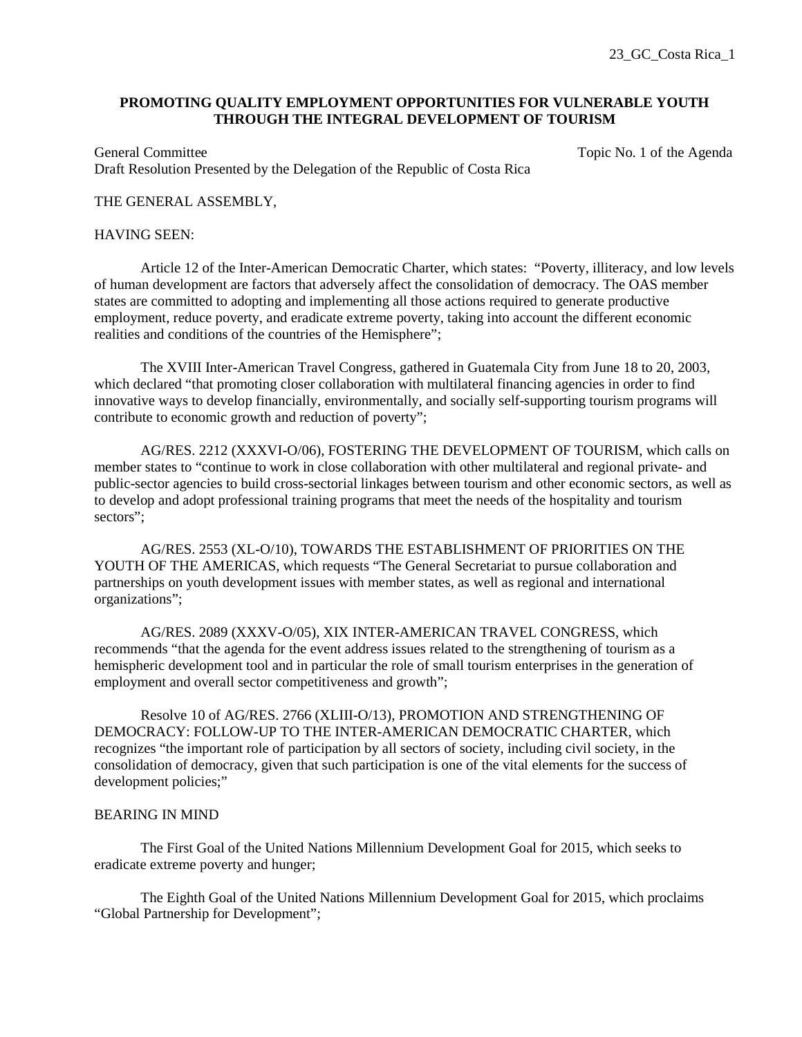23_GC_Costa Rica_1

**PROMOTING QUALITY EMPLOYMENT OPPORTUNITIES FOR VULNERABLE YOUTH THROUGH THE INTEGRAL DEVELOPMENT OF TOURISM**

General Committee — Topic No. 1 of the Agenda

Draft Resolution Presented by the Delegation of the Republic of Costa Rica

THE GENERAL ASSEMBLY,

HAVING SEEN:

Article 12 of the Inter-American Democratic Charter, which states: "Poverty, illiteracy, and low levels of human development are factors that adversely affect the consolidation of democracy. The OAS member states are committed to adopting and implementing all those actions required to generate productive employment, reduce poverty, and eradicate extreme poverty, taking into account the different economic realities and conditions of the countries of the Hemisphere";

The XVIII Inter-American Travel Congress, gathered in Guatemala City from June 18 to 20, 2003, which declared "that promoting closer collaboration with multilateral financing agencies in order to find innovative ways to develop financially, environmentally, and socially self-supporting tourism programs will contribute to economic growth and reduction of poverty";

AG/RES. 2212 (XXXVI-O/06), FOSTERING THE DEVELOPMENT OF TOURISM, which calls on member states to "continue to work in close collaboration with other multilateral and regional private- and public-sector agencies to build cross-sectorial linkages between tourism and other economic sectors, as well as to develop and adopt professional training programs that meet the needs of the hospitality and tourism sectors";

AG/RES. 2553 (XL-O/10), TOWARDS THE ESTABLISHMENT OF PRIORITIES ON THE YOUTH OF THE AMERICAS, which requests "The General Secretariat to pursue collaboration and partnerships on youth development issues with member states, as well as regional and international organizations";

AG/RES. 2089 (XXXV-O/05), XIX INTER-AMERICAN TRAVEL CONGRESS, which recommends "that the agenda for the event address issues related to the strengthening of tourism as a hemispheric development tool and in particular the role of small tourism enterprises in the generation of employment and overall sector competitiveness and growth";

Resolve 10 of AG/RES. 2766 (XLIII-O/13), PROMOTION AND STRENGTHENING OF DEMOCRACY: FOLLOW-UP TO THE INTER-AMERICAN DEMOCRATIC CHARTER, which recognizes "the important role of participation by all sectors of society, including civil society, in the consolidation of democracy, given that such participation is one of the vital elements for the success of development policies;"

BEARING IN MIND

The First Goal of the United Nations Millennium Development Goal for 2015, which seeks to eradicate extreme poverty and hunger;

The Eighth Goal of the United Nations Millennium Development Goal for 2015, which proclaims "Global Partnership for Development";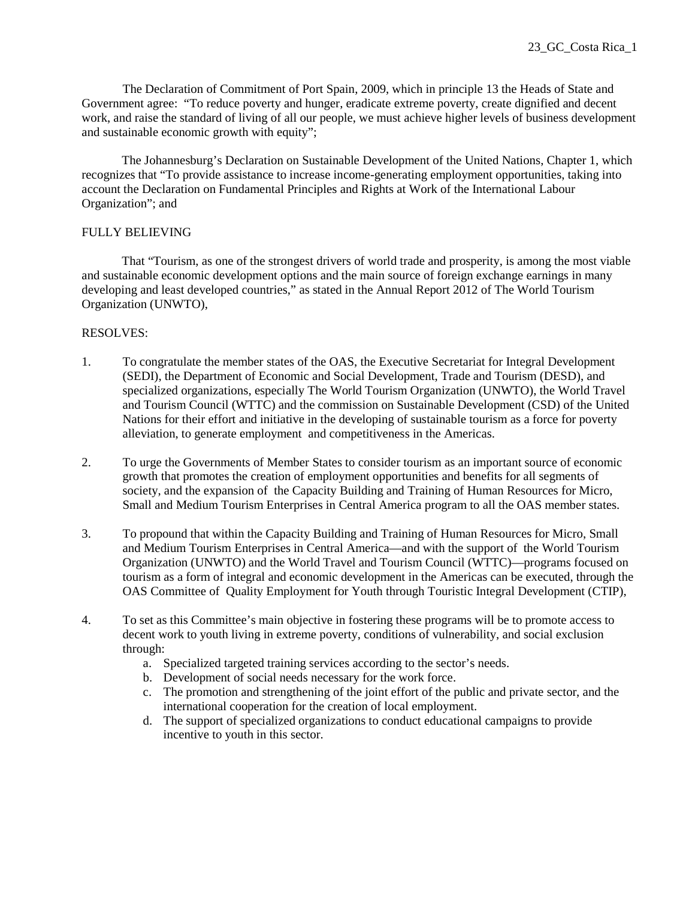The Declaration of Commitment of Port Spain, 2009, which in principle 13 the Heads of State and Government agree: "To reduce poverty and hunger, eradicate extreme poverty, create dignified and decent work, and raise the standard of living of all our people, we must achieve higher levels of business development and sustainable economic growth with equity";

The Johannesburg's Declaration on Sustainable Development of the United Nations, Chapter 1, which recognizes that "To provide assistance to increase income-generating employment opportunities, taking into account the Declaration on Fundamental Principles and Rights at Work of the International Labour Organization"; and

FULLY BELIEVING

That "Tourism, as one of the strongest drivers of world trade and prosperity, is among the most viable and sustainable economic development options and the main source of foreign exchange earnings in many developing and least developed countries," as stated in the Annual Report 2012 of The World Tourism Organization (UNWTO),

RESOLVES:

1. To congratulate the member states of the OAS, the Executive Secretariat for Integral Development (SEDI), the Department of Economic and Social Development, Trade and Tourism (DESD), and specialized organizations, especially The World Tourism Organization (UNWTO), the World Travel and Tourism Council (WTTC) and the commission on Sustainable Development (CSD) of the United Nations for their effort and initiative in the developing of sustainable tourism as a force for poverty alleviation, to generate employment and competitiveness in the Americas.

2. To urge the Governments of Member States to consider tourism as an important source of economic growth that promotes the creation of employment opportunities and benefits for all segments of society, and the expansion of the Capacity Building and Training of Human Resources for Micro, Small and Medium Tourism Enterprises in Central America program to all the OAS member states.

3. To propound that within the Capacity Building and Training of Human Resources for Micro, Small and Medium Tourism Enterprises in Central America—and with the support of the World Tourism Organization (UNWTO) and the World Travel and Tourism Council (WTTC)—programs focused on tourism as a form of integral and economic development in the Americas can be executed, through the OAS Committee of Quality Employment for Youth through Touristic Integral Development (CTIP),

4. To set as this Committee's main objective in fostering these programs will be to promote access to decent work to youth living in extreme poverty, conditions of vulnerability, and social exclusion through:
   a. Specialized targeted training services according to the sector's needs.
   b. Development of social needs necessary for the work force.
   c. The promotion and strengthening of the joint effort of the public and private sector, and the international cooperation for the creation of local employment.
   d. The support of specialized organizations to conduct educational campaigns to provide incentive to youth in this sector.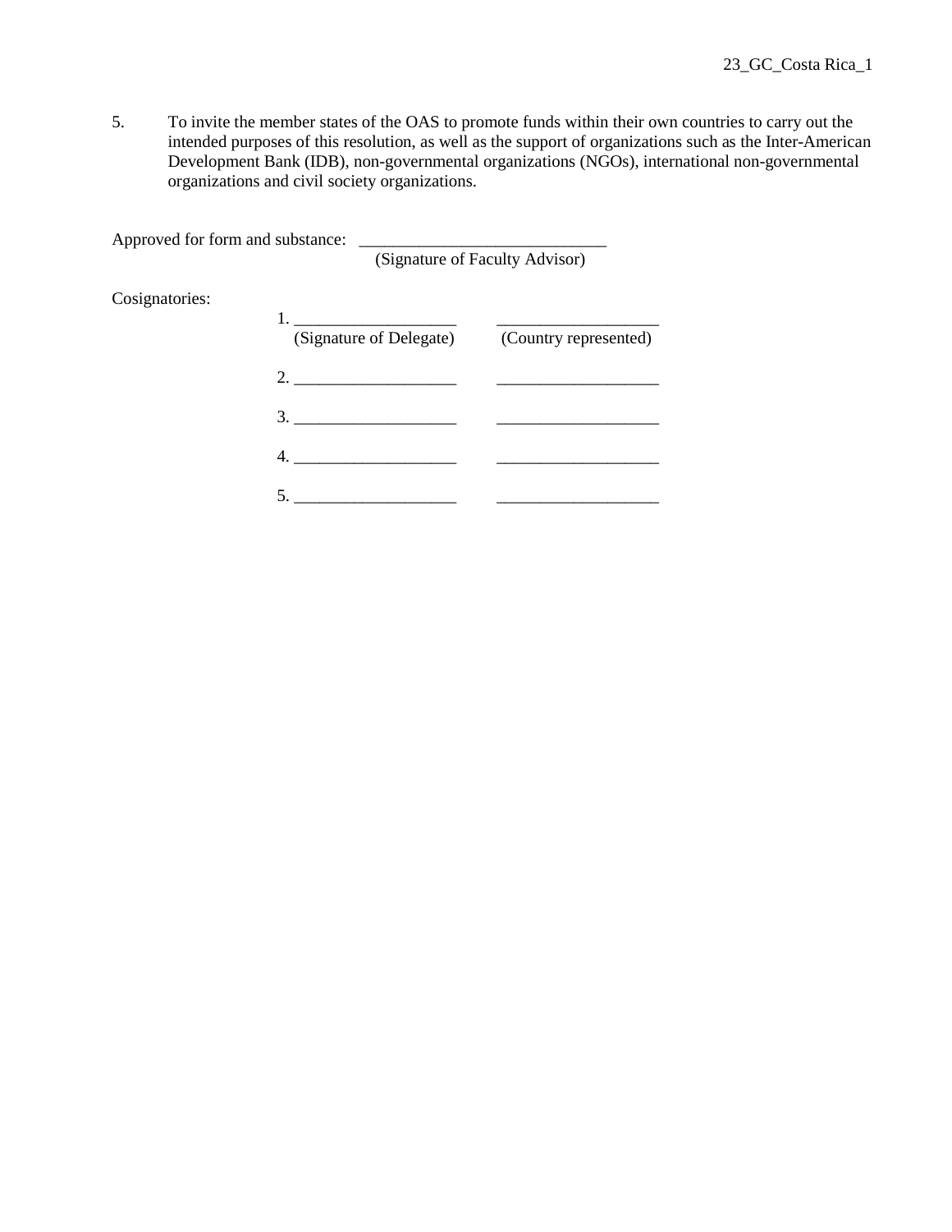5. To invite the member states of the OAS to promote funds within their own countries to carry out the intended purposes of this resolution, as well as the support of organizations such as the Inter-American Development Bank (IDB), non-governmental organizations (NGOs), international non-governmental organizations and civil society organizations.

Approved for form and substance: _____________________________
(Signature of Faculty Advisor)

Cosignatories:

| | (Signature of Delegate) | (Country represented) |
|---|---|---|
| 1. | ___________________ | ___________________ |
| 2. | ___________________ | ___________________ |
| 3. | ___________________ | ___________________ |
| 4. | ___________________ | ___________________ |
| 5. | ___________________ | ___________________ |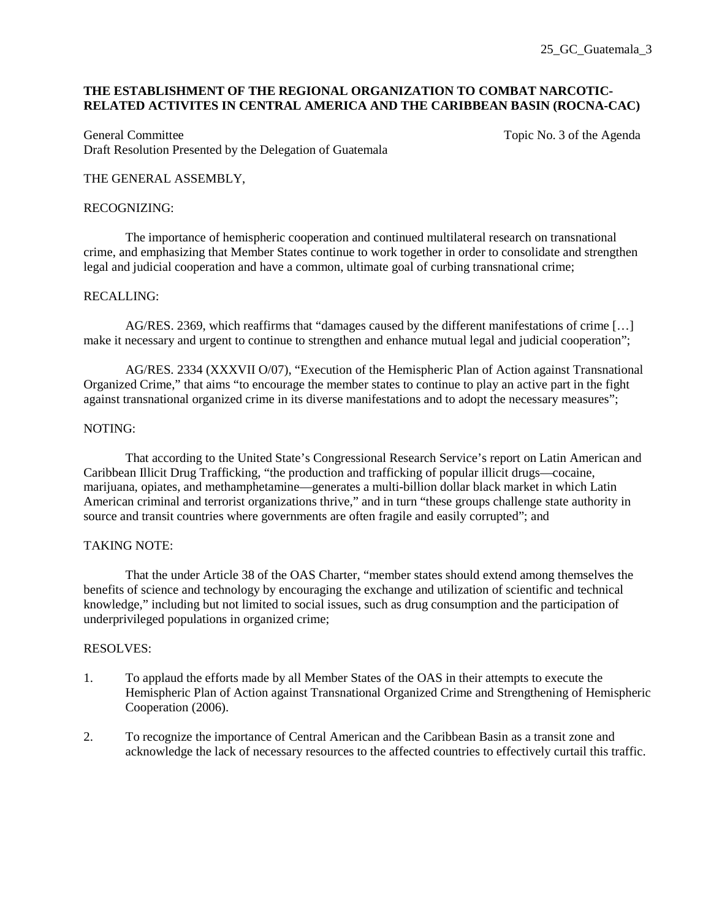25_GC_Guatemala_3

**THE ESTABLISHMENT OF THE REGIONAL ORGANIZATION TO COMBAT NARCOTIC-RELATED ACTIVITES IN CENTRAL AMERICA AND THE CARIBBEAN BASIN (ROCNA-CAC)**

General Committee — Topic No. 3 of the Agenda

Draft Resolution Presented by the Delegation of Guatemala

THE GENERAL ASSEMBLY,

RECOGNIZING:

The importance of hemispheric cooperation and continued multilateral research on transnational crime, and emphasizing that Member States continue to work together in order to consolidate and strengthen legal and judicial cooperation and have a common, ultimate goal of curbing transnational crime;

RECALLING:

AG/RES. 2369, which reaffirms that "damages caused by the different manifestations of crime […] make it necessary and urgent to continue to strengthen and enhance mutual legal and judicial cooperation";

AG/RES. 2334 (XXXVII O/07), "Execution of the Hemispheric Plan of Action against Transnational Organized Crime," that aims "to encourage the member states to continue to play an active part in the fight against transnational organized crime in its diverse manifestations and to adopt the necessary measures";

NOTING:

That according to the United State's Congressional Research Service's report on Latin American and Caribbean Illicit Drug Trafficking, "the production and trafficking of popular illicit drugs—cocaine, marijuana, opiates, and methamphetamine—generates a multi-billion dollar black market in which Latin American criminal and terrorist organizations thrive," and in turn "these groups challenge state authority in source and transit countries where governments are often fragile and easily corrupted"; and

TAKING NOTE:

That the under Article 38 of the OAS Charter, "member states should extend among themselves the benefits of science and technology by encouraging the exchange and utilization of scientific and technical knowledge," including but not limited to social issues, such as drug consumption and the participation of underprivileged populations in organized crime;

RESOLVES:

1. To applaud the efforts made by all Member States of the OAS in their attempts to execute the Hemispheric Plan of Action against Transnational Organized Crime and Strengthening of Hemispheric Cooperation (2006).

2. To recognize the importance of Central American and the Caribbean Basin as a transit zone and acknowledge the lack of necessary resources to the affected countries to effectively curtail this traffic.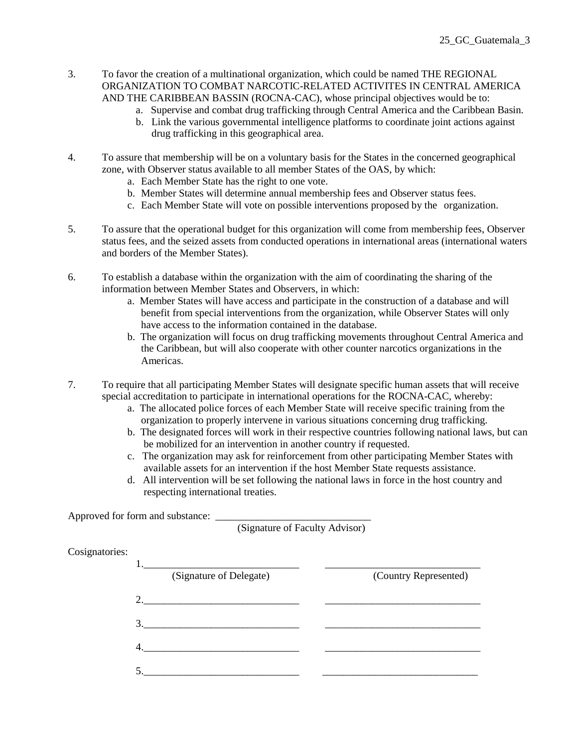3. To favor the creation of a multinational organization, which could be named THE REGIONAL ORGANIZATION TO COMBAT NARCOTIC-RELATED ACTIVITES IN CENTRAL AMERICA AND THE CARIBBEAN BASSIN (ROCNA-CAC), whose principal objectives would be to:
    a. Supervise and combat drug trafficking through Central America and the Caribbean Basin.
    b. Link the various governmental intelligence platforms to coordinate joint actions against drug trafficking in this geographical area.

4. To assure that membership will be on a voluntary basis for the States in the concerned geographical zone, with Observer status available to all member States of the OAS, by which:
    a. Each Member State has the right to one vote.
    b. Member States will determine annual membership fees and Observer status fees.
    c. Each Member State will vote on possible interventions proposed by the organization.

5. To assure that the operational budget for this organization will come from membership fees, Observer status fees, and the seized assets from conducted operations in international areas (international waters and borders of the Member States).

6. To establish a database within the organization with the aim of coordinating the sharing of the information between Member States and Observers, in which:
    a. Member States will have access and participate in the construction of a database and will benefit from special interventions from the organization, while Observer States will only have access to the information contained in the database.
    b. The organization will focus on drug trafficking movements throughout Central America and the Caribbean, but will also cooperate with other counter narcotics organizations in the Americas.

7. To require that all participating Member States will designate specific human assets that will receive special accreditation to participate in international operations for the ROCNA-CAC, whereby:
    a. The allocated police forces of each Member State will receive specific training from the organization to properly intervene in various situations concerning drug trafficking.
    b. The designated forces will work in their respective countries following national laws, but can be mobilized for an intervention in another country if requested.
    c. The organization may ask for reinforcement from other participating Member States with available assets for an intervention if the host Member State requests assistance.
    d. All intervention will be set following the national laws in force in the host country and respecting international treaties.

Approved for form and substance: ______________________________
(Signature of Faculty Advisor)

Cosignatories:

| (Signature of Delegate) | (Country Represented) |
|---|---|
| 1.______________________________ | ______________________________ |
| 2.______________________________ | ______________________________ |
| 3.______________________________ | ______________________________ |
| 4.______________________________ | ______________________________ |
| 5.______________________________ | ______________________________ |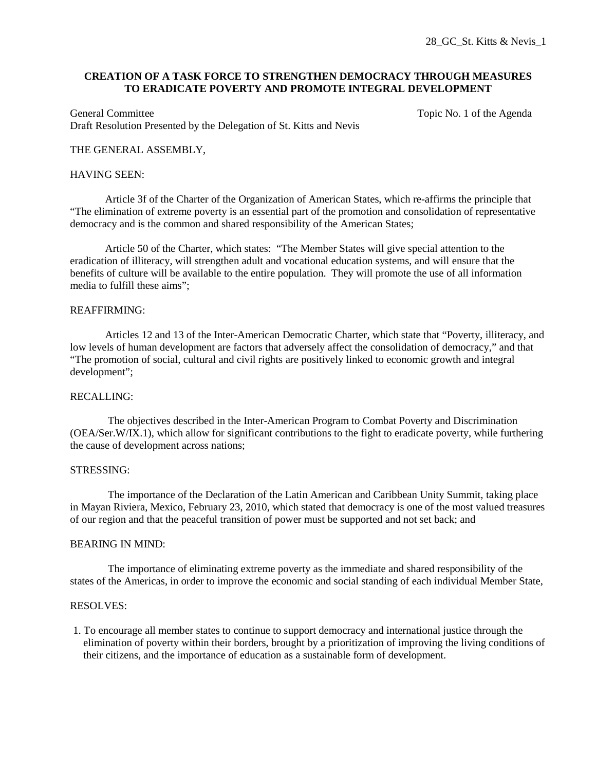28_GC_St. Kitts & Nevis_1

**CREATION OF A TASK FORCE TO STRENGTHEN DEMOCRACY THROUGH MEASURES TO ERADICATE POVERTY AND PROMOTE INTEGRAL DEVELOPMENT**

General Committee — Topic No. 1 of the Agenda

Draft Resolution Presented by the Delegation of St. Kitts and Nevis

THE GENERAL ASSEMBLY,

HAVING SEEN:

Article 3f of the Charter of the Organization of American States, which re-affirms the principle that "The elimination of extreme poverty is an essential part of the promotion and consolidation of representative democracy and is the common and shared responsibility of the American States;

Article 50 of the Charter, which states: "The Member States will give special attention to the eradication of illiteracy, will strengthen adult and vocational education systems, and will ensure that the benefits of culture will be available to the entire population. They will promote the use of all information media to fulfill these aims";

REAFFIRMING:

Articles 12 and 13 of the Inter-American Democratic Charter, which state that "Poverty, illiteracy, and low levels of human development are factors that adversely affect the consolidation of democracy," and that "The promotion of social, cultural and civil rights are positively linked to economic growth and integral development";

RECALLING:

The objectives described in the Inter-American Program to Combat Poverty and Discrimination (OEA/Ser.W/IX.1), which allow for significant contributions to the fight to eradicate poverty, while furthering the cause of development across nations;

STRESSING:

The importance of the Declaration of the Latin American and Caribbean Unity Summit, taking place in Mayan Riviera, Mexico, February 23, 2010, which stated that democracy is one of the most valued treasures of our region and that the peaceful transition of power must be supported and not set back; and

BEARING IN MIND:

The importance of eliminating extreme poverty as the immediate and shared responsibility of the states of the Americas, in order to improve the economic and social standing of each individual Member State,

RESOLVES:

1. To encourage all member states to continue to support democracy and international justice through the elimination of poverty within their borders, brought by a prioritization of improving the living conditions of their citizens, and the importance of education as a sustainable form of development.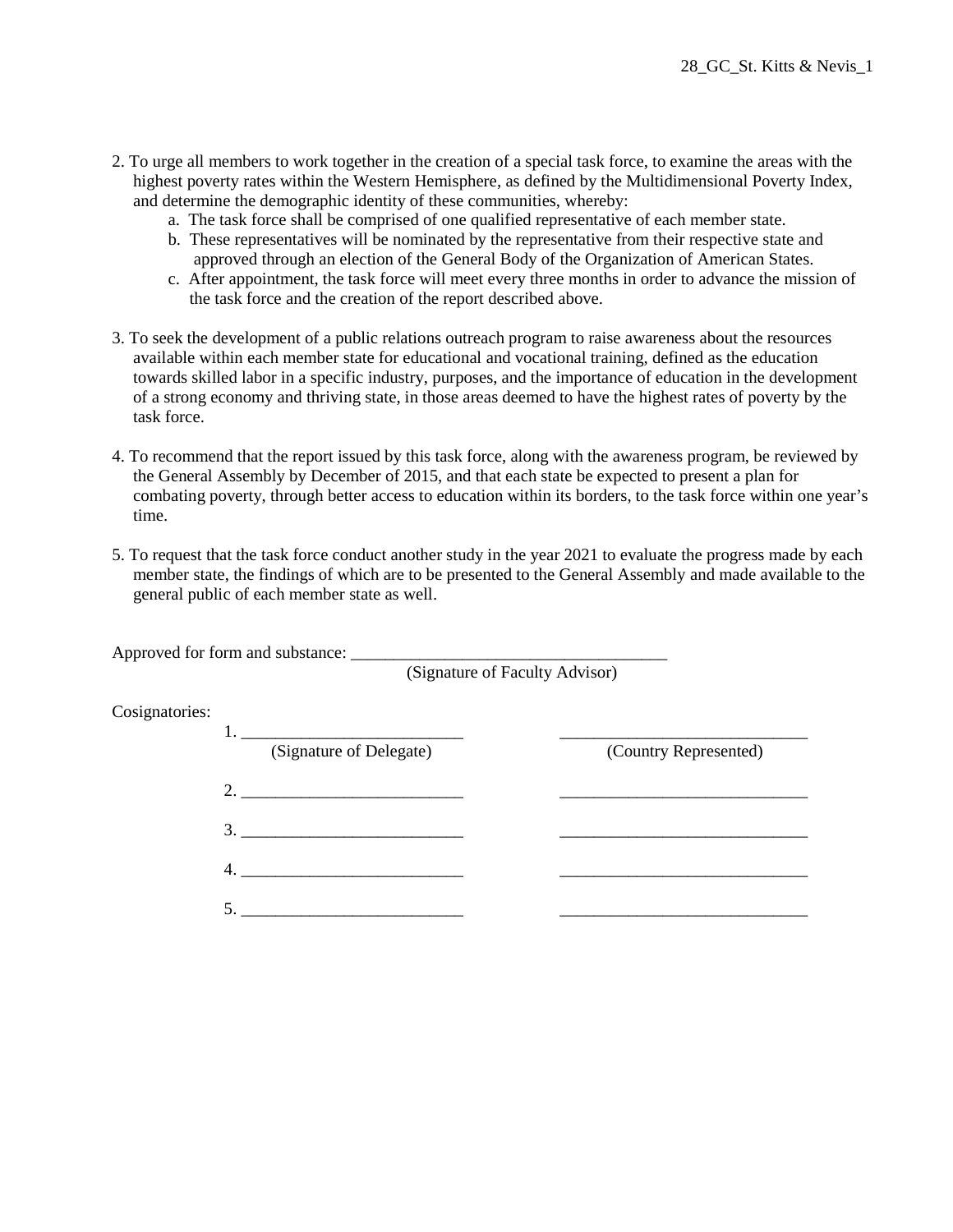28_GC_St. Kitts & Nevis_1

2. To urge all members to work together in the creation of a special task force, to examine the areas with the highest poverty rates within the Western Hemisphere, as defined by the Multidimensional Poverty Index, and determine the demographic identity of these communities, whereby:
   a. The task force shall be comprised of one qualified representative of each member state.
   b. These representatives will be nominated by the representative from their respective state and approved through an election of the General Body of the Organization of American States.
   c. After appointment, the task force will meet every three months in order to advance the mission of the task force and the creation of the report described above.

3. To seek the development of a public relations outreach program to raise awareness about the resources available within each member state for educational and vocational training, defined as the education towards skilled labor in a specific industry, purposes, and the importance of education in the development of a strong economy and thriving state, in those areas deemed to have the highest rates of poverty by the task force.

4. To recommend that the report issued by this task force, along with the awareness program, be reviewed by the General Assembly by December of 2015, and that each state be expected to present a plan for combating poverty, through better access to education within its borders, to the task force within one year's time.

5. To request that the task force conduct another study in the year 2021 to evaluate the progress made by each member state, the findings of which are to be presented to the General Assembly and made available to the general public of each member state as well.

Approved for form and substance: _____________________________________
(Signature of Faculty Advisor)

Cosignatories:

1. _________________________ _____________________________
(Signature of Delegate) (Country Represented)

2. _________________________ _____________________________

3. _________________________ _____________________________

4. _________________________ _____________________________

5. _________________________ _____________________________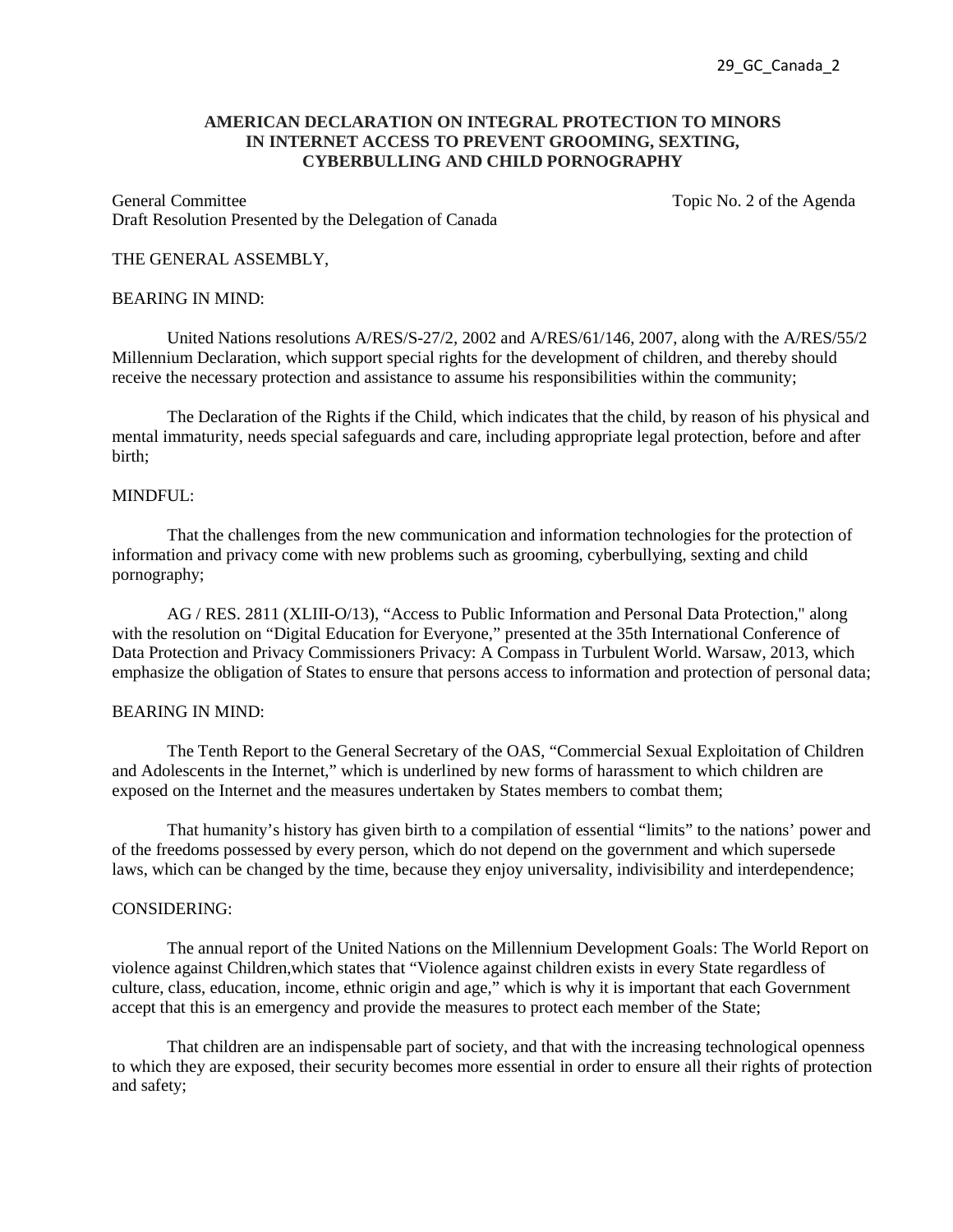29_GC_Canada_2

**AMERICAN DECLARATION ON INTEGRAL PROTECTION TO MINORS IN INTERNET ACCESS TO PREVENT GROOMING, SEXTING, CYBERBULLING AND CHILD PORNOGRAPHY**

General Committee — Topic No. 2 of the Agenda
Draft Resolution Presented by the Delegation of Canada

THE GENERAL ASSEMBLY,

BEARING IN MIND:

United Nations resolutions A/RES/S-27/2, 2002 and A/RES/61/146, 2007, along with the A/RES/55/2 Millennium Declaration, which support special rights for the development of children, and thereby should receive the necessary protection and assistance to assume his responsibilities within the community;

The Declaration of the Rights if the Child, which indicates that the child, by reason of his physical and mental immaturity, needs special safeguards and care, including appropriate legal protection, before and after birth;

MINDFUL:

That the challenges from the new communication and information technologies for the protection of information and privacy come with new problems such as grooming, cyberbullying, sexting and child pornography;

AG / RES. 2811 (XLIII-O/13), "Access to Public Information and Personal Data Protection," along with the resolution on "Digital Education for Everyone," presented at the 35th International Conference of Data Protection and Privacy Commissioners Privacy: A Compass in Turbulent World. Warsaw, 2013, which emphasize the obligation of States to ensure that persons access to information and protection of personal data;

BEARING IN MIND:

The Tenth Report to the General Secretary of the OAS, "Commercial Sexual Exploitation of Children and Adolescents in the Internet," which is underlined by new forms of harassment to which children are exposed on the Internet and the measures undertaken by States members to combat them;

That humanity's history has given birth to a compilation of essential "limits" to the nations' power and of the freedoms possessed by every person, which do not depend on the government and which supersede laws, which can be changed by the time, because they enjoy universality, indivisibility and interdependence;

CONSIDERING:

The annual report of the United Nations on the Millennium Development Goals: The World Report on violence against Children,which states that "Violence against children exists in every State regardless of culture, class, education, income, ethnic origin and age," which is why it is important that each Government accept that this is an emergency and provide the measures to protect each member of the State;

That children are an indispensable part of society, and that with the increasing technological openness to which they are exposed, their security becomes more essential in order to ensure all their rights of protection and safety;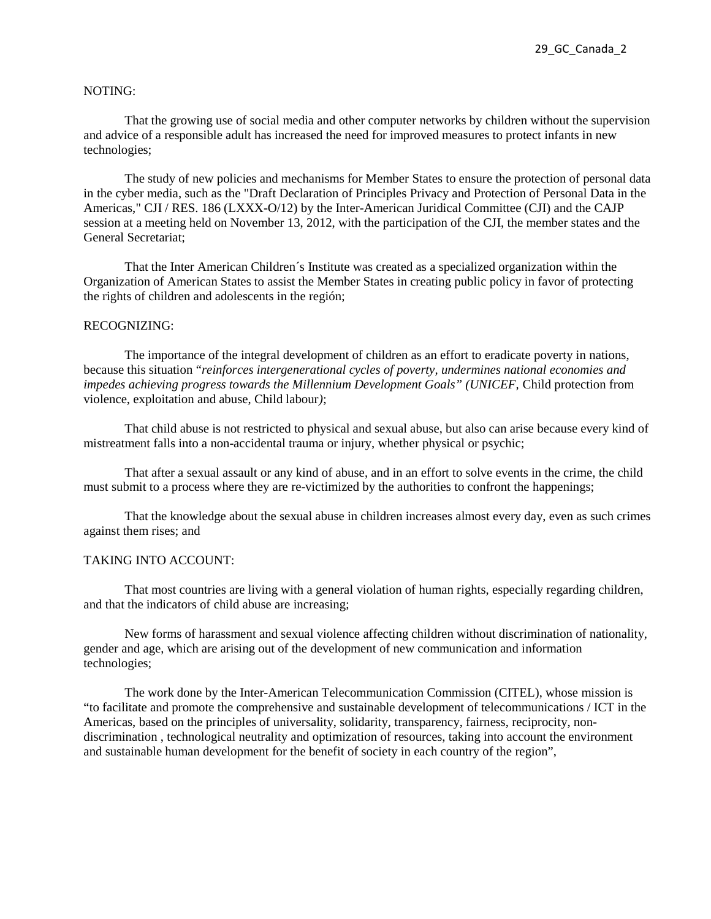NOTING:

That the growing use of social media and other computer networks by children without the supervision and advice of a responsible adult has increased the need for improved measures to protect infants in new technologies;

The study of new policies and mechanisms for Member States to ensure the protection of personal data in the cyber media, such as the "Draft Declaration of Principles Privacy and Protection of Personal Data in the Americas," CJI / RES. 186 (LXXX-O/12) by the Inter-American Juridical Committee (CJI) and the CAJP session at a meeting held on November 13, 2012, with the participation of the CJI, the member states and the General Secretariat;

That the Inter American Children´s Institute was created as a specialized organization within the Organization of American States to assist the Member States in creating public policy in favor of protecting the rights of children and adolescents in the región;

RECOGNIZING:

The importance of the integral development of children as an effort to eradicate poverty in nations, because this situation "*reinforces intergenerational cycles of poverty, undermines national economies and impedes achieving progress towards the Millennium Development Goals" (UNICEF,* Child protection from violence, exploitation and abuse, Child labour*)*;

That child abuse is not restricted to physical and sexual abuse, but also can arise because every kind of mistreatment falls into a non-accidental trauma or injury, whether physical or psychic;

That after a sexual assault or any kind of abuse, and in an effort to solve events in the crime, the child must submit to a process where they are re-victimized by the authorities to confront the happenings;

That the knowledge about the sexual abuse in children increases almost every day, even as such crimes against them rises; and

TAKING INTO ACCOUNT:

That most countries are living with a general violation of human rights, especially regarding children, and that the indicators of child abuse are increasing;

New forms of harassment and sexual violence affecting children without discrimination of nationality, gender and age, which are arising out of the development of new communication and information technologies;

The work done by the Inter-American Telecommunication Commission (CITEL), whose mission is "to facilitate and promote the comprehensive and sustainable development of telecommunications / ICT in the Americas, based on the principles of universality, solidarity, transparency, fairness, reciprocity, non-discrimination , technological neutrality and optimization of resources, taking into account the environment and sustainable human development for the benefit of society in each country of the region",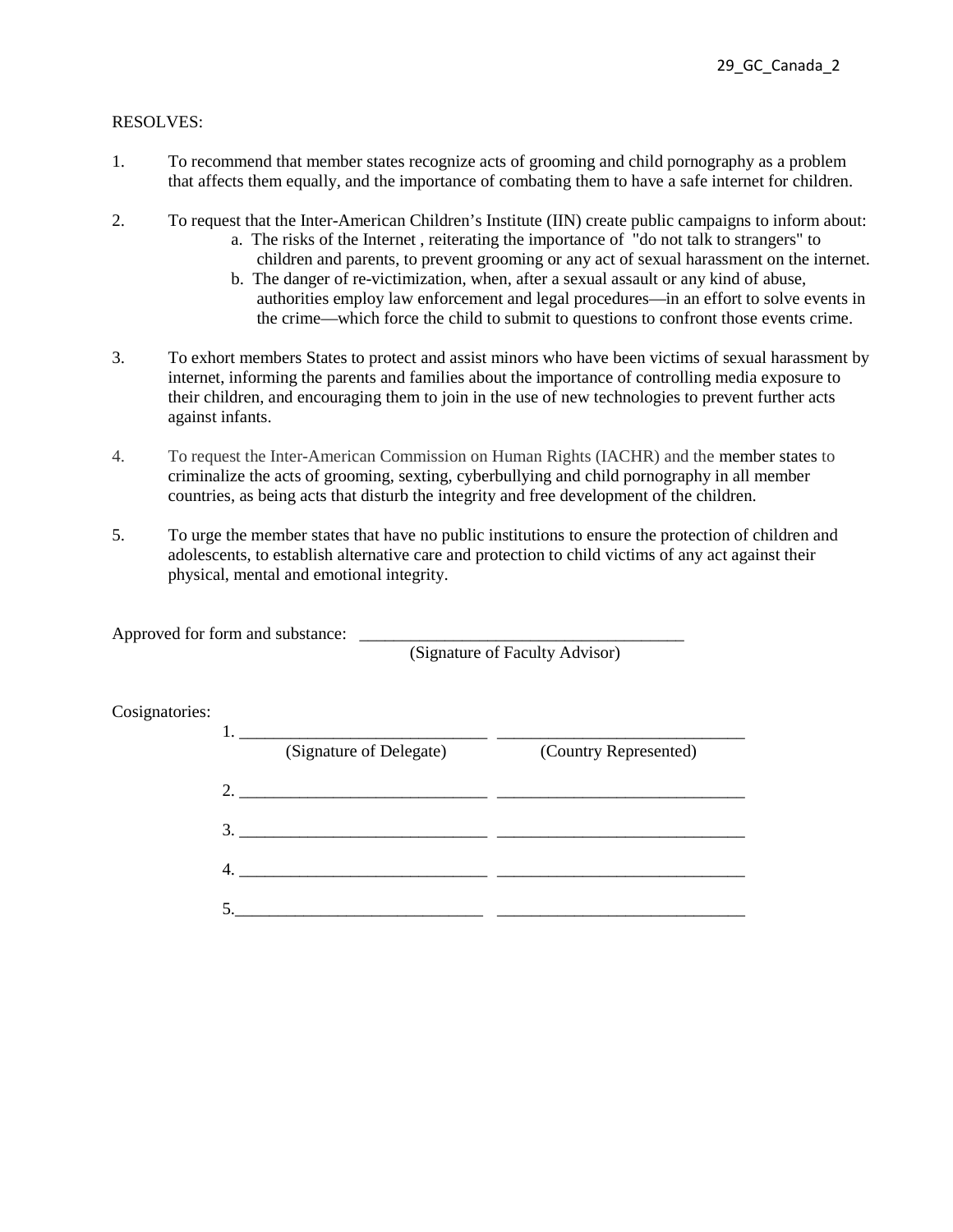29_GC_Canada_2

RESOLVES:

1. To recommend that member states recognize acts of grooming and child pornography as a problem that affects them equally, and the importance of combating them to have a safe internet for children.

2. To request that the Inter-American Children's Institute (IIN) create public campaigns to inform about:
   a. The risks of the Internet , reiterating the importance of "do not talk to strangers" to children and parents, to prevent grooming or any act of sexual harassment on the internet.
   b. The danger of re-victimization, when, after a sexual assault or any kind of abuse, authorities employ law enforcement and legal procedures—in an effort to solve events in the crime—which force the child to submit to questions to confront those events crime.

3. To exhort members States to protect and assist minors who have been victims of sexual harassment by internet, informing the parents and families about the importance of controlling media exposure to their children, and encouraging them to join in the use of new technologies to prevent further acts against infants.

4. To request the Inter-American Commission on Human Rights (IACHR) and the member states to criminalize the acts of grooming, sexting, cyberbullying and child pornography in all member countries, as being acts that disturb the integrity and free development of the children.

5. To urge the member states that have no public institutions to ensure the protection of children and adolescents, to establish alternative care and protection to child victims of any act against their physical, mental and emotional integrity.

Approved for form and substance: ______________________________________
(Signature of Faculty Advisor)

Cosignatories:

| | (Signature of Delegate) | (Country Represented) |
|---|---|---|
| 1. | ____________________________ | ____________________________ |
| 2. | ____________________________ | ____________________________ |
| 3. | ____________________________ | ____________________________ |
| 4. | ____________________________ | ____________________________ |
| 5. | ____________________________ | ____________________________ |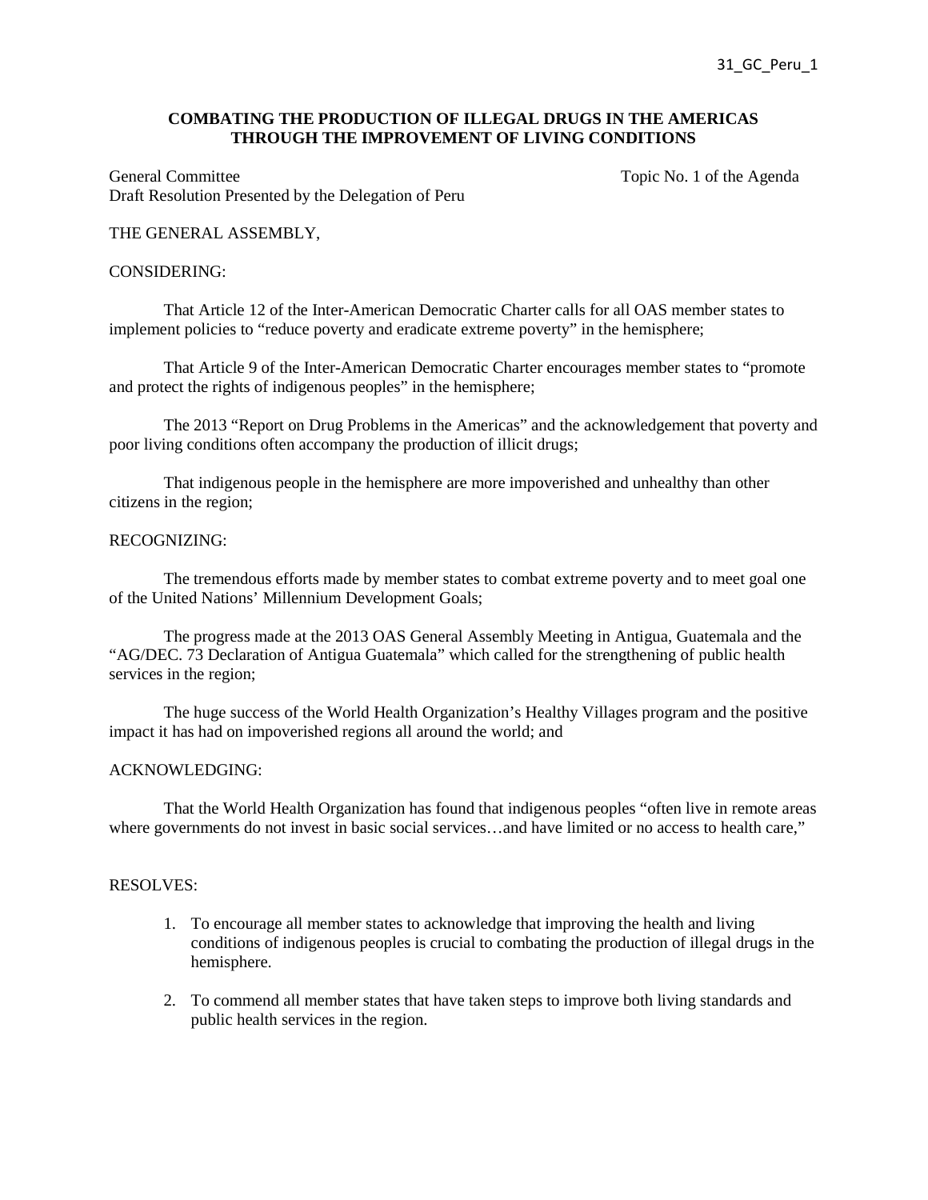31_GC_Peru_1

**COMBATING THE PRODUCTION OF ILLEGAL DRUGS IN THE AMERICAS THROUGH THE IMPROVEMENT OF LIVING CONDITIONS**

General Committee — Topic No. 1 of the Agenda
Draft Resolution Presented by the Delegation of Peru

THE GENERAL ASSEMBLY,

CONSIDERING:

That Article 12 of the Inter-American Democratic Charter calls for all OAS member states to implement policies to "reduce poverty and eradicate extreme poverty" in the hemisphere;

That Article 9 of the Inter-American Democratic Charter encourages member states to "promote and protect the rights of indigenous peoples" in the hemisphere;

The 2013 "Report on Drug Problems in the Americas" and the acknowledgement that poverty and poor living conditions often accompany the production of illicit drugs;

That indigenous people in the hemisphere are more impoverished and unhealthy than other citizens in the region;

RECOGNIZING:

The tremendous efforts made by member states to combat extreme poverty and to meet goal one of the United Nations' Millennium Development Goals;

The progress made at the 2013 OAS General Assembly Meeting in Antigua, Guatemala and the "AG/DEC. 73 Declaration of Antigua Guatemala" which called for the strengthening of public health services in the region;

The huge success of the World Health Organization's Healthy Villages program and the positive impact it has had on impoverished regions all around the world; and

ACKNOWLEDGING:

That the World Health Organization has found that indigenous peoples "often live in remote areas where governments do not invest in basic social services…and have limited or no access to health care,"

RESOLVES:

1. To encourage all member states to acknowledge that improving the health and living conditions of indigenous peoples is crucial to combating the production of illegal drugs in the hemisphere.

2. To commend all member states that have taken steps to improve both living standards and public health services in the region.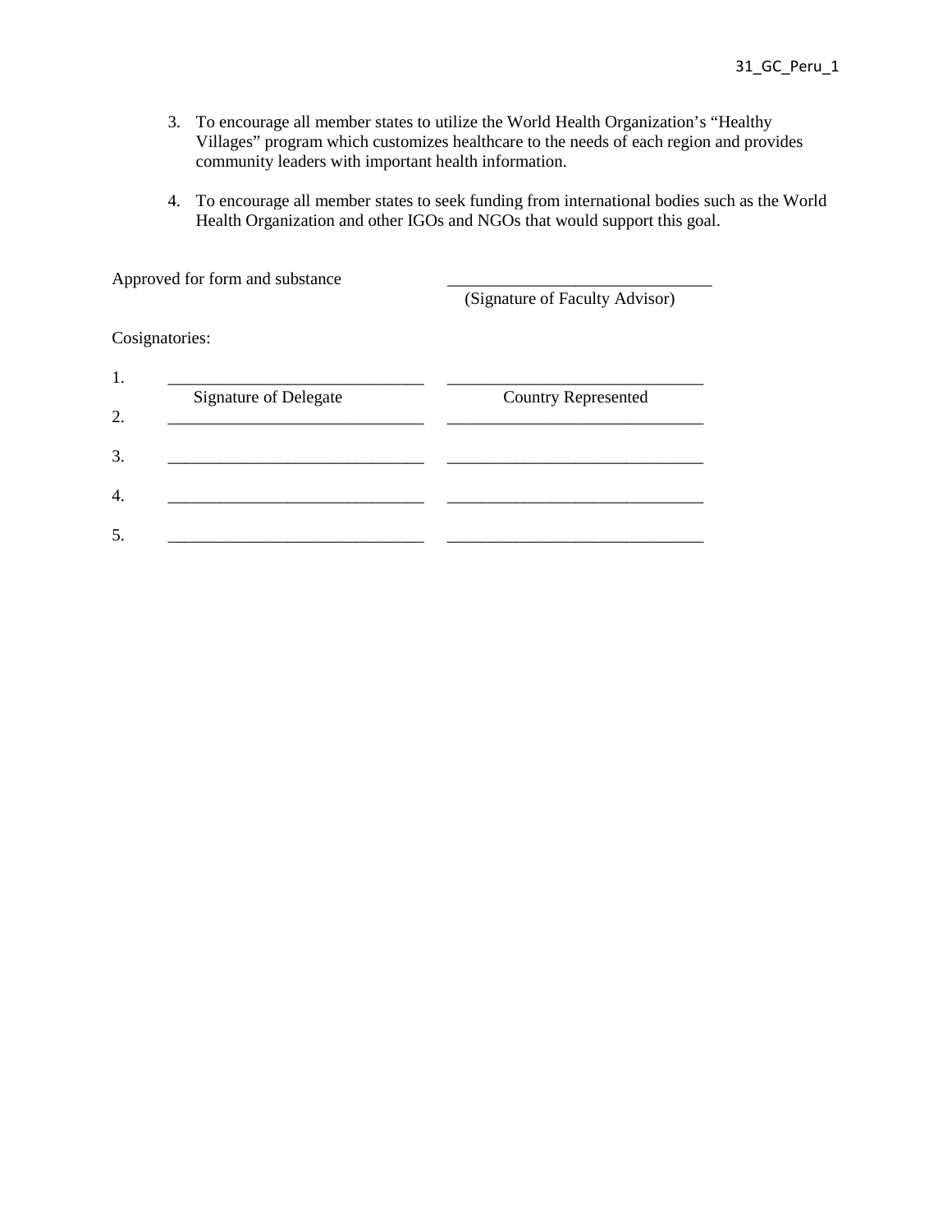3. To encourage all member states to utilize the World Health Organization's "Healthy Villages" program which customizes healthcare to the needs of each region and provides community leaders with important health information.

4. To encourage all member states to seek funding from international bodies such as the World Health Organization and other IGOs and NGOs that would support this goal.

Approved for form and substance ______________________________
(Signature of Faculty Advisor)

Cosignatories:

| | Signature of Delegate | Country Represented |
|---|---|---|
| 1. | ______________________________ | ______________________________ |
| 2. | ______________________________ | ______________________________ |
| 3. | ______________________________ | ______________________________ |
| 4. | ______________________________ | ______________________________ |
| 5. | ______________________________ | ______________________________ |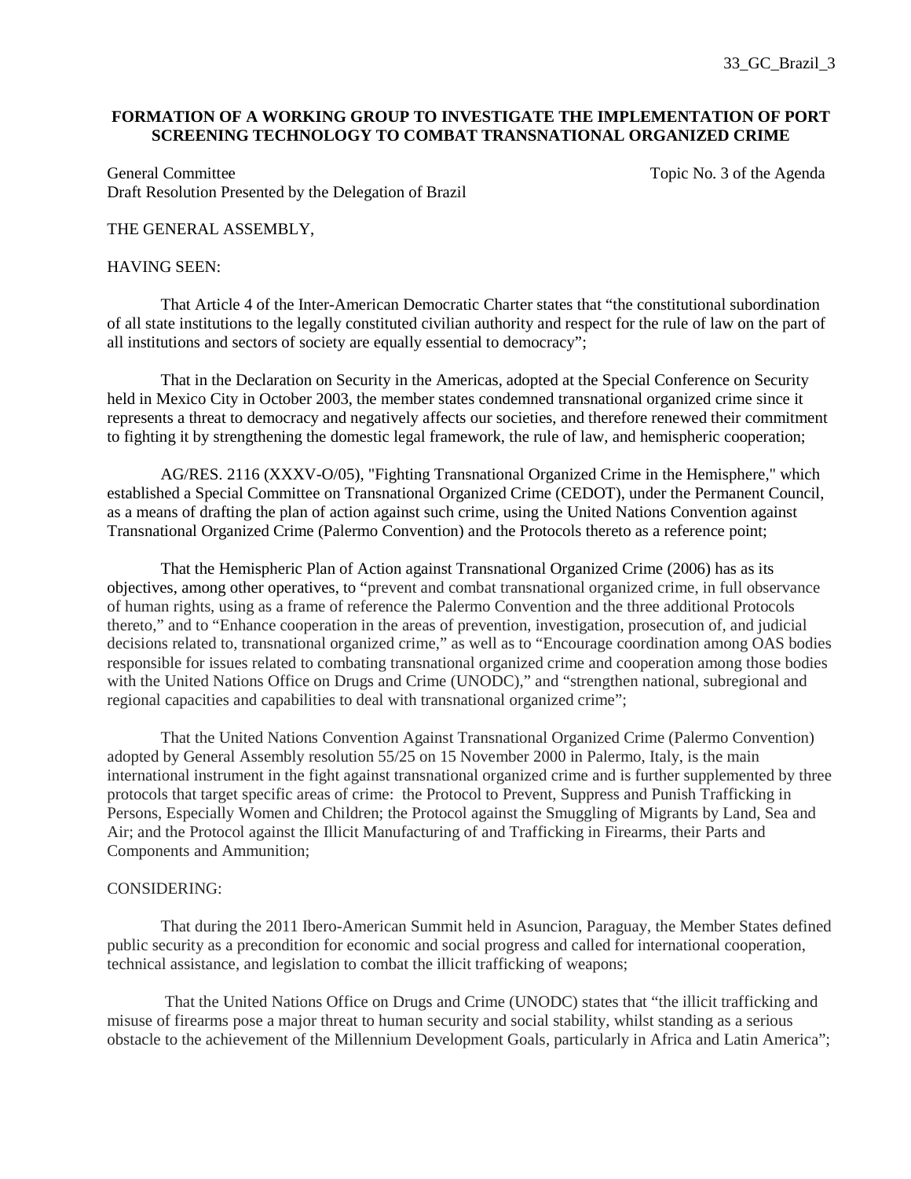33_GC_Brazil_3

**FORMATION OF A WORKING GROUP TO INVESTIGATE THE IMPLEMENTATION OF PORT SCREENING TECHNOLOGY TO COMBAT TRANSNATIONAL ORGANIZED CRIME**

General Committee — Topic No. 3 of the Agenda
Draft Resolution Presented by the Delegation of Brazil

THE GENERAL ASSEMBLY,

HAVING SEEN:

That Article 4 of the Inter-American Democratic Charter states that "the constitutional subordination of all state institutions to the legally constituted civilian authority and respect for the rule of law on the part of all institutions and sectors of society are equally essential to democracy";

That in the Declaration on Security in the Americas, adopted at the Special Conference on Security held in Mexico City in October 2003, the member states condemned transnational organized crime since it represents a threat to democracy and negatively affects our societies, and therefore renewed their commitment to fighting it by strengthening the domestic legal framework, the rule of law, and hemispheric cooperation;

AG/RES. 2116 (XXXV-O/05), "Fighting Transnational Organized Crime in the Hemisphere," which established a Special Committee on Transnational Organized Crime (CEDOT), under the Permanent Council, as a means of drafting the plan of action against such crime, using the United Nations Convention against Transnational Organized Crime (Palermo Convention) and the Protocols thereto as a reference point;

That the Hemispheric Plan of Action against Transnational Organized Crime (2006) has as its objectives, among other operatives, to "prevent and combat transnational organized crime, in full observance of human rights, using as a frame of reference the Palermo Convention and the three additional Protocols thereto," and to "Enhance cooperation in the areas of prevention, investigation, prosecution of, and judicial decisions related to, transnational organized crime," as well as to "Encourage coordination among OAS bodies responsible for issues related to combating transnational organized crime and cooperation among those bodies with the United Nations Office on Drugs and Crime (UNODC)," and "strengthen national, subregional and regional capacities and capabilities to deal with transnational organized crime";

That the United Nations Convention Against Transnational Organized Crime (Palermo Convention) adopted by General Assembly resolution 55/25 on 15 November 2000 in Palermo, Italy, is the main international instrument in the fight against transnational organized crime and is further supplemented by three protocols that target specific areas of crime: the Protocol to Prevent, Suppress and Punish Trafficking in Persons, Especially Women and Children; the Protocol against the Smuggling of Migrants by Land, Sea and Air; and the Protocol against the Illicit Manufacturing of and Trafficking in Firearms, their Parts and Components and Ammunition;

CONSIDERING:

That during the 2011 Ibero-American Summit held in Asuncion, Paraguay, the Member States defined public security as a precondition for economic and social progress and called for international cooperation, technical assistance, and legislation to combat the illicit trafficking of weapons;

That the United Nations Office on Drugs and Crime (UNODC) states that "the illicit trafficking and misuse of firearms pose a major threat to human security and social stability, whilst standing as a serious obstacle to the achievement of the Millennium Development Goals, particularly in Africa and Latin America";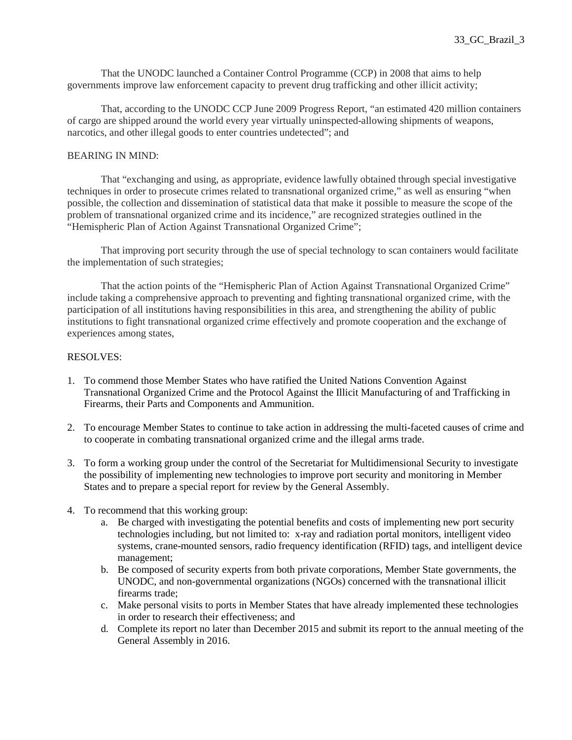That the UNODC launched a Container Control Programme (CCP) in 2008 that aims to help governments improve law enforcement capacity to prevent drug trafficking and other illicit activity;

That, according to the UNODC CCP June 2009 Progress Report, "an estimated 420 million containers of cargo are shipped around the world every year virtually uninspected-allowing shipments of weapons, narcotics, and other illegal goods to enter countries undetected"; and

BEARING IN MIND:

That "exchanging and using, as appropriate, evidence lawfully obtained through special investigative techniques in order to prosecute crimes related to transnational organized crime," as well as ensuring "when possible, the collection and dissemination of statistical data that make it possible to measure the scope of the problem of transnational organized crime and its incidence," are recognized strategies outlined in the "Hemispheric Plan of Action Against Transnational Organized Crime";

That improving port security through the use of special technology to scan containers would facilitate the implementation of such strategies;

That the action points of the "Hemispheric Plan of Action Against Transnational Organized Crime" include taking a comprehensive approach to preventing and fighting transnational organized crime, with the participation of all institutions having responsibilities in this area, and strengthening the ability of public institutions to fight transnational organized crime effectively and promote cooperation and the exchange of experiences among states,

RESOLVES:

1. To commend those Member States who have ratified the United Nations Convention Against Transnational Organized Crime and the Protocol Against the Illicit Manufacturing of and Trafficking in Firearms, their Parts and Components and Ammunition.

2. To encourage Member States to continue to take action in addressing the multi-faceted causes of crime and to cooperate in combating transnational organized crime and the illegal arms trade.

3. To form a working group under the control of the Secretariat for Multidimensional Security to investigate the possibility of implementing new technologies to improve port security and monitoring in Member States and to prepare a special report for review by the General Assembly.

4. To recommend that this working group:
   a. Be charged with investigating the potential benefits and costs of implementing new port security technologies including, but not limited to: x-ray and radiation portal monitors, intelligent video systems, crane-mounted sensors, radio frequency identification (RFID) tags, and intelligent device management;
   b. Be composed of security experts from both private corporations, Member State governments, the UNODC, and non-governmental organizations (NGOs) concerned with the transnational illicit firearms trade;
   c. Make personal visits to ports in Member States that have already implemented these technologies in order to research their effectiveness; and
   d. Complete its report no later than December 2015 and submit its report to the annual meeting of the General Assembly in 2016.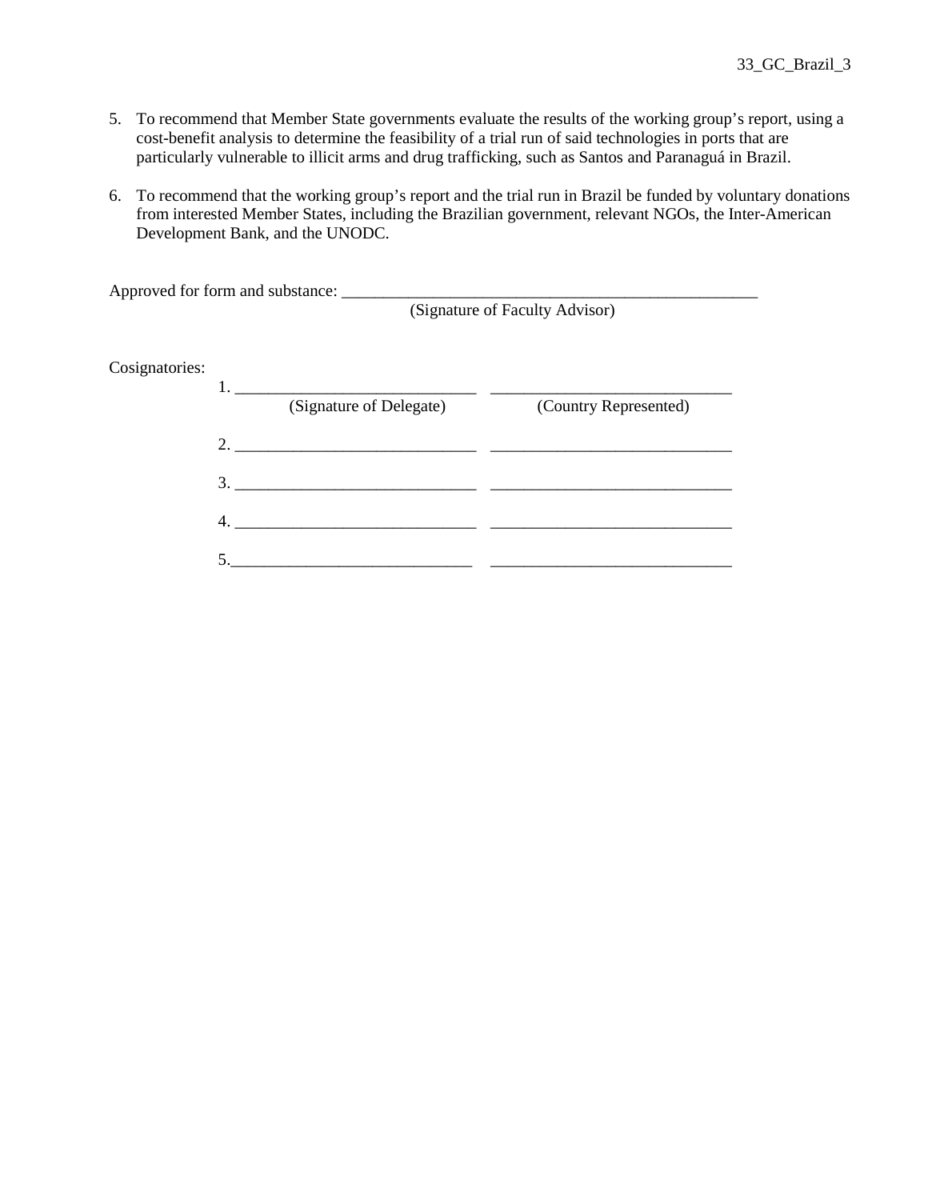5. To recommend that Member State governments evaluate the results of the working group's report, using a cost-benefit analysis to determine the feasibility of a trial run of said technologies in ports that are particularly vulnerable to illicit arms and drug trafficking, such as Santos and Paranaguá in Brazil.

6. To recommend that the working group's report and the trial run in Brazil be funded by voluntary donations from interested Member States, including the Brazilian government, relevant NGOs, the Inter-American Development Bank, and the UNODC.

Approved for form and substance: ____________________________________________________
(Signature of Faculty Advisor)

Cosignatories:

1. _____________________________ _____________________________
(Signature of Delegate) (Country Represented)

2. _____________________________ _____________________________

3. _____________________________ _____________________________

4. _____________________________ _____________________________

5. _____________________________ _____________________________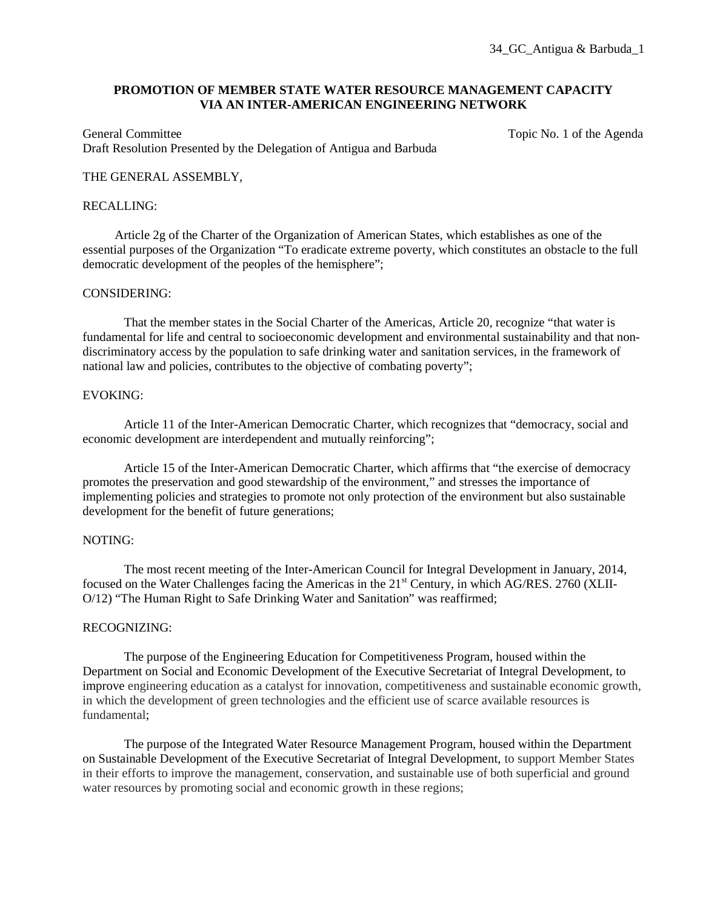34_GC_Antigua & Barbuda_1

**PROMOTION OF MEMBER STATE WATER RESOURCE MANAGEMENT CAPACITY VIA AN INTER-AMERICAN ENGINEERING NETWORK**

General Committee — Topic No. 1 of the Agenda

Draft Resolution Presented by the Delegation of Antigua and Barbuda

THE GENERAL ASSEMBLY,

RECALLING:

Article 2g of the Charter of the Organization of American States, which establishes as one of the essential purposes of the Organization "To eradicate extreme poverty, which constitutes an obstacle to the full democratic development of the peoples of the hemisphere";

CONSIDERING:

That the member states in the Social Charter of the Americas, Article 20, recognize "that water is fundamental for life and central to socioeconomic development and environmental sustainability and that non-discriminatory access by the population to safe drinking water and sanitation services, in the framework of national law and policies, contributes to the objective of combating poverty";

EVOKING:

Article 11 of the Inter-American Democratic Charter, which recognizes that "democracy, social and economic development are interdependent and mutually reinforcing";

Article 15 of the Inter-American Democratic Charter, which affirms that "the exercise of democracy promotes the preservation and good stewardship of the environment," and stresses the importance of implementing policies and strategies to promote not only protection of the environment but also sustainable development for the benefit of future generations;

NOTING:

The most recent meeting of the Inter-American Council for Integral Development in January, 2014, focused on the Water Challenges facing the Americas in the 21st Century, in which AG/RES. 2760 (XLII-O/12) "The Human Right to Safe Drinking Water and Sanitation" was reaffirmed;

RECOGNIZING:

The purpose of the Engineering Education for Competitiveness Program, housed within the Department on Social and Economic Development of the Executive Secretariat of Integral Development, to improve engineering education as a catalyst for innovation, competitiveness and sustainable economic growth, in which the development of green technologies and the efficient use of scarce available resources is fundamental;

The purpose of the Integrated Water Resource Management Program, housed within the Department on Sustainable Development of the Executive Secretariat of Integral Development, to support Member States in their efforts to improve the management, conservation, and sustainable use of both superficial and ground water resources by promoting social and economic growth in these regions;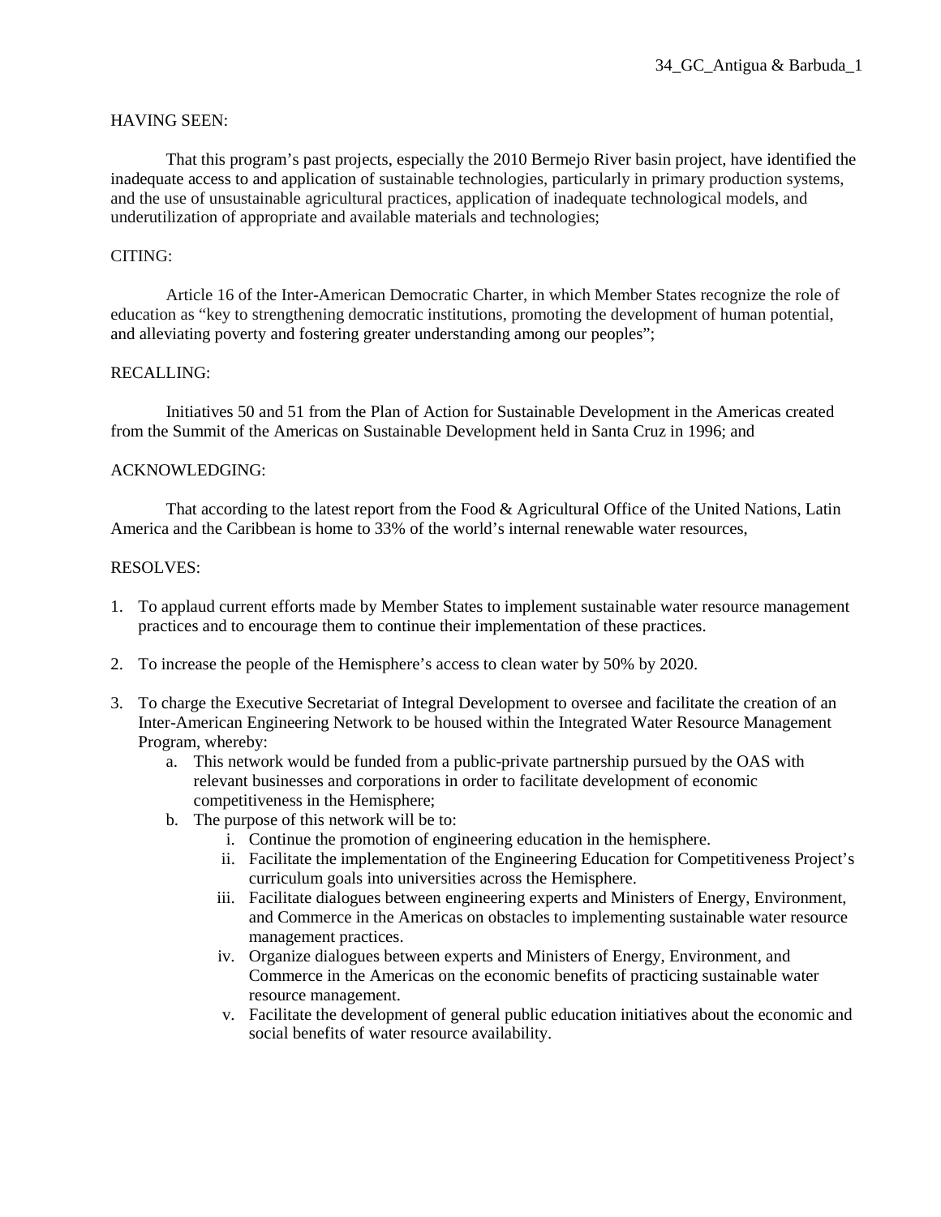34_GC_Antigua & Barbuda_1

HAVING SEEN:

That this program's past projects, especially the 2010 Bermejo River basin project, have identified the inadequate access to and application of sustainable technologies, particularly in primary production systems, and the use of unsustainable agricultural practices, application of inadequate technological models, and underutilization of appropriate and available materials and technologies;

CITING:

Article 16 of the Inter-American Democratic Charter, in which Member States recognize the role of education as "key to strengthening democratic institutions, promoting the development of human potential, and alleviating poverty and fostering greater understanding among our peoples";

RECALLING:

Initiatives 50 and 51 from the Plan of Action for Sustainable Development in the Americas created from the Summit of the Americas on Sustainable Development held in Santa Cruz in 1996; and

ACKNOWLEDGING:

That according to the latest report from the Food & Agricultural Office of the United Nations, Latin America and the Caribbean is home to 33% of the world's internal renewable water resources,

RESOLVES:

1. To applaud current efforts made by Member States to implement sustainable water resource management practices and to encourage them to continue their implementation of these practices.

2. To increase the people of the Hemisphere's access to clean water by 50% by 2020.

3. To charge the Executive Secretariat of Integral Development to oversee and facilitate the creation of an Inter-American Engineering Network to be housed within the Integrated Water Resource Management Program, whereby:
   a. This network would be funded from a public-private partnership pursued by the OAS with relevant businesses and corporations in order to facilitate development of economic competitiveness in the Hemisphere;
   b. The purpose of this network will be to:
      i. Continue the promotion of engineering education in the hemisphere.
      ii. Facilitate the implementation of the Engineering Education for Competitiveness Project's curriculum goals into universities across the Hemisphere.
      iii. Facilitate dialogues between engineering experts and Ministers of Energy, Environment, and Commerce in the Americas on obstacles to implementing sustainable water resource management practices.
      iv. Organize dialogues between experts and Ministers of Energy, Environment, and Commerce in the Americas on the economic benefits of practicing sustainable water resource management.
      v. Facilitate the development of general public education initiatives about the economic and social benefits of water resource availability.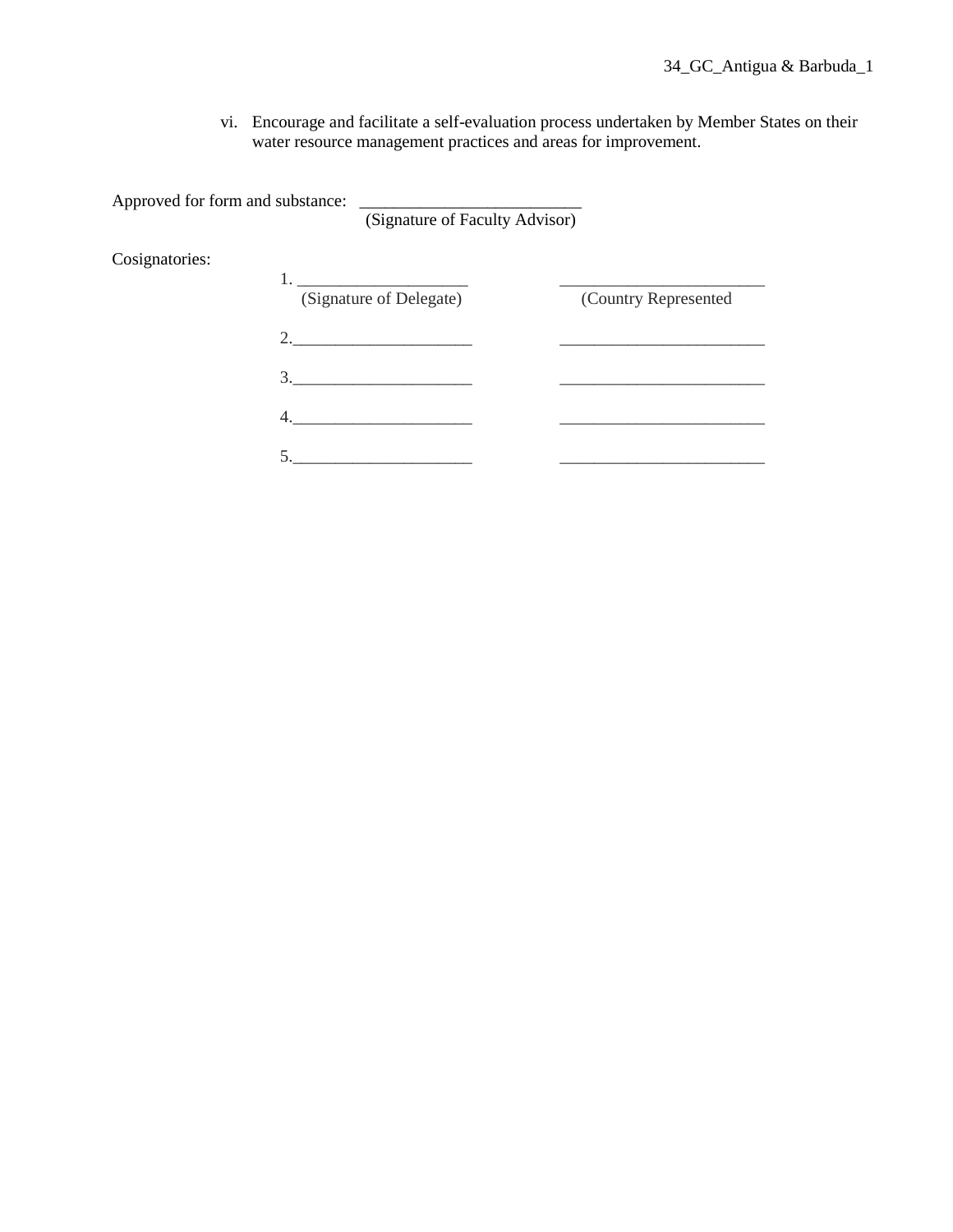vi. Encourage and facilitate a self-evaluation process undertaken by Member States on their water resource management practices and areas for improvement.

Approved for form and substance: ___________________________
(Signature of Faculty Advisor)

Cosignatories:

| (Signature of Delegate) | (Country Represented |
|---|---|
| 1. ____________________ | ________________________ |
| 2. ____________________ | ________________________ |
| 3. ____________________ | ________________________ |
| 4. ____________________ | ________________________ |
| 5. ____________________ | ________________________ |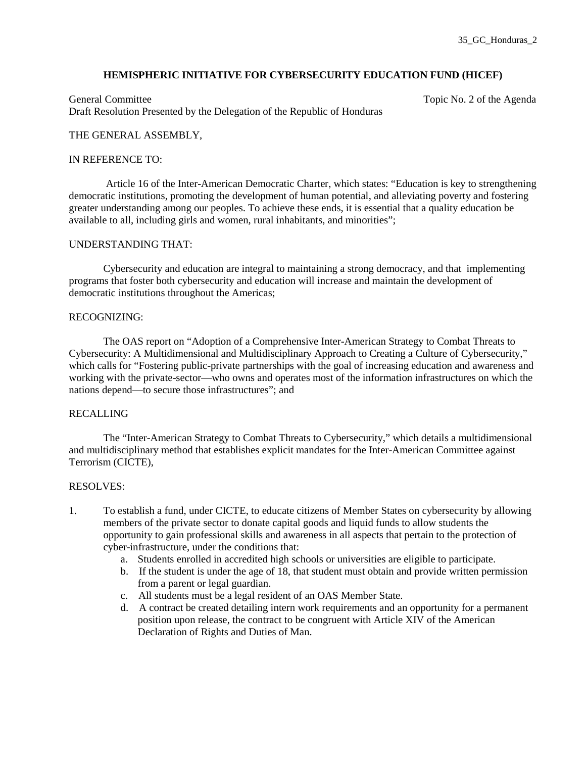35_GC_Honduras_2

# HEMISPHERIC INITIATIVE FOR CYBERSECURITY EDUCATION FUND (HICEF)

General Committee Topic No. 2 of the Agenda
Draft Resolution Presented by the Delegation of the Republic of Honduras

THE GENERAL ASSEMBLY,

IN REFERENCE TO:

Article 16 of the Inter-American Democratic Charter, which states: "Education is key to strengthening democratic institutions, promoting the development of human potential, and alleviating poverty and fostering greater understanding among our peoples. To achieve these ends, it is essential that a quality education be available to all, including girls and women, rural inhabitants, and minorities";

UNDERSTANDING THAT:

Cybersecurity and education are integral to maintaining a strong democracy, and that implementing programs that foster both cybersecurity and education will increase and maintain the development of democratic institutions throughout the Americas;

RECOGNIZING:

The OAS report on "Adoption of a Comprehensive Inter-American Strategy to Combat Threats to Cybersecurity: A Multidimensional and Multidisciplinary Approach to Creating a Culture of Cybersecurity," which calls for "Fostering public-private partnerships with the goal of increasing education and awareness and working with the private-sector—who owns and operates most of the information infrastructures on which the nations depend—to secure those infrastructures"; and

RECALLING

The "Inter-American Strategy to Combat Threats to Cybersecurity," which details a multidimensional and multidisciplinary method that establishes explicit mandates for the Inter-American Committee against Terrorism (CICTE),

RESOLVES:

1. To establish a fund, under CICTE, to educate citizens of Member States on cybersecurity by allowing members of the private sector to donate capital goods and liquid funds to allow students the opportunity to gain professional skills and awareness in all aspects that pertain to the protection of cyber-infrastructure, under the conditions that:
   a. Students enrolled in accredited high schools or universities are eligible to participate.
   b. If the student is under the age of 18, that student must obtain and provide written permission from a parent or legal guardian.
   c. All students must be a legal resident of an OAS Member State.
   d. A contract be created detailing intern work requirements and an opportunity for a permanent position upon release, the contract to be congruent with Article XIV of the American Declaration of Rights and Duties of Man.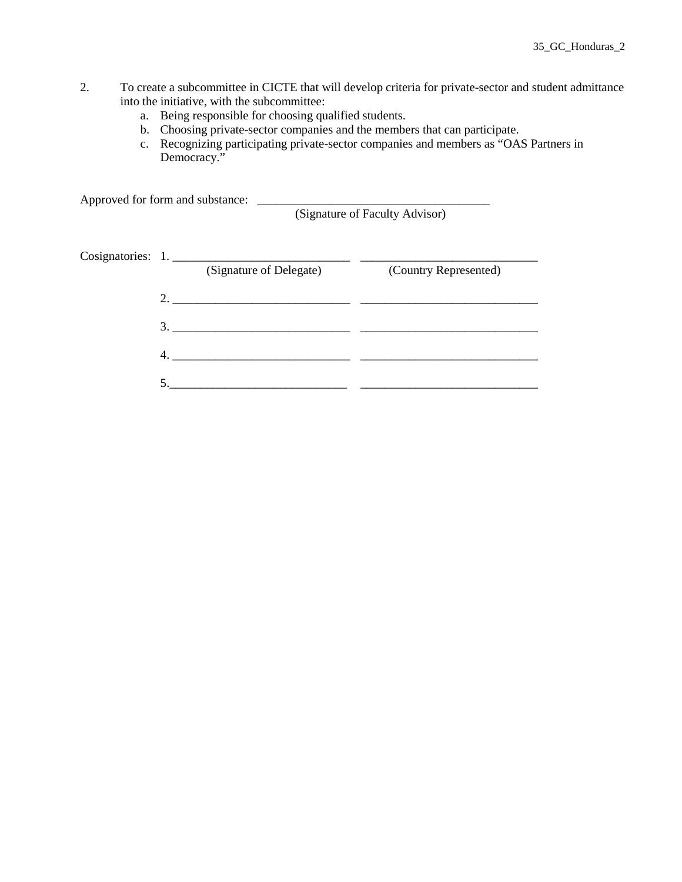2. To create a subcommittee in CICTE that will develop criteria for private-sector and student admittance into the initiative, with the subcommittee:
    a. Being responsible for choosing qualified students.
    b. Choosing private-sector companies and the members that can participate.
    c. Recognizing participating private-sector companies and members as "OAS Partners in Democracy."

Approved for form and substance: ______________________________________
(Signature of Faculty Advisor)

Cosignatories:

1. ____________________________ ____________________________
(Signature of Delegate) (Country Represented)

2. ____________________________ ____________________________

3. ____________________________ ____________________________

4. ____________________________ ____________________________

5. ____________________________ ____________________________